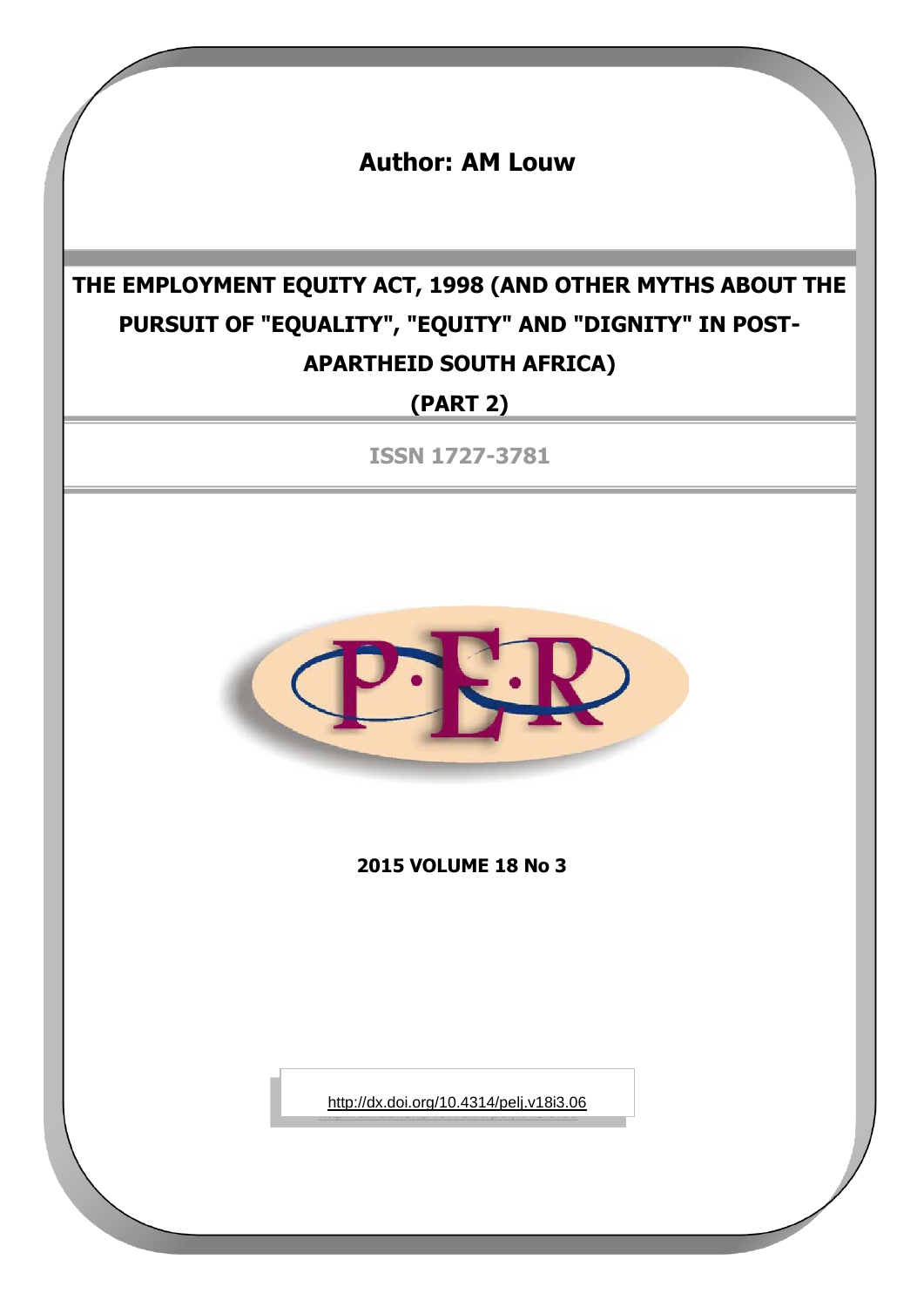**Author: AM Louw**

# THE EMPLOYMENT EQUITY ACT, 1998 (AND OTHER MYTHS ABOUT THE PURSUIT OF "EQUALITY", "EQUITY" AND "DIGNITY" IN POST-APARTHEID SOUTH AFRICA)

## (PART 2)

**ISSN 1727-3781**

**2015 VOLUME 18 No 3**

http://dx.doi.org/10.4314/pelj.v18i3.06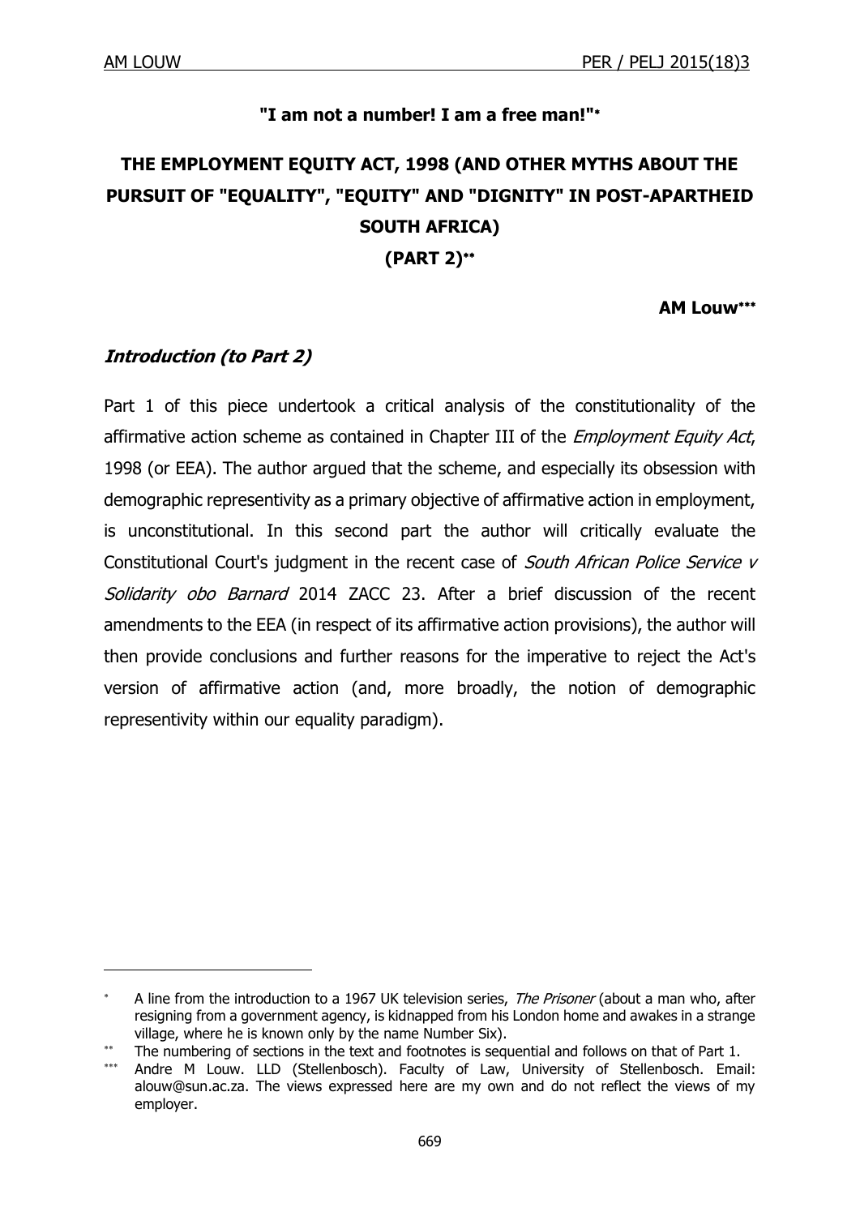**"I am not a number! I am a free man!"***

# THE EMPLOYMENT EQUITY ACT, 1998 (AND OTHER MYTHS ABOUT THE PURSUIT OF "EQUALITY", "EQUITY" AND "DIGNITY" IN POST-APARTHEID SOUTH AFRICA) (PART 2)**

**AM Louw*****

## *Introduction (to Part 2)*

Part 1 of this piece undertook a critical analysis of the constitutionality of the affirmative action scheme as contained in Chapter III of the *Employment Equity Act*, 1998 (or EEA). The author argued that the scheme, and especially its obsession with demographic representivity as a primary objective of affirmative action in employment, is unconstitutional. In this second part the author will critically evaluate the Constitutional Court's judgment in the recent case of *South African Police Service v Solidarity obo Barnard* 2014 ZACC 23. After a brief discussion of the recent amendments to the EEA (in respect of its affirmative action provisions), the author will then provide conclusions and further reasons for the imperative to reject the Act's version of affirmative action (and, more broadly, the notion of demographic representivity within our equality paradigm).

---

\* A line from the introduction to a 1967 UK television series, *The Prisoner* (about a man who, after resigning from a government agency, is kidnapped from his London home and awakes in a strange village, where he is known only by the name Number Six).

\*\* The numbering of sections in the text and footnotes is sequential and follows on that of Part 1.

\*\*\* Andre M Louw. LLD (Stellenbosch). Faculty of Law, University of Stellenbosch. Email: alouw@sun.ac.za. The views expressed here are my own and do not reflect the views of my employer.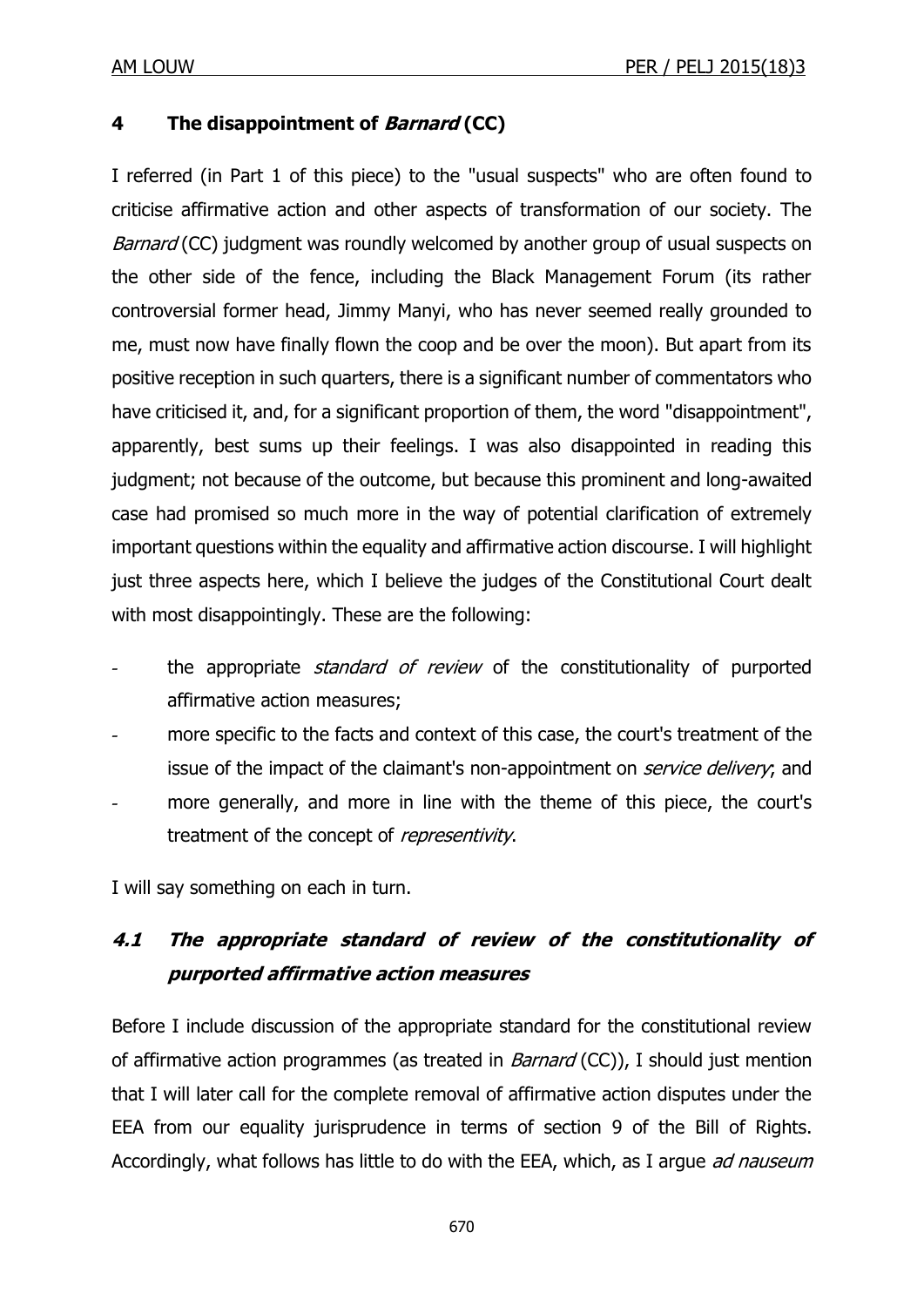## 4 The disappointment of *Barnard* (CC)

I referred (in Part 1 of this piece) to the "usual suspects" who are often found to criticise affirmative action and other aspects of transformation of our society. The *Barnard* (CC) judgment was roundly welcomed by another group of usual suspects on the other side of the fence, including the Black Management Forum (its rather controversial former head, Jimmy Manyi, who has never seemed really grounded to me, must now have finally flown the coop and be over the moon). But apart from its positive reception in such quarters, there is a significant number of commentators who have criticised it, and, for a significant proportion of them, the word "disappointment", apparently, best sums up their feelings. I was also disappointed in reading this judgment; not because of the outcome, but because this prominent and long-awaited case had promised so much more in the way of potential clarification of extremely important questions within the equality and affirmative action discourse. I will highlight just three aspects here, which I believe the judges of the Constitutional Court dealt with most disappointingly. These are the following:

- the appropriate *standard of review* of the constitutionality of purported affirmative action measures;
- more specific to the facts and context of this case, the court's treatment of the issue of the impact of the claimant's non-appointment on *service delivery*; and
- more generally, and more in line with the theme of this piece, the court's treatment of the concept of *representivity*.

I will say something on each in turn.

### 4.1 The appropriate standard of review of the constitutionality of purported affirmative action measures

Before I include discussion of the appropriate standard for the constitutional review of affirmative action programmes (as treated in *Barnard* (CC)), I should just mention that I will later call for the complete removal of affirmative action disputes under the EEA from our equality jurisprudence in terms of section 9 of the Bill of Rights. Accordingly, what follows has little to do with the EEA, which, as I argue *ad nauseum*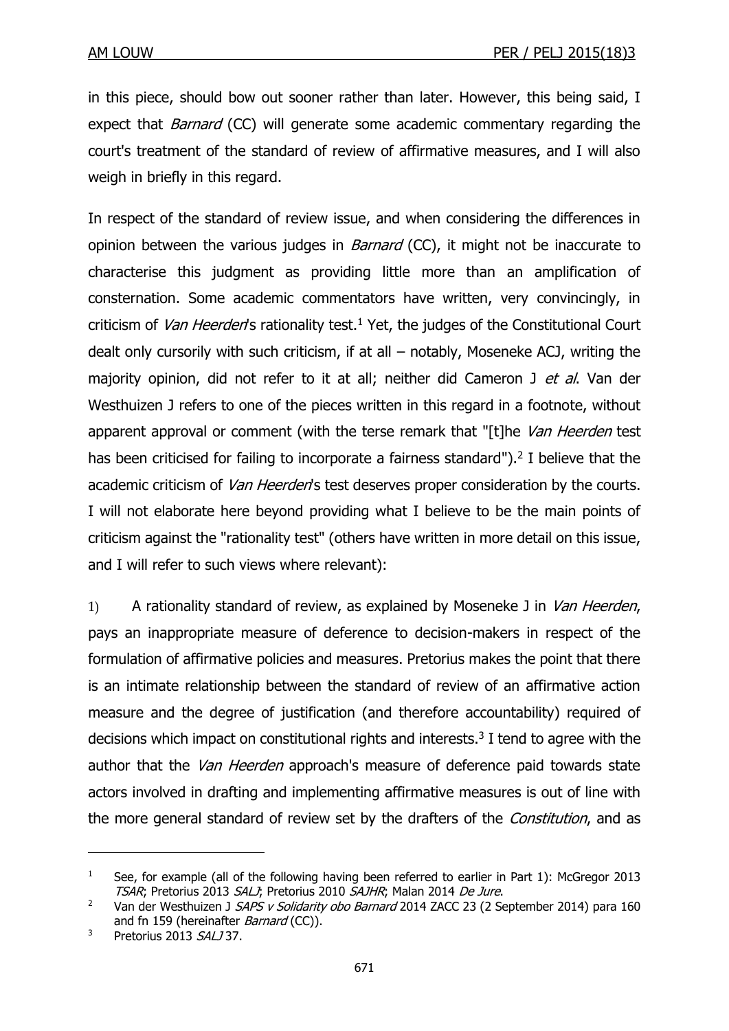in this piece, should bow out sooner rather than later. However, this being said, I expect that *Barnard* (CC) will generate some academic commentary regarding the court's treatment of the standard of review of affirmative measures, and I will also weigh in briefly in this regard.

In respect of the standard of review issue, and when considering the differences in opinion between the various judges in *Barnard* (CC), it might not be inaccurate to characterise this judgment as providing little more than an amplification of consternation. Some academic commentators have written, very convincingly, in criticism of *Van Heerden*'s rationality test.[1] Yet, the judges of the Constitutional Court dealt only cursorily with such criticism, if at all – notably, Moseneke ACJ, writing the majority opinion, did not refer to it at all; neither did Cameron J *et al*. Van der Westhuizen J refers to one of the pieces written in this regard in a footnote, without apparent approval or comment (with the terse remark that "[t]he *Van Heerden* test has been criticised for failing to incorporate a fairness standard").[2] I believe that the academic criticism of *Van Heerden*'s test deserves proper consideration by the courts. I will not elaborate here beyond providing what I believe to be the main points of criticism against the "rationality test" (others have written in more detail on this issue, and I will refer to such views where relevant):

1) A rationality standard of review, as explained by Moseneke J in *Van Heerden*, pays an inappropriate measure of deference to decision-makers in respect of the formulation of affirmative policies and measures. Pretorius makes the point that there is an intimate relationship between the standard of review of an affirmative action measure and the degree of justification (and therefore accountability) required of decisions which impact on constitutional rights and interests.[3] I tend to agree with the author that the *Van Heerden* approach's measure of deference paid towards state actors involved in drafting and implementing affirmative measures is out of line with the more general standard of review set by the drafters of the *Constitution*, and as

---

[1] See, for example (all of the following having been referred to earlier in Part 1): McGregor 2013 *TSAR*; Pretorius 2013 *SALJ*; Pretorius 2010 *SAJHR*; Malan 2014 *De Jure*.

[2] Van der Westhuizen J *SAPS v Solidarity obo Barnard* 2014 ZACC 23 (2 September 2014) para 160 and fn 159 (hereinafter *Barnard* (CC)).

[3] Pretorius 2013 *SALJ* 37.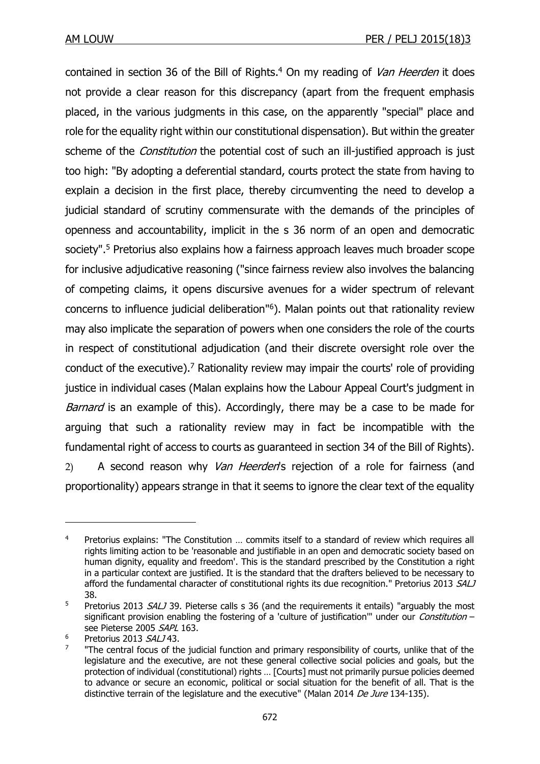contained in section 36 of the Bill of Rights.[4] On my reading of *Van Heerden* it does not provide a clear reason for this discrepancy (apart from the frequent emphasis placed, in the various judgments in this case, on the apparently "special" place and role for the equality right within our constitutional dispensation). But within the greater scheme of the *Constitution* the potential cost of such an ill-justified approach is just too high: "By adopting a deferential standard, courts protect the state from having to explain a decision in the first place, thereby circumventing the need to develop a judicial standard of scrutiny commensurate with the demands of the principles of openness and accountability, implicit in the s 36 norm of an open and democratic society".[5] Pretorius also explains how a fairness approach leaves much broader scope for inclusive adjudicative reasoning ("since fairness review also involves the balancing of competing claims, it opens discursive avenues for a wider spectrum of relevant concerns to influence judicial deliberation"[6]). Malan points out that rationality review may also implicate the separation of powers when one considers the role of the courts in respect of constitutional adjudication (and their discrete oversight role over the conduct of the executive).[7] Rationality review may impair the courts' role of providing justice in individual cases (Malan explains how the Labour Appeal Court's judgment in *Barnard* is an example of this). Accordingly, there may be a case to be made for arguing that such a rationality review may in fact be incompatible with the fundamental right of access to courts as guaranteed in section 34 of the Bill of Rights).

2) A second reason why *Van Heerden*'s rejection of a role for fairness (and proportionality) appears strange in that it seems to ignore the clear text of the equality

---

[4] Pretorius explains: "The Constitution … commits itself to a standard of review which requires all rights limiting action to be 'reasonable and justifiable in an open and democratic society based on human dignity, equality and freedom'. This is the standard prescribed by the Constitution a right in a particular context are justified. It is the standard that the drafters believed to be necessary to afford the fundamental character of constitutional rights its due recognition." Pretorius 2013 *SALJ* 38.

[5] Pretorius 2013 *SALJ* 39. Pieterse calls s 36 (and the requirements it entails) "arguably the most significant provision enabling the fostering of a 'culture of justification'" under our *Constitution* – see Pieterse 2005 *SAPL* 163.

[6] Pretorius 2013 *SALJ* 43.

[7] "The central focus of the judicial function and primary responsibility of courts, unlike that of the legislature and the executive, are not these general collective social policies and goals, but the protection of individual (constitutional) rights … [Courts] must not primarily pursue policies deemed to advance or secure an economic, political or social situation for the benefit of all. That is the distinctive terrain of the legislature and the executive" (Malan 2014 *De Jure* 134-135).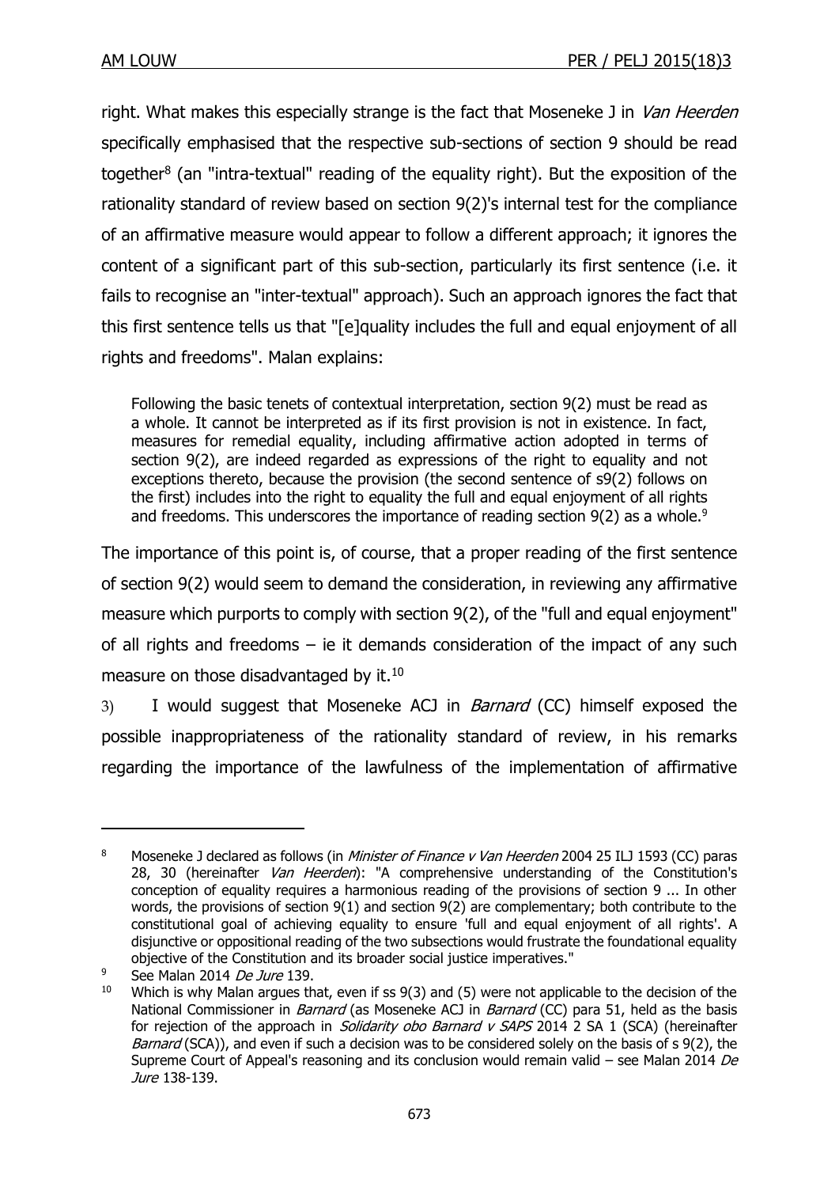right. What makes this especially strange is the fact that Moseneke J in *Van Heerden* specifically emphasised that the respective sub-sections of section 9 should be read together[8] (an "intra-textual" reading of the equality right). But the exposition of the rationality standard of review based on section 9(2)'s internal test for the compliance of an affirmative measure would appear to follow a different approach; it ignores the content of a significant part of this sub-section, particularly its first sentence (i.e. it fails to recognise an "inter-textual" approach). Such an approach ignores the fact that this first sentence tells us that "[e]quality includes the full and equal enjoyment of all rights and freedoms". Malan explains:

> Following the basic tenets of contextual interpretation, section 9(2) must be read as a whole. It cannot be interpreted as if its first provision is not in existence. In fact, measures for remedial equality, including affirmative action adopted in terms of section 9(2), are indeed regarded as expressions of the right to equality and not exceptions thereto, because the provision (the second sentence of s9(2) follows on the first) includes into the right to equality the full and equal enjoyment of all rights and freedoms. This underscores the importance of reading section 9(2) as a whole.[9]

The importance of this point is, of course, that a proper reading of the first sentence of section 9(2) would seem to demand the consideration, in reviewing any affirmative measure which purports to comply with section 9(2), of the "full and equal enjoyment" of all rights and freedoms – ie it demands consideration of the impact of any such measure on those disadvantaged by it.[10]

3) I would suggest that Moseneke ACJ in *Barnard* (CC) himself exposed the possible inappropriateness of the rationality standard of review, in his remarks regarding the importance of the lawfulness of the implementation of affirmative

---

[8] Moseneke J declared as follows (in *Minister of Finance v Van Heerden* 2004 25 ILJ 1593 (CC) paras 28, 30 (hereinafter *Van Heerden*): "A comprehensive understanding of the Constitution's conception of equality requires a harmonious reading of the provisions of section 9 ... In other words, the provisions of section 9(1) and section 9(2) are complementary; both contribute to the constitutional goal of achieving equality to ensure 'full and equal enjoyment of all rights'. A disjunctive or oppositional reading of the two subsections would frustrate the foundational equality objective of the Constitution and its broader social justice imperatives."

[9] See Malan 2014 *De Jure* 139.

[10] Which is why Malan argues that, even if ss 9(3) and (5) were not applicable to the decision of the National Commissioner in *Barnard* (as Moseneke ACJ in *Barnard* (CC) para 51, held as the basis for rejection of the approach in *Solidarity obo Barnard v SAPS* 2014 2 SA 1 (SCA) (hereinafter *Barnard* (SCA)), and even if such a decision was to be considered solely on the basis of s 9(2), the Supreme Court of Appeal's reasoning and its conclusion would remain valid – see Malan 2014 *De Jure* 138-139.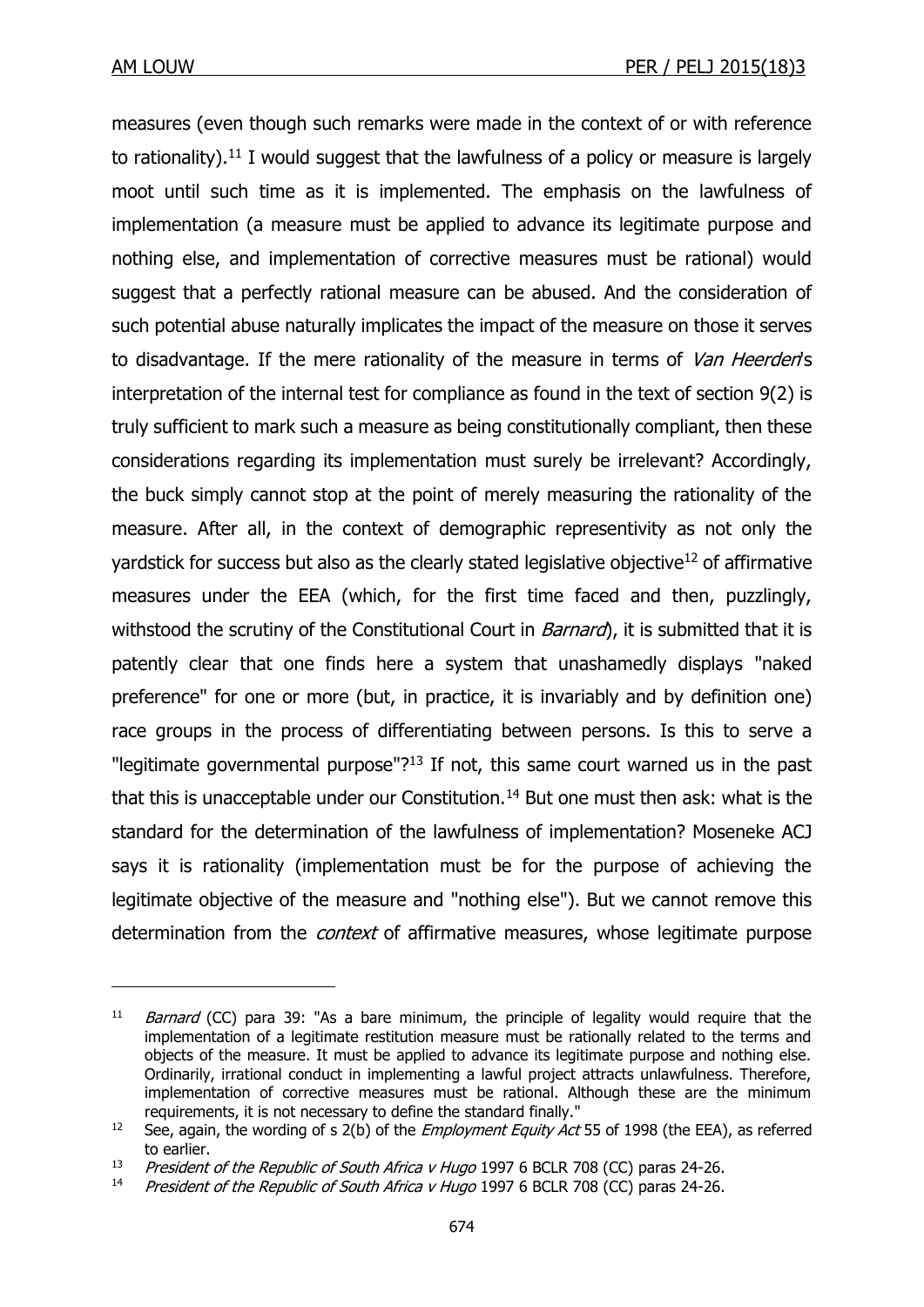measures (even though such remarks were made in the context of or with reference to rationality).[11] I would suggest that the lawfulness of a policy or measure is largely moot until such time as it is implemented. The emphasis on the lawfulness of implementation (a measure must be applied to advance its legitimate purpose and nothing else, and implementation of corrective measures must be rational) would suggest that a perfectly rational measure can be abused. And the consideration of such potential abuse naturally implicates the impact of the measure on those it serves to disadvantage. If the mere rationality of the measure in terms of *Van Heerden*'s interpretation of the internal test for compliance as found in the text of section 9(2) is truly sufficient to mark such a measure as being constitutionally compliant, then these considerations regarding its implementation must surely be irrelevant? Accordingly, the buck simply cannot stop at the point of merely measuring the rationality of the measure. After all, in the context of demographic representivity as not only the yardstick for success but also as the clearly stated legislative objective[12] of affirmative measures under the EEA (which, for the first time faced and then, puzzlingly, withstood the scrutiny of the Constitutional Court in *Barnard*), it is submitted that it is patently clear that one finds here a system that unashamedly displays "naked preference" for one or more (but, in practice, it is invariably and by definition one) race groups in the process of differentiating between persons. Is this to serve a "legitimate governmental purpose"?[13] If not, this same court warned us in the past that this is unacceptable under our Constitution.[14] But one must then ask: what is the standard for the determination of the lawfulness of implementation? Moseneke ACJ says it is rationality (implementation must be for the purpose of achieving the legitimate objective of the measure and "nothing else"). But we cannot remove this determination from the *context* of affirmative measures, whose legitimate purpose

---

[11] *Barnard* (CC) para 39: "As a bare minimum, the principle of legality would require that the implementation of a legitimate restitution measure must be rationally related to the terms and objects of the measure. It must be applied to advance its legitimate purpose and nothing else. Ordinarily, irrational conduct in implementing a lawful project attracts unlawfulness. Therefore, implementation of corrective measures must be rational. Although these are the minimum requirements, it is not necessary to define the standard finally."

[12] See, again, the wording of s 2(b) of the *Employment Equity Act* 55 of 1998 (the EEA), as referred to earlier.

[13] *President of the Republic of South Africa v Hugo* 1997 6 BCLR 708 (CC) paras 24-26.

[14] *President of the Republic of South Africa v Hugo* 1997 6 BCLR 708 (CC) paras 24-26.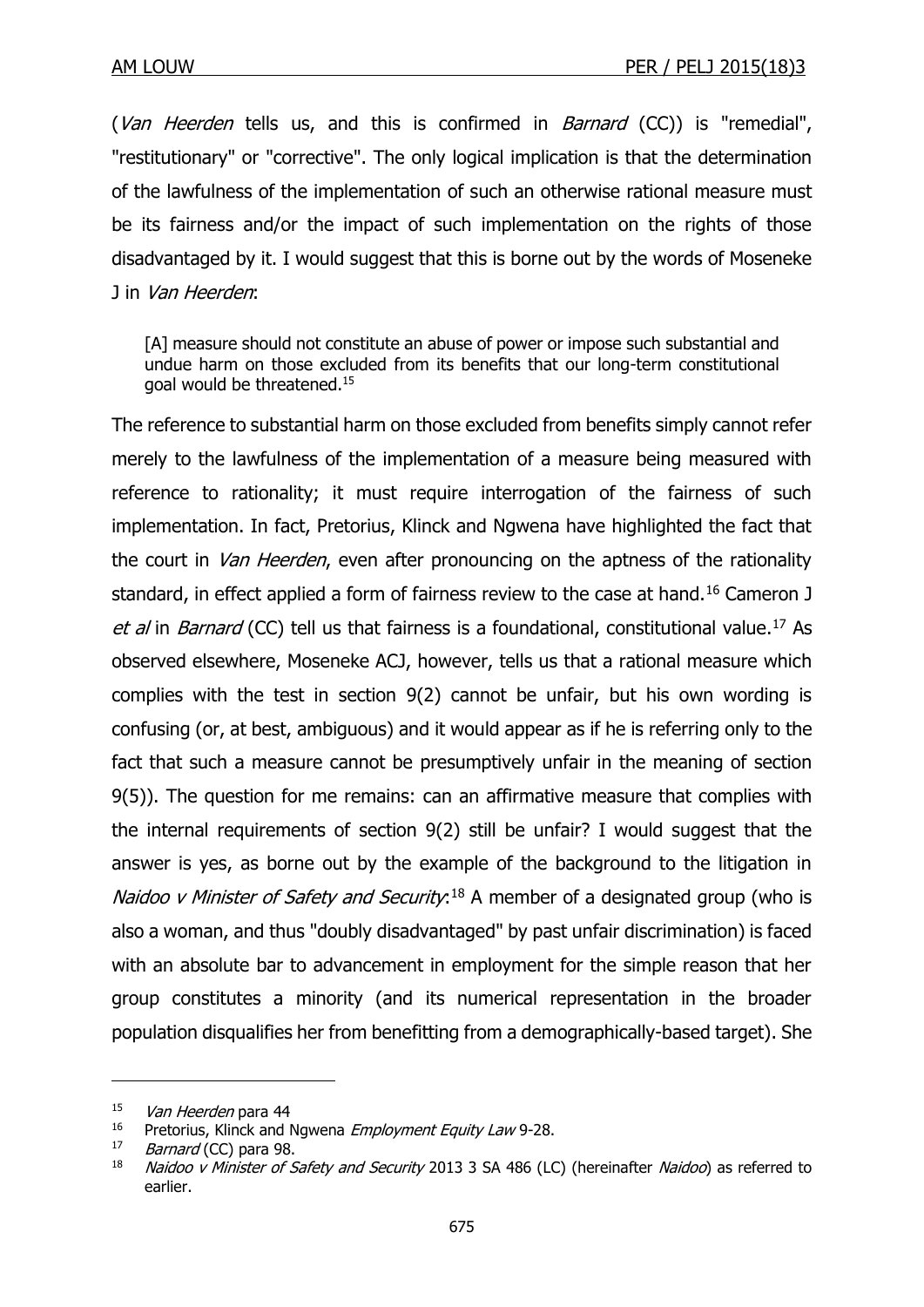(*Van Heerden* tells us, and this is confirmed in *Barnard* (CC)) is "remedial", "restitutionary" or "corrective". The only logical implication is that the determination of the lawfulness of the implementation of such an otherwise rational measure must be its fairness and/or the impact of such implementation on the rights of those disadvantaged by it. I would suggest that this is borne out by the words of Moseneke J in *Van Heerden*:

> [A] measure should not constitute an abuse of power or impose such substantial and undue harm on those excluded from its benefits that our long-term constitutional goal would be threatened.[15]

The reference to substantial harm on those excluded from benefits simply cannot refer merely to the lawfulness of the implementation of a measure being measured with reference to rationality; it must require interrogation of the fairness of such implementation. In fact, Pretorius, Klinck and Ngwena have highlighted the fact that the court in *Van Heerden*, even after pronouncing on the aptness of the rationality standard, in effect applied a form of fairness review to the case at hand.[16] Cameron J *et al* in *Barnard* (CC) tell us that fairness is a foundational, constitutional value.[17] As observed elsewhere, Moseneke ACJ, however, tells us that a rational measure which complies with the test in section 9(2) cannot be unfair, but his own wording is confusing (or, at best, ambiguous) and it would appear as if he is referring only to the fact that such a measure cannot be presumptively unfair in the meaning of section 9(5)). The question for me remains: can an affirmative measure that complies with the internal requirements of section 9(2) still be unfair? I would suggest that the answer is yes, as borne out by the example of the background to the litigation in *Naidoo v Minister of Safety and Security*:[18] A member of a designated group (who is also a woman, and thus "doubly disadvantaged" by past unfair discrimination) is faced with an absolute bar to advancement in employment for the simple reason that her group constitutes a minority (and its numerical representation in the broader population disqualifies her from benefitting from a demographically-based target). She

---

[15] *Van Heerden* para 44

[16] Pretorius, Klinck and Ngwena *Employment Equity Law* 9-28.

[17] *Barnard* (CC) para 98.

[18] *Naidoo v Minister of Safety and Security* 2013 3 SA 486 (LC) (hereinafter *Naidoo*) as referred to earlier.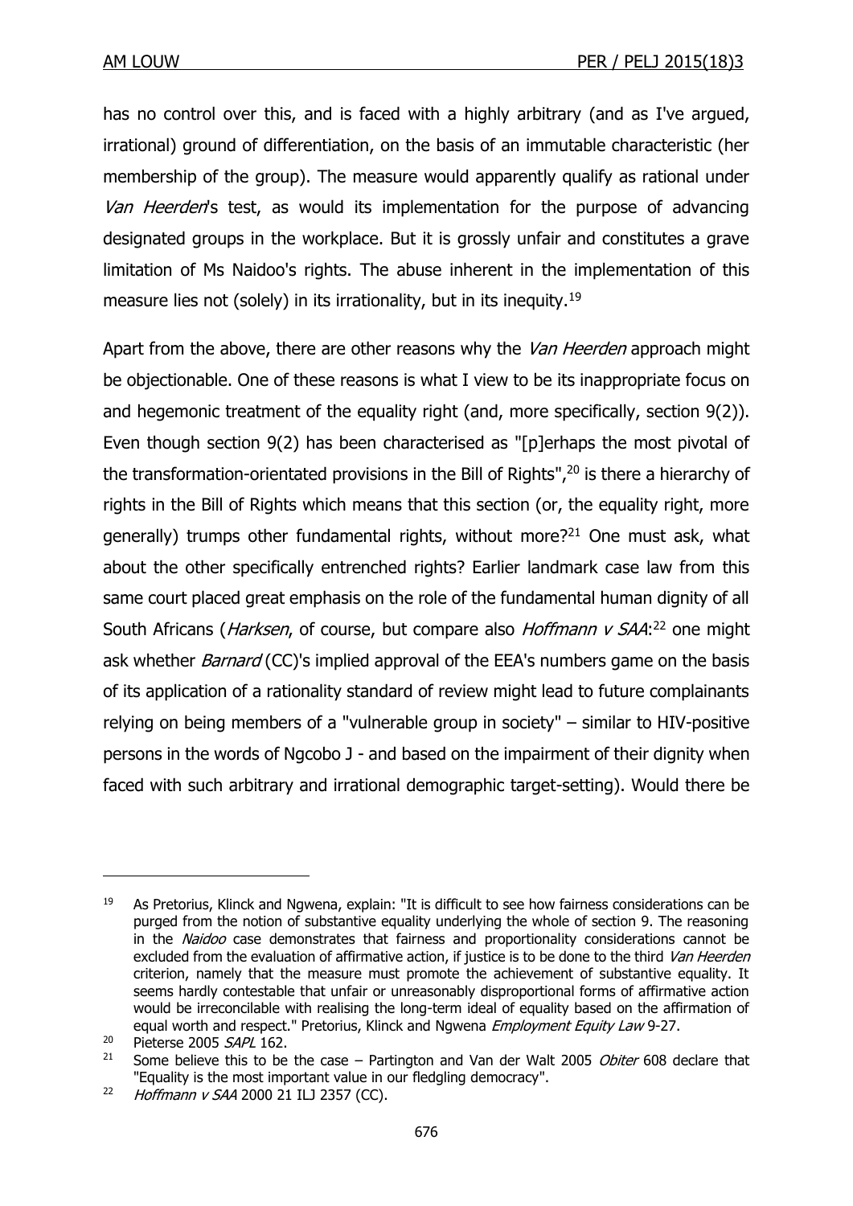has no control over this, and is faced with a highly arbitrary (and as I've argued, irrational) ground of differentiation, on the basis of an immutable characteristic (her membership of the group). The measure would apparently qualify as rational under *Van Heerden*'s test, as would its implementation for the purpose of advancing designated groups in the workplace. But it is grossly unfair and constitutes a grave limitation of Ms Naidoo's rights. The abuse inherent in the implementation of this measure lies not (solely) in its irrationality, but in its inequity.[19]

Apart from the above, there are other reasons why the *Van Heerden* approach might be objectionable. One of these reasons is what I view to be its inappropriate focus on and hegemonic treatment of the equality right (and, more specifically, section 9(2)). Even though section 9(2) has been characterised as "[p]erhaps the most pivotal of the transformation-orientated provisions in the Bill of Rights",[20] is there a hierarchy of rights in the Bill of Rights which means that this section (or, the equality right, more generally) trumps other fundamental rights, without more?[21] One must ask, what about the other specifically entrenched rights? Earlier landmark case law from this same court placed great emphasis on the role of the fundamental human dignity of all South Africans (*Harksen*, of course, but compare also *Hoffmann v SAA*:[22] one might ask whether *Barnard* (CC)'s implied approval of the EEA's numbers game on the basis of its application of a rationality standard of review might lead to future complainants relying on being members of a "vulnerable group in society" – similar to HIV-positive persons in the words of Ngcobo J - and based on the impairment of their dignity when faced with such arbitrary and irrational demographic target-setting). Would there be

---

19 As Pretorius, Klinck and Ngwena, explain: "It is difficult to see how fairness considerations can be purged from the notion of substantive equality underlying the whole of section 9. The reasoning in the *Naidoo* case demonstrates that fairness and proportionality considerations cannot be excluded from the evaluation of affirmative action, if justice is to be done to the third *Van Heerden* criterion, namely that the measure must promote the achievement of substantive equality. It seems hardly contestable that unfair or unreasonably disproportional forms of affirmative action would be irreconcilable with realising the long-term ideal of equality based on the affirmation of equal worth and respect." Pretorius, Klinck and Ngwena *Employment Equity Law* 9-27.

20 Pieterse 2005 *SAPL* 162.

21 Some believe this to be the case – Partington and Van der Walt 2005 *Obiter* 608 declare that "Equality is the most important value in our fledgling democracy".

22 *Hoffmann v SAA* 2000 21 ILJ 2357 (CC).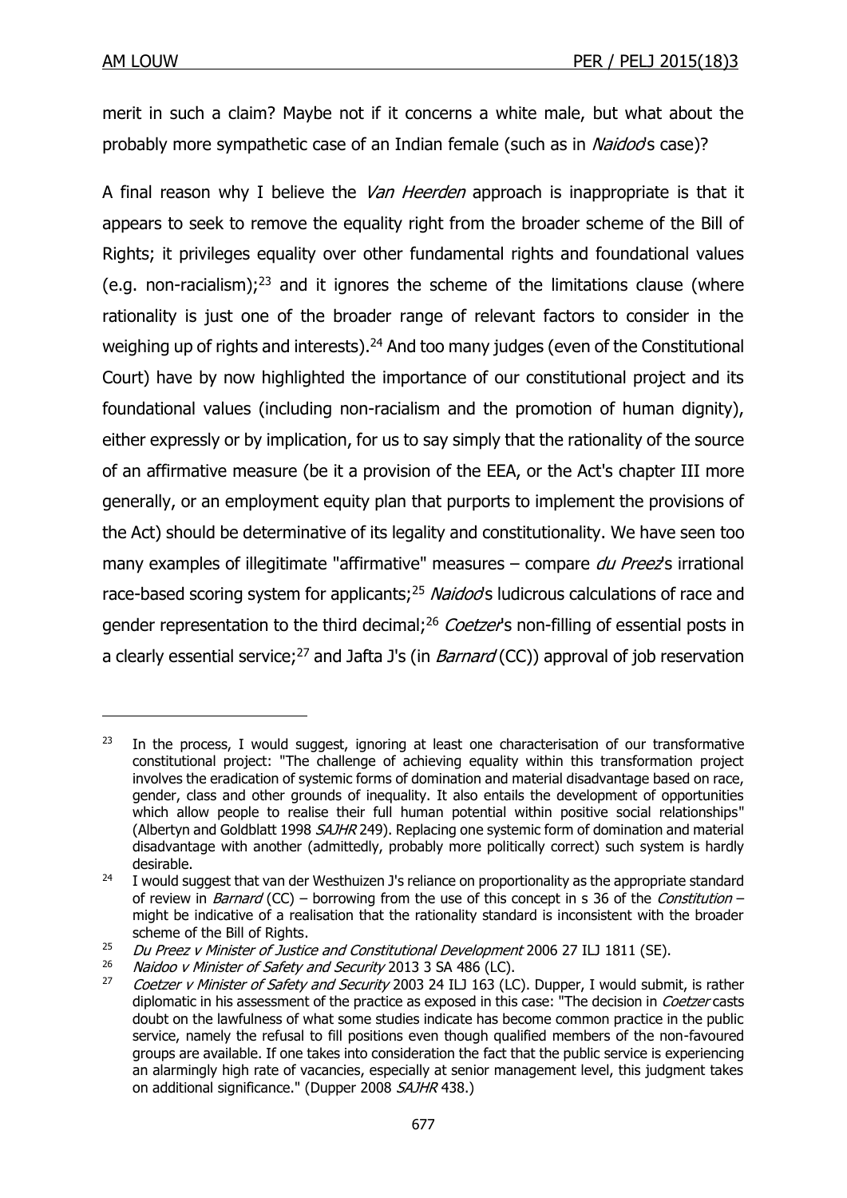merit in such a claim? Maybe not if it concerns a white male, but what about the probably more sympathetic case of an Indian female (such as in *Naidoo*'s case)?

A final reason why I believe the *Van Heerden* approach is inappropriate is that it appears to seek to remove the equality right from the broader scheme of the Bill of Rights; it privileges equality over other fundamental rights and foundational values (e.g. non-racialism);[23] and it ignores the scheme of the limitations clause (where rationality is just one of the broader range of relevant factors to consider in the weighing up of rights and interests).[24] And too many judges (even of the Constitutional Court) have by now highlighted the importance of our constitutional project and its foundational values (including non-racialism and the promotion of human dignity), either expressly or by implication, for us to say simply that the rationality of the source of an affirmative measure (be it a provision of the EEA, or the Act's chapter III more generally, or an employment equity plan that purports to implement the provisions of the Act) should be determinative of its legality and constitutionality. We have seen too many examples of illegitimate "affirmative" measures – compare *du Preez*'s irrational race-based scoring system for applicants;[25] *Naidoo*'s ludicrous calculations of race and gender representation to the third decimal;[26] *Coetzer*'s non-filling of essential posts in a clearly essential service;[27] and Jafta J's (in *Barnard* (CC)) approval of job reservation

---

[23] In the process, I would suggest, ignoring at least one characterisation of our transformative constitutional project: "The challenge of achieving equality within this transformation project involves the eradication of systemic forms of domination and material disadvantage based on race, gender, class and other grounds of inequality. It also entails the development of opportunities which allow people to realise their full human potential within positive social relationships" (Albertyn and Goldblatt 1998 *SAJHR* 249). Replacing one systemic form of domination and material disadvantage with another (admittedly, probably more politically correct) such system is hardly desirable.

[24] I would suggest that van der Westhuizen J's reliance on proportionality as the appropriate standard of review in *Barnard* (CC) – borrowing from the use of this concept in s 36 of the *Constitution* – might be indicative of a realisation that the rationality standard is inconsistent with the broader scheme of the Bill of Rights.

[25] *Du Preez v Minister of Justice and Constitutional Development* 2006 27 ILJ 1811 (SE).

[26] *Naidoo v Minister of Safety and Security* 2013 3 SA 486 (LC).

[27] *Coetzer v Minister of Safety and Security* 2003 24 ILJ 163 (LC). Dupper, I would submit, is rather diplomatic in his assessment of the practice as exposed in this case: "The decision in *Coetzer* casts doubt on the lawfulness of what some studies indicate has become common practice in the public service, namely the refusal to fill positions even though qualified members of the non-favoured groups are available. If one takes into consideration the fact that the public service is experiencing an alarmingly high rate of vacancies, especially at senior management level, this judgment takes on additional significance." (Dupper 2008 *SAJHR* 438.)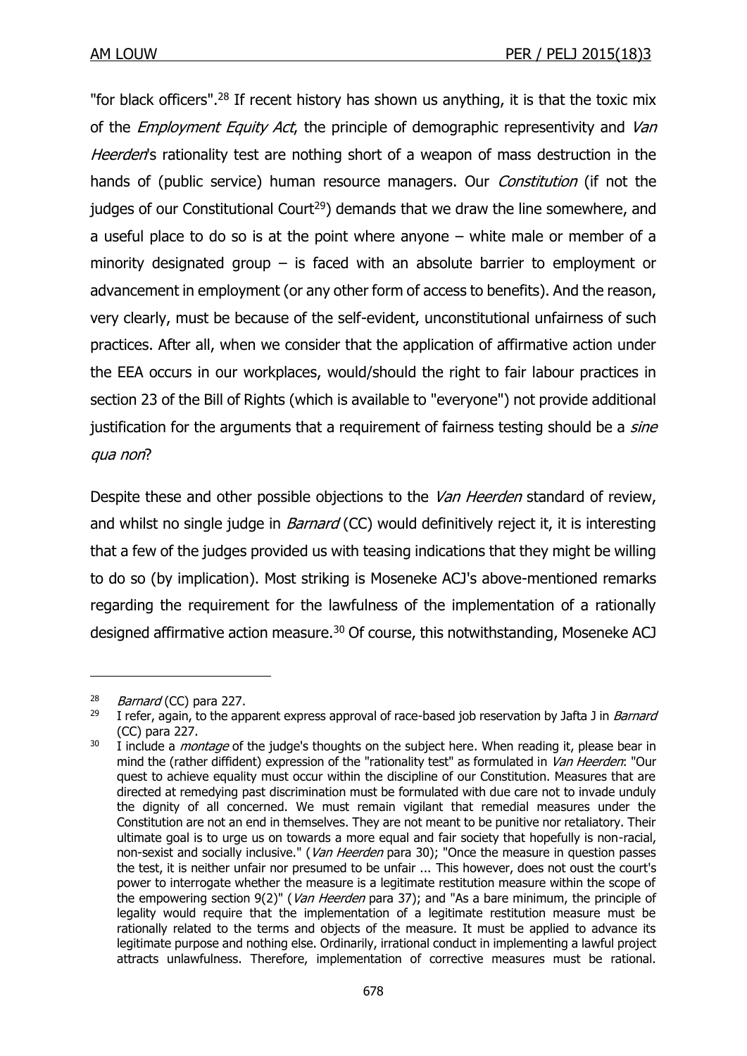"for black officers".[28] If recent history has shown us anything, it is that the toxic mix of the *Employment Equity Act*, the principle of demographic representivity and *Van Heerden*'s rationality test are nothing short of a weapon of mass destruction in the hands of (public service) human resource managers. Our *Constitution* (if not the judges of our Constitutional Court[29]) demands that we draw the line somewhere, and a useful place to do so is at the point where anyone – white male or member of a minority designated group – is faced with an absolute barrier to employment or advancement in employment (or any other form of access to benefits). And the reason, very clearly, must be because of the self-evident, unconstitutional unfairness of such practices. After all, when we consider that the application of affirmative action under the EEA occurs in our workplaces, would/should the right to fair labour practices in section 23 of the Bill of Rights (which is available to "everyone") not provide additional justification for the arguments that a requirement of fairness testing should be a *sine qua non*?

Despite these and other possible objections to the *Van Heerden* standard of review, and whilst no single judge in *Barnard* (CC) would definitively reject it, it is interesting that a few of the judges provided us with teasing indications that they might be willing to do so (by implication). Most striking is Moseneke ACJ's above-mentioned remarks regarding the requirement for the lawfulness of the implementation of a rationally designed affirmative action measure.[30] Of course, this notwithstanding, Moseneke ACJ

---

[28] *Barnard* (CC) para 227.

[29] I refer, again, to the apparent express approval of race-based job reservation by Jafta J in *Barnard* (CC) para 227.

[30] I include a *montage* of the judge's thoughts on the subject here. When reading it, please bear in mind the (rather diffident) expression of the "rationality test" as formulated in *Van Heerden*: "Our quest to achieve equality must occur within the discipline of our Constitution. Measures that are directed at remedying past discrimination must be formulated with due care not to invade unduly the dignity of all concerned. We must remain vigilant that remedial measures under the Constitution are not an end in themselves. They are not meant to be punitive nor retaliatory. Their ultimate goal is to urge us on towards a more equal and fair society that hopefully is non-racial, non-sexist and socially inclusive." (*Van Heerden* para 30); "Once the measure in question passes the test, it is neither unfair nor presumed to be unfair ... This however, does not oust the court's power to interrogate whether the measure is a legitimate restitution measure within the scope of the empowering section 9(2)" (*Van Heerden* para 37); and "As a bare minimum, the principle of legality would require that the implementation of a legitimate restitution measure must be rationally related to the terms and objects of the measure. It must be applied to advance its legitimate purpose and nothing else. Ordinarily, irrational conduct in implementing a lawful project attracts unlawfulness. Therefore, implementation of corrective measures must be rational.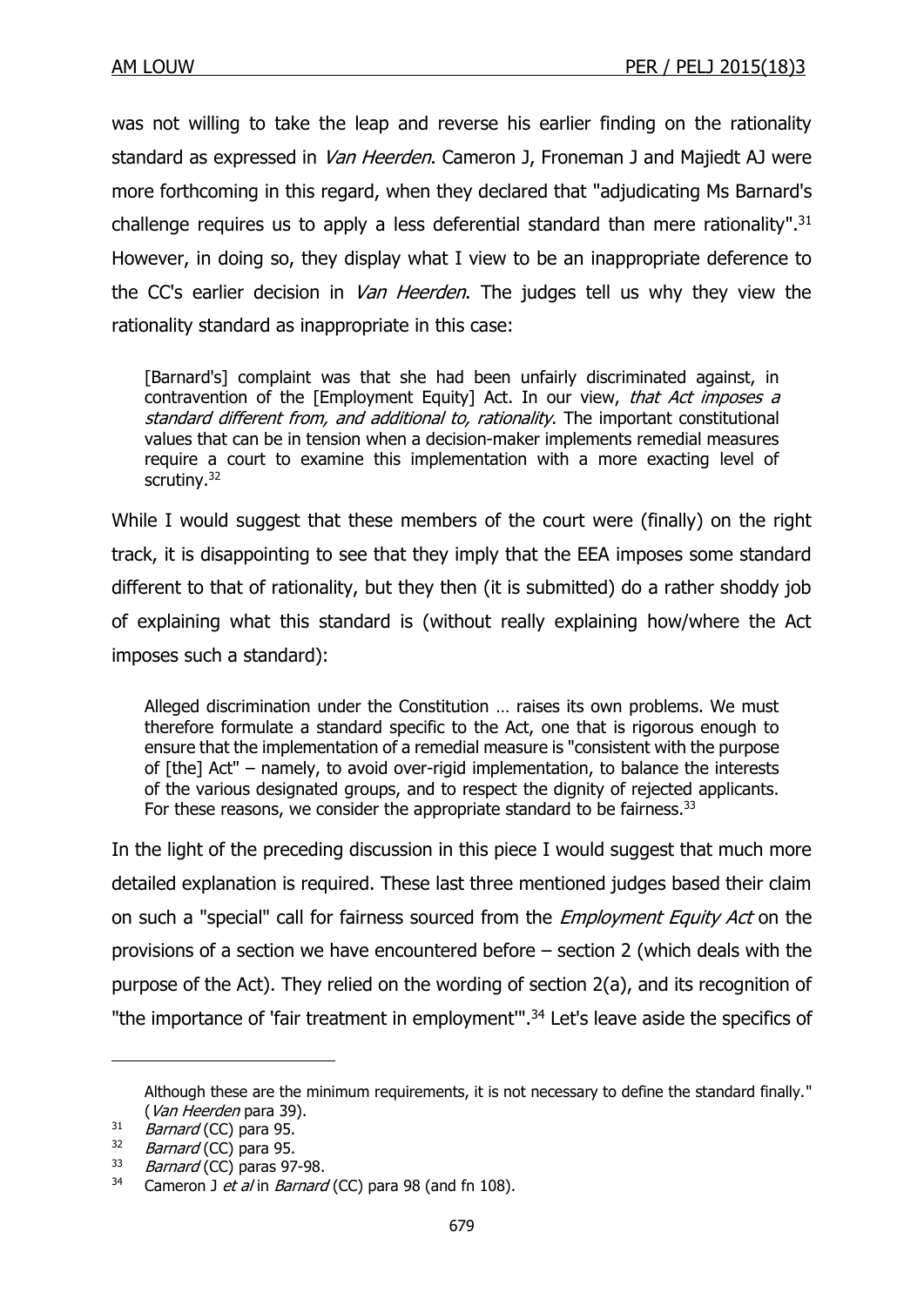was not willing to take the leap and reverse his earlier finding on the rationality standard as expressed in *Van Heerden*. Cameron J, Froneman J and Majiedt AJ were more forthcoming in this regard, when they declared that "adjudicating Ms Barnard's challenge requires us to apply a less deferential standard than mere rationality".[31] However, in doing so, they display what I view to be an inappropriate deference to the CC's earlier decision in *Van Heerden*. The judges tell us why they view the rationality standard as inappropriate in this case:

> [Barnard's] complaint was that she had been unfairly discriminated against, in contravention of the [Employment Equity] Act. In our view, *that Act imposes a standard different from, and additional to, rationality*. The important constitutional values that can be in tension when a decision-maker implements remedial measures require a court to examine this implementation with a more exacting level of scrutiny.[32]

While I would suggest that these members of the court were (finally) on the right track, it is disappointing to see that they imply that the EEA imposes some standard different to that of rationality, but they then (it is submitted) do a rather shoddy job of explaining what this standard is (without really explaining how/where the Act imposes such a standard):

> Alleged discrimination under the Constitution … raises its own problems. We must therefore formulate a standard specific to the Act, one that is rigorous enough to ensure that the implementation of a remedial measure is "consistent with the purpose of [the] Act" – namely, to avoid over-rigid implementation, to balance the interests of the various designated groups, and to respect the dignity of rejected applicants. For these reasons, we consider the appropriate standard to be fairness.[33]

In the light of the preceding discussion in this piece I would suggest that much more detailed explanation is required. These last three mentioned judges based their claim on such a "special" call for fairness sourced from the *Employment Equity Act* on the provisions of a section we have encountered before – section 2 (which deals with the purpose of the Act). They relied on the wording of section 2(a), and its recognition of "the importance of 'fair treatment in employment'".[34] Let's leave aside the specifics of

---

Although these are the minimum requirements, it is not necessary to define the standard finally." (*Van Heerden* para 39).

[31] *Barnard* (CC) para 95.

[32] *Barnard* (CC) para 95.

[33] *Barnard* (CC) paras 97-98.

[34] Cameron J *et al* in *Barnard* (CC) para 98 (and fn 108).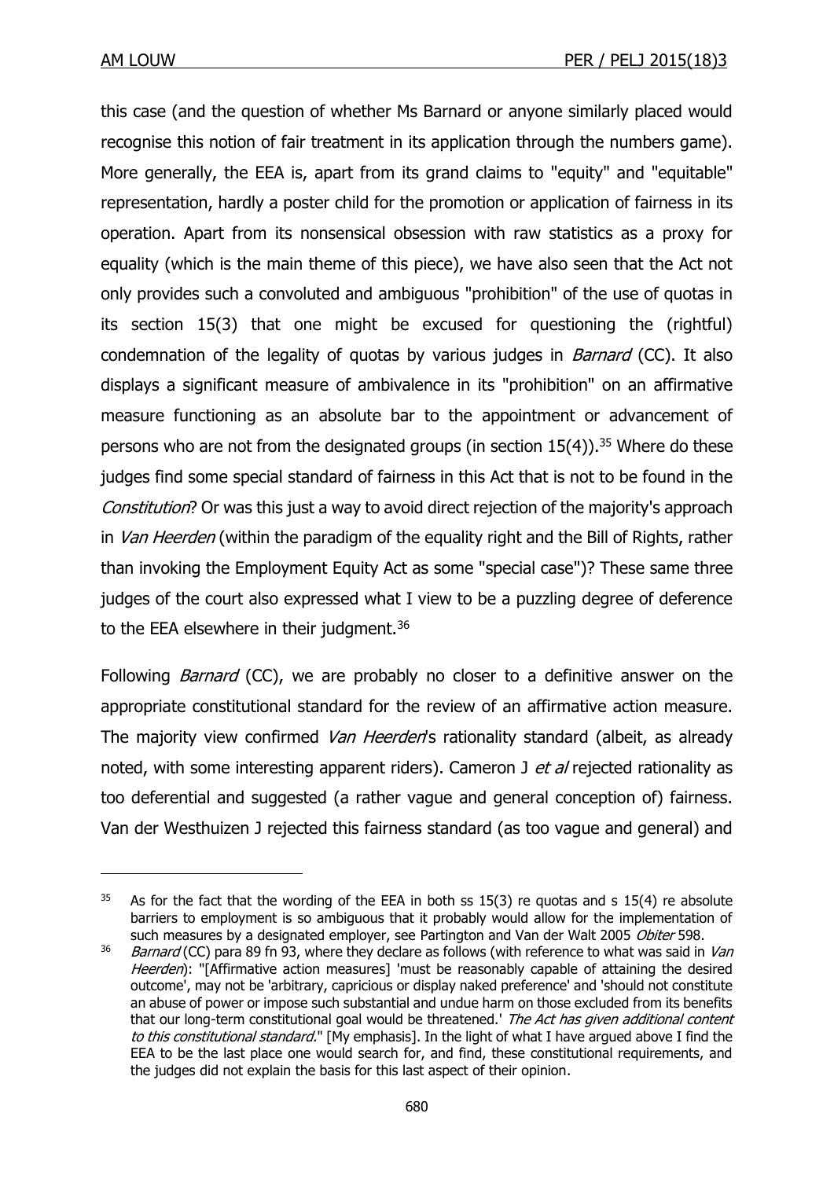this case (and the question of whether Ms Barnard or anyone similarly placed would recognise this notion of fair treatment in its application through the numbers game). More generally, the EEA is, apart from its grand claims to "equity" and "equitable" representation, hardly a poster child for the promotion or application of fairness in its operation. Apart from its nonsensical obsession with raw statistics as a proxy for equality (which is the main theme of this piece), we have also seen that the Act not only provides such a convoluted and ambiguous "prohibition" of the use of quotas in its section 15(3) that one might be excused for questioning the (rightful) condemnation of the legality of quotas by various judges in *Barnard* (CC). It also displays a significant measure of ambivalence in its "prohibition" on an affirmative measure functioning as an absolute bar to the appointment or advancement of persons who are not from the designated groups (in section 15(4)).[35] Where do these judges find some special standard of fairness in this Act that is not to be found in the *Constitution*? Or was this just a way to avoid direct rejection of the majority's approach in *Van Heerden* (within the paradigm of the equality right and the Bill of Rights, rather than invoking the Employment Equity Act as some "special case")? These same three judges of the court also expressed what I view to be a puzzling degree of deference to the EEA elsewhere in their judgment.[36]

Following *Barnard* (CC), we are probably no closer to a definitive answer on the appropriate constitutional standard for the review of an affirmative action measure. The majority view confirmed *Van Heerden*'s rationality standard (albeit, as already noted, with some interesting apparent riders). Cameron J *et al* rejected rationality as too deferential and suggested (a rather vague and general conception of) fairness. Van der Westhuizen J rejected this fairness standard (as too vague and general) and

---

[35] As for the fact that the wording of the EEA in both ss 15(3) re quotas and s 15(4) re absolute barriers to employment is so ambiguous that it probably would allow for the implementation of such measures by a designated employer, see Partington and Van der Walt 2005 *Obiter* 598.

[36] *Barnard* (CC) para 89 fn 93, where they declare as follows (with reference to what was said in *Van Heerden*): "[Affirmative action measures] 'must be reasonably capable of attaining the desired outcome', may not be 'arbitrary, capricious or display naked preference' and 'should not constitute an abuse of power or impose such substantial and undue harm on those excluded from its benefits that our long-term constitutional goal would be threatened.' *The Act has given additional content to this constitutional standard*." [My emphasis]. In the light of what I have argued above I find the EEA to be the last place one would search for, and find, these constitutional requirements, and the judges did not explain the basis for this last aspect of their opinion.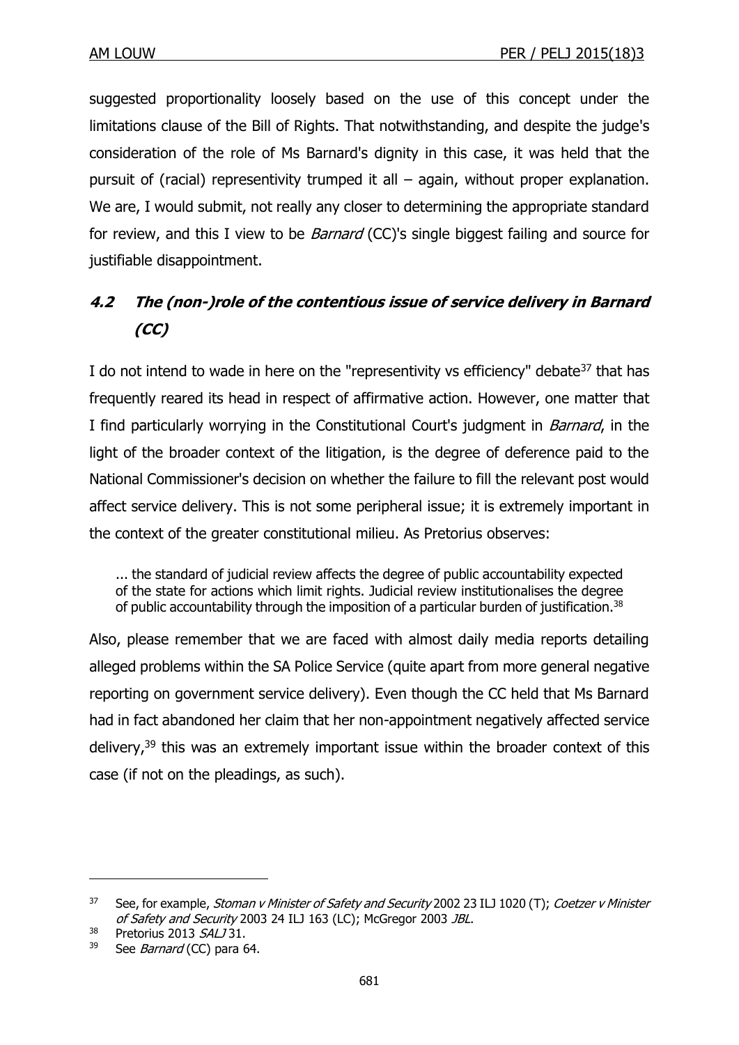suggested proportionality loosely based on the use of this concept under the limitations clause of the Bill of Rights. That notwithstanding, and despite the judge's consideration of the role of Ms Barnard's dignity in this case, it was held that the pursuit of (racial) representivity trumped it all – again, without proper explanation. We are, I would submit, not really any closer to determining the appropriate standard for review, and this I view to be *Barnard* (CC)'s single biggest failing and source for justifiable disappointment.

### *4.2 The (non-)role of the contentious issue of service delivery in Barnard (CC)*

I do not intend to wade in here on the "representivity vs efficiency" debate[37] that has frequently reared its head in respect of affirmative action. However, one matter that I find particularly worrying in the Constitutional Court's judgment in *Barnard*, in the light of the broader context of the litigation, is the degree of deference paid to the National Commissioner's decision on whether the failure to fill the relevant post would affect service delivery. This is not some peripheral issue; it is extremely important in the context of the greater constitutional milieu. As Pretorius observes:

> ... the standard of judicial review affects the degree of public accountability expected of the state for actions which limit rights. Judicial review institutionalises the degree of public accountability through the imposition of a particular burden of justification.[38]

Also, please remember that we are faced with almost daily media reports detailing alleged problems within the SA Police Service (quite apart from more general negative reporting on government service delivery). Even though the CC held that Ms Barnard had in fact abandoned her claim that her non-appointment negatively affected service delivery,[39] this was an extremely important issue within the broader context of this case (if not on the pleadings, as such).

---

[37] See, for example, *Stoman v Minister of Safety and Security* 2002 23 ILJ 1020 (T); *Coetzer v Minister of Safety and Security* 2003 24 ILJ 163 (LC); McGregor 2003 *JBL*.

[38] Pretorius 2013 *SALJ* 31.

[39] See *Barnard* (CC) para 64.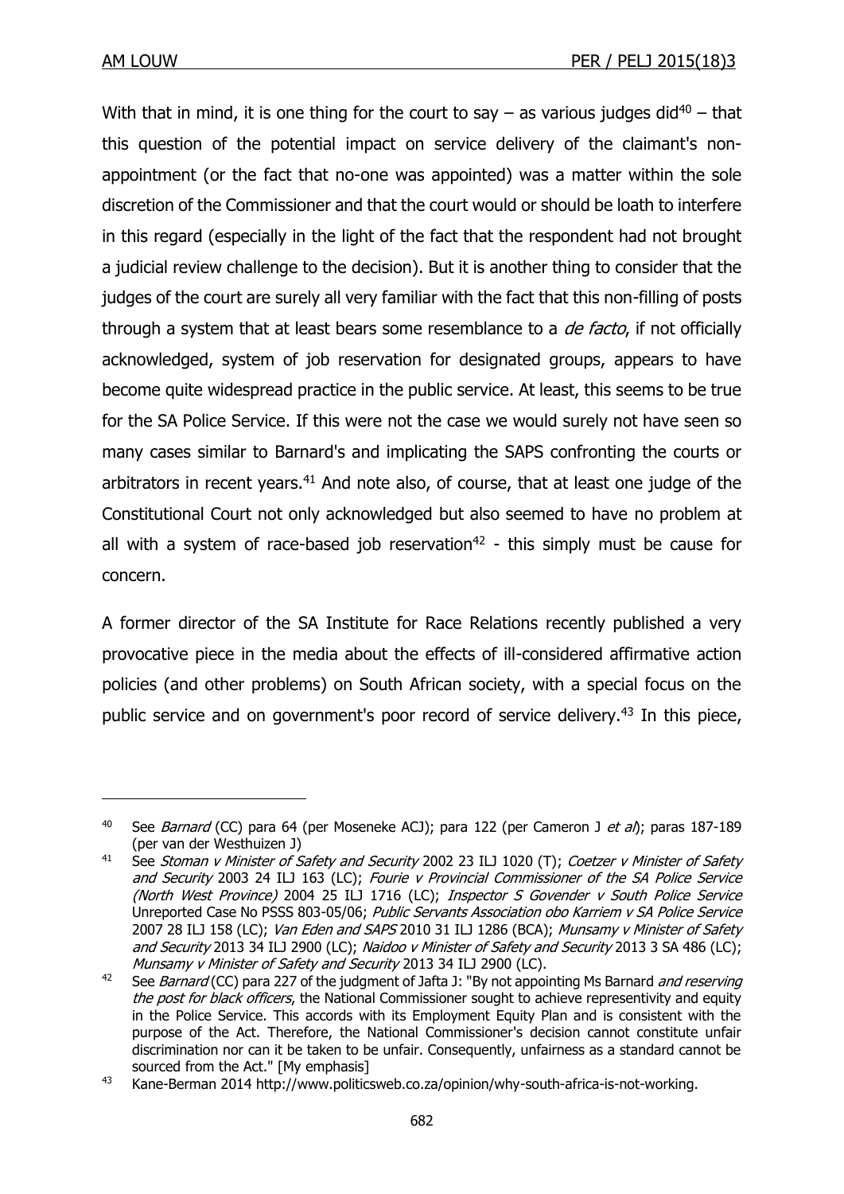With that in mind, it is one thing for the court to say – as various judges did[40] – that this question of the potential impact on service delivery of the claimant's non-appointment (or the fact that no-one was appointed) was a matter within the sole discretion of the Commissioner and that the court would or should be loath to interfere in this regard (especially in the light of the fact that the respondent had not brought a judicial review challenge to the decision). But it is another thing to consider that the judges of the court are surely all very familiar with the fact that this non-filling of posts through a system that at least bears some resemblance to a *de facto*, if not officially acknowledged, system of job reservation for designated groups, appears to have become quite widespread practice in the public service. At least, this seems to be true for the SA Police Service. If this were not the case we would surely not have seen so many cases similar to Barnard's and implicating the SAPS confronting the courts or arbitrators in recent years.[41] And note also, of course, that at least one judge of the Constitutional Court not only acknowledged but also seemed to have no problem at all with a system of race-based job reservation[42] - this simply must be cause for concern.

A former director of the SA Institute for Race Relations recently published a very provocative piece in the media about the effects of ill-considered affirmative action policies (and other problems) on South African society, with a special focus on the public service and on government's poor record of service delivery.[43] In this piece,

---

[40] See *Barnard* (CC) para 64 (per Moseneke ACJ); para 122 (per Cameron J *et al*); paras 187-189 (per van der Westhuizen J)

[41] See *Stoman v Minister of Safety and Security* 2002 23 ILJ 1020 (T); *Coetzer v Minister of Safety and Security* 2003 24 ILJ 163 (LC); *Fourie v Provincial Commissioner of the SA Police Service (North West Province)* 2004 25 ILJ 1716 (LC); *Inspector S Govender v South Police Service* Unreported Case No PSSS 803-05/06; *Public Servants Association obo Karriem v SA Police Service* 2007 28 ILJ 158 (LC); *Van Eden and SAPS* 2010 31 ILJ 1286 (BCA); *Munsamy v Minister of Safety and Security* 2013 34 ILJ 2900 (LC); *Naidoo v Minister of Safety and Security* 2013 3 SA 486 (LC); *Munsamy v Minister of Safety and Security* 2013 34 ILJ 2900 (LC).

[42] See *Barnard* (CC) para 227 of the judgment of Jafta J: "By not appointing Ms Barnard *and reserving the post for black officers*, the National Commissioner sought to achieve representivity and equity in the Police Service. This accords with its Employment Equity Plan and is consistent with the purpose of the Act. Therefore, the National Commissioner's decision cannot constitute unfair discrimination nor can it be taken to be unfair. Consequently, unfairness as a standard cannot be sourced from the Act." [My emphasis]

[43] Kane-Berman 2014 http://www.politicsweb.co.za/opinion/why-south-africa-is-not-working.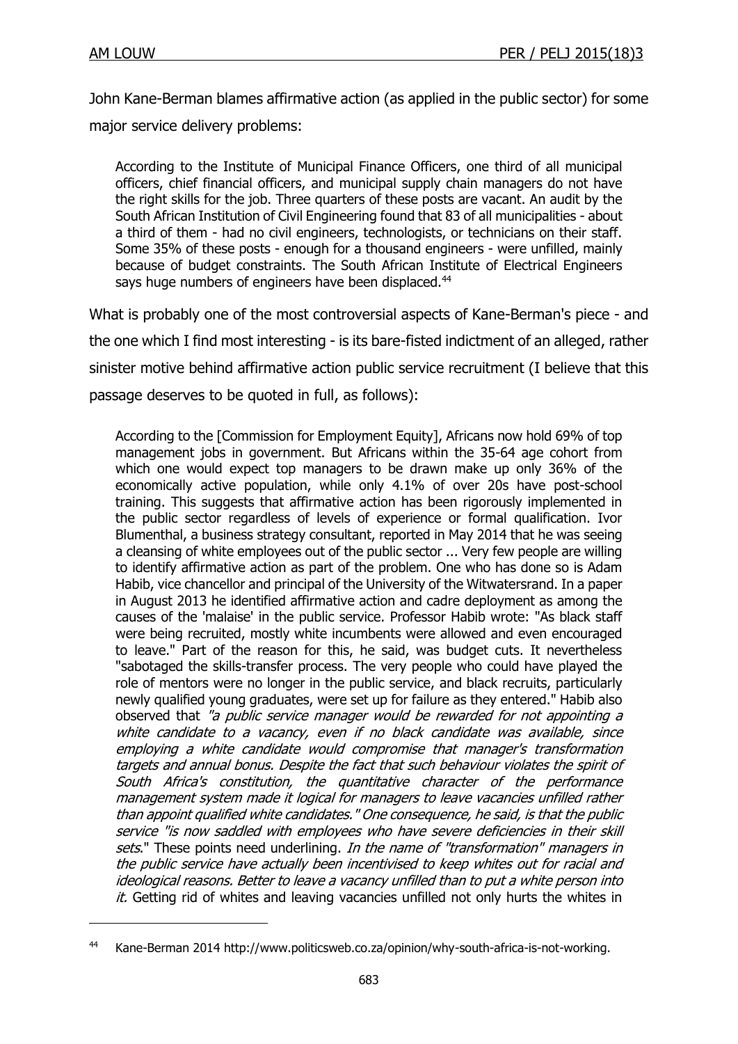John Kane-Berman blames affirmative action (as applied in the public sector) for some major service delivery problems:

> According to the Institute of Municipal Finance Officers, one third of all municipal officers, chief financial officers, and municipal supply chain managers do not have the right skills for the job. Three quarters of these posts are vacant. An audit by the South African Institution of Civil Engineering found that 83 of all municipalities - about a third of them - had no civil engineers, technologists, or technicians on their staff. Some 35% of these posts - enough for a thousand engineers - were unfilled, mainly because of budget constraints. The South African Institute of Electrical Engineers says huge numbers of engineers have been displaced.[44]

What is probably one of the most controversial aspects of Kane-Berman's piece - and the one which I find most interesting - is its bare-fisted indictment of an alleged, rather sinister motive behind affirmative action public service recruitment (I believe that this passage deserves to be quoted in full, as follows):

> According to the [Commission for Employment Equity], Africans now hold 69% of top management jobs in government. But Africans within the 35-64 age cohort from which one would expect top managers to be drawn make up only 36% of the economically active population, while only 4.1% of over 20s have post-school training. This suggests that affirmative action has been rigorously implemented in the public sector regardless of levels of experience or formal qualification. Ivor Blumenthal, a business strategy consultant, reported in May 2014 that he was seeing a cleansing of white employees out of the public sector ... Very few people are willing to identify affirmative action as part of the problem. One who has done so is Adam Habib, vice chancellor and principal of the University of the Witwatersrand. In a paper in August 2013 he identified affirmative action and cadre deployment as among the causes of the 'malaise' in the public service. Professor Habib wrote: "As black staff were being recruited, mostly white incumbents were allowed and even encouraged to leave." Part of the reason for this, he said, was budget cuts. It nevertheless "sabotaged the skills-transfer process. The very people who could have played the role of mentors were no longer in the public service, and black recruits, particularly newly qualified young graduates, were set up for failure as they entered." Habib also observed that *"a public service manager would be rewarded for not appointing a white candidate to a vacancy, even if no black candidate was available, since employing a white candidate would compromise that manager's transformation targets and annual bonus. Despite the fact that such behaviour violates the spirit of South Africa's constitution, the quantitative character of the performance management system made it logical for managers to leave vacancies unfilled rather than appoint qualified white candidates."* One consequence, he said, is that the public service "is now saddled with employees who have severe deficiencies in their skill *sets*." These points need underlining. *In the name of "transformation" managers in the public service have actually been incentivised to keep whites out for racial and ideological reasons. Better to leave a vacancy unfilled than to put a white person into it.* Getting rid of whites and leaving vacancies unfilled not only hurts the whites in

[44] Kane-Berman 2014 http://www.politicsweb.co.za/opinion/why-south-africa-is-not-working.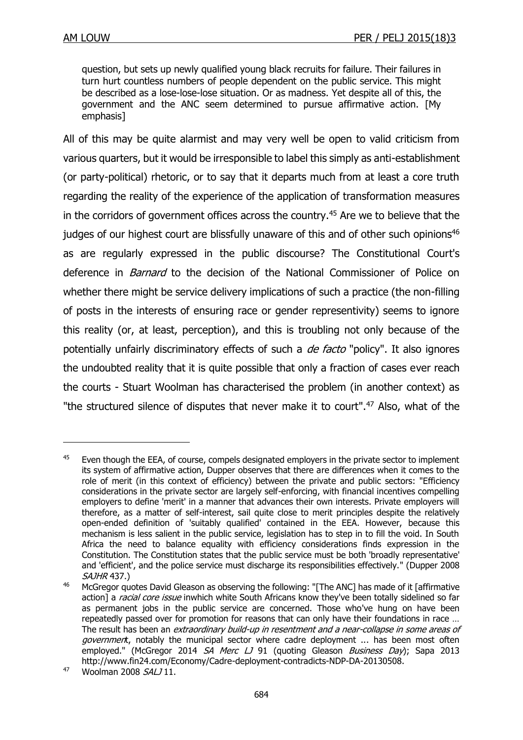question, but sets up newly qualified young black recruits for failure. Their failures in turn hurt countless numbers of people dependent on the public service. This might be described as a lose-lose-lose situation. Or as madness. Yet despite all of this, the government and the ANC seem determined to pursue affirmative action. [My emphasis]

All of this may be quite alarmist and may very well be open to valid criticism from various quarters, but it would be irresponsible to label this simply as anti-establishment (or party-political) rhetoric, or to say that it departs much from at least a core truth regarding the reality of the experience of the application of transformation measures in the corridors of government offices across the country.[45] Are we to believe that the judges of our highest court are blissfully unaware of this and of other such opinions[46] as are regularly expressed in the public discourse? The Constitutional Court's deference in *Barnard* to the decision of the National Commissioner of Police on whether there might be service delivery implications of such a practice (the non-filling of posts in the interests of ensuring race or gender representivity) seems to ignore this reality (or, at least, perception), and this is troubling not only because of the potentially unfairly discriminatory effects of such a *de facto* "policy". It also ignores the undoubted reality that it is quite possible that only a fraction of cases ever reach the courts - Stuart Woolman has characterised the problem (in another context) as "the structured silence of disputes that never make it to court".[47] Also, what of the

---

[45] Even though the EEA, of course, compels designated employers in the private sector to implement its system of affirmative action, Dupper observes that there are differences when it comes to the role of merit (in this context of efficiency) between the private and public sectors: "Efficiency considerations in the private sector are largely self-enforcing, with financial incentives compelling employers to define 'merit' in a manner that advances their own interests. Private employers will therefore, as a matter of self-interest, sail quite close to merit principles despite the relatively open-ended definition of 'suitably qualified' contained in the EEA. However, because this mechanism is less salient in the public service, legislation has to step in to fill the void. In South Africa the need to balance equality with efficiency considerations finds expression in the Constitution. The Constitution states that the public service must be both 'broadly representative' and 'efficient', and the police service must discharge its responsibilities effectively." (Dupper 2008 *SAJHR* 437.)

[46] McGregor quotes David Gleason as observing the following: "[The ANC] has made of it [affirmative action] a *racial core issue* inwhich white South Africans know they've been totally sidelined so far as permanent jobs in the public service are concerned. Those who've hung on have been repeatedly passed over for promotion for reasons that can only have their foundations in race … The result has been an *extraordinary build-up in resentment and a near-collapse in some areas of government*, notably the municipal sector where cadre deployment ... has been most often employed." (McGregor 2014 *SA Merc LJ* 91 (quoting Gleason *Business Day*); Sapa 2013 http://www.fin24.com/Economy/Cadre-deployment-contradicts-NDP-DA-20130508.

[47] Woolman 2008 *SALJ* 11.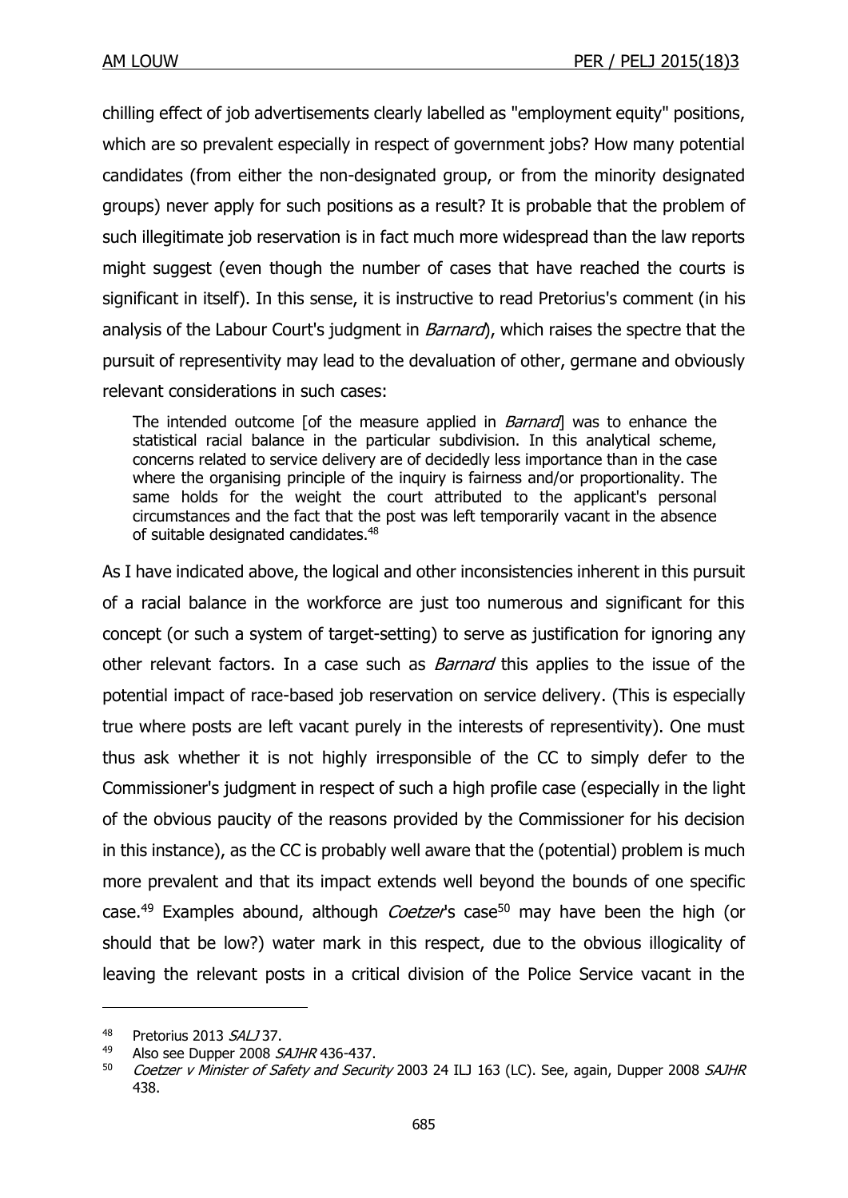chilling effect of job advertisements clearly labelled as "employment equity" positions, which are so prevalent especially in respect of government jobs? How many potential candidates (from either the non-designated group, or from the minority designated groups) never apply for such positions as a result? It is probable that the problem of such illegitimate job reservation is in fact much more widespread than the law reports might suggest (even though the number of cases that have reached the courts is significant in itself). In this sense, it is instructive to read Pretorius's comment (in his analysis of the Labour Court's judgment in *Barnard*), which raises the spectre that the pursuit of representivity may lead to the devaluation of other, germane and obviously relevant considerations in such cases:

> The intended outcome [of the measure applied in *Barnard*] was to enhance the statistical racial balance in the particular subdivision. In this analytical scheme, concerns related to service delivery are of decidedly less importance than in the case where the organising principle of the inquiry is fairness and/or proportionality. The same holds for the weight the court attributed to the applicant's personal circumstances and the fact that the post was left temporarily vacant in the absence of suitable designated candidates.[48]

As I have indicated above, the logical and other inconsistencies inherent in this pursuit of a racial balance in the workforce are just too numerous and significant for this concept (or such a system of target-setting) to serve as justification for ignoring any other relevant factors. In a case such as *Barnard* this applies to the issue of the potential impact of race-based job reservation on service delivery. (This is especially true where posts are left vacant purely in the interests of representivity). One must thus ask whether it is not highly irresponsible of the CC to simply defer to the Commissioner's judgment in respect of such a high profile case (especially in the light of the obvious paucity of the reasons provided by the Commissioner for his decision in this instance), as the CC is probably well aware that the (potential) problem is much more prevalent and that its impact extends well beyond the bounds of one specific case.[49] Examples abound, although *Coetzer*'s case[50] may have been the high (or should that be low?) water mark in this respect, due to the obvious illogicality of leaving the relevant posts in a critical division of the Police Service vacant in the

---

[48] Pretorius 2013 *SALJ* 37.

[49] Also see Dupper 2008 *SAJHR* 436-437.

[50] *Coetzer v Minister of Safety and Security* 2003 24 ILJ 163 (LC). See, again, Dupper 2008 *SAJHR* 438.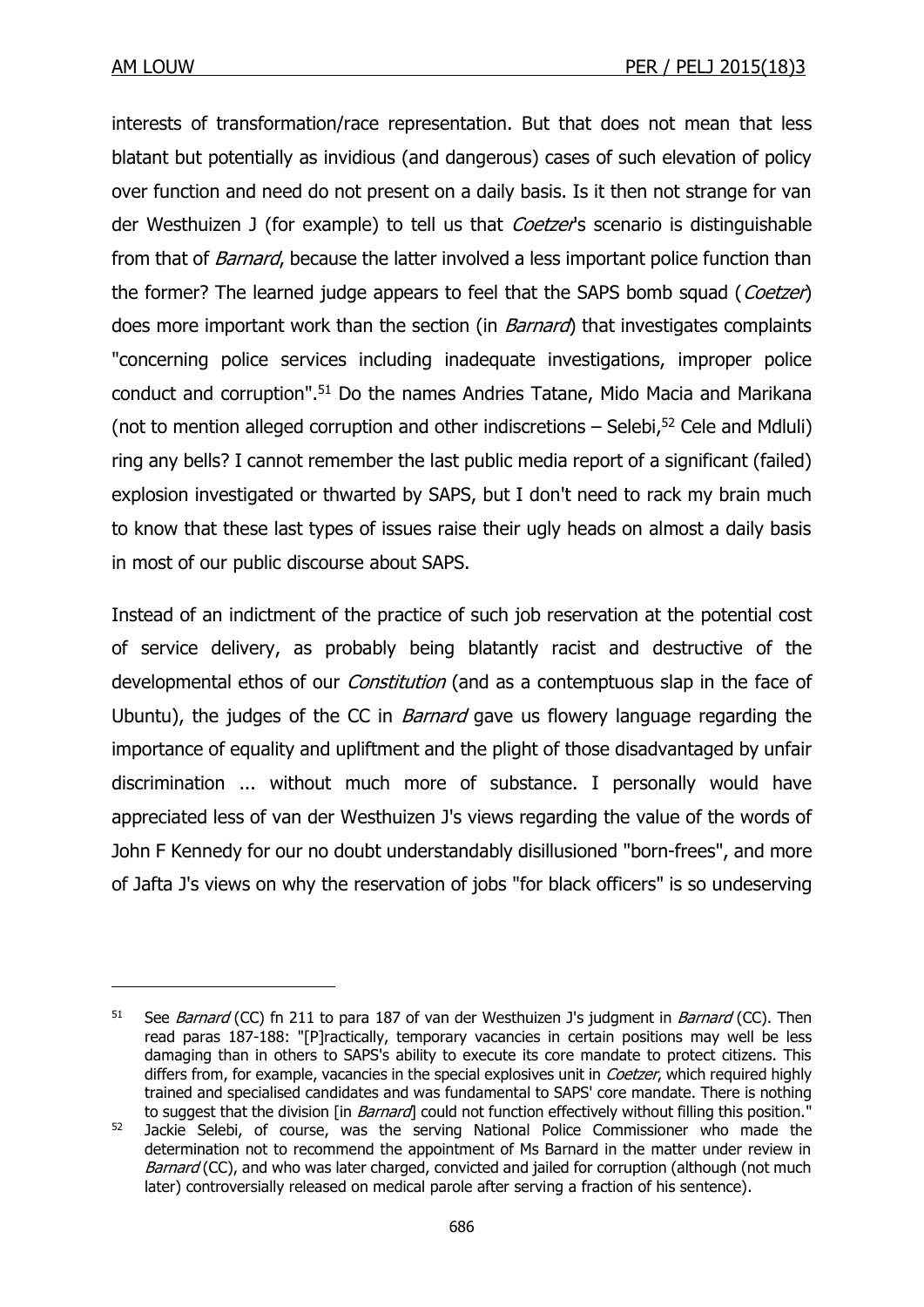interests of transformation/race representation. But that does not mean that less blatant but potentially as invidious (and dangerous) cases of such elevation of policy over function and need do not present on a daily basis. Is it then not strange for van der Westhuizen J (for example) to tell us that *Coetzer*'s scenario is distinguishable from that of *Barnard*, because the latter involved a less important police function than the former? The learned judge appears to feel that the SAPS bomb squad (*Coetzer*) does more important work than the section (in *Barnard*) that investigates complaints "concerning police services including inadequate investigations, improper police conduct and corruption".[51] Do the names Andries Tatane, Mido Macia and Marikana (not to mention alleged corruption and other indiscretions – Selebi,[52] Cele and Mdluli) ring any bells? I cannot remember the last public media report of a significant (failed) explosion investigated or thwarted by SAPS, but I don't need to rack my brain much to know that these last types of issues raise their ugly heads on almost a daily basis in most of our public discourse about SAPS.

Instead of an indictment of the practice of such job reservation at the potential cost of service delivery, as probably being blatantly racist and destructive of the developmental ethos of our *Constitution* (and as a contemptuous slap in the face of Ubuntu), the judges of the CC in *Barnard* gave us flowery language regarding the importance of equality and upliftment and the plight of those disadvantaged by unfair discrimination ... without much more of substance. I personally would have appreciated less of van der Westhuizen J's views regarding the value of the words of John F Kennedy for our no doubt understandably disillusioned "born-frees", and more of Jafta J's views on why the reservation of jobs "for black officers" is so undeserving

---

[51] See *Barnard* (CC) fn 211 to para 187 of van der Westhuizen J's judgment in *Barnard* (CC). Then read paras 187-188: "[P]ractically, temporary vacancies in certain positions may well be less damaging than in others to SAPS's ability to execute its core mandate to protect citizens. This differs from, for example, vacancies in the special explosives unit in *Coetzer*, which required highly trained and specialised candidates and was fundamental to SAPS' core mandate. There is nothing to suggest that the division [in *Barnard*] could not function effectively without filling this position."

[52] Jackie Selebi, of course, was the serving National Police Commissioner who made the determination not to recommend the appointment of Ms Barnard in the matter under review in *Barnard* (CC), and who was later charged, convicted and jailed for corruption (although (not much later) controversially released on medical parole after serving a fraction of his sentence).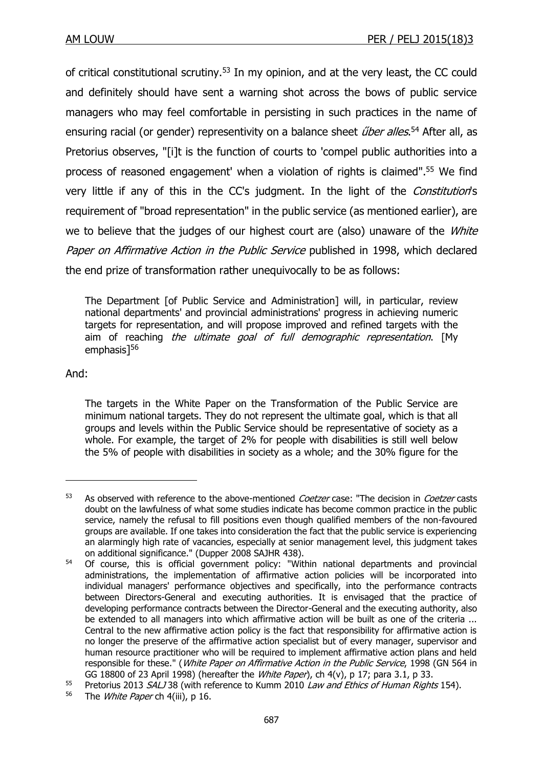of critical constitutional scrutiny.[53] In my opinion, and at the very least, the CC could and definitely should have sent a warning shot across the bows of public service managers who may feel comfortable in persisting in such practices in the name of ensuring racial (or gender) representivity on a balance sheet *űber alles*.[54] After all, as Pretorius observes, "[i]t is the function of courts to 'compel public authorities into a process of reasoned engagement' when a violation of rights is claimed".[55] We find very little if any of this in the CC's judgment. In the light of the *Constitution*'s requirement of "broad representation" in the public service (as mentioned earlier), are we to believe that the judges of our highest court are (also) unaware of the *White Paper on Affirmative Action in the Public Service* published in 1998, which declared the end prize of transformation rather unequivocally to be as follows:

> The Department [of Public Service and Administration] will, in particular, review national departments' and provincial administrations' progress in achieving numeric targets for representation, and will propose improved and refined targets with the aim of reaching *the ultimate goal of full demographic representation*. [My emphasis][56]

And:

> The targets in the White Paper on the Transformation of the Public Service are minimum national targets. They do not represent the ultimate goal, which is that all groups and levels within the Public Service should be representative of society as a whole. For example, the target of 2% for people with disabilities is still well below the 5% of people with disabilities in society as a whole; and the 30% figure for the

---

[53] As observed with reference to the above-mentioned *Coetzer* case: "The decision in *Coetzer* casts doubt on the lawfulness of what some studies indicate has become common practice in the public service, namely the refusal to fill positions even though qualified members of the non-favoured groups are available. If one takes into consideration the fact that the public service is experiencing an alarmingly high rate of vacancies, especially at senior management level, this judgment takes on additional significance." (Dupper 2008 SAJHR 438).

[54] Of course, this is official government policy: "Within national departments and provincial administrations, the implementation of affirmative action policies will be incorporated into individual managers' performance objectives and specifically, into the performance contracts between Directors-General and executing authorities. It is envisaged that the practice of developing performance contracts between the Director-General and the executing authority, also be extended to all managers into which affirmative action will be built as one of the criteria ... Central to the new affirmative action policy is the fact that responsibility for affirmative action is no longer the preserve of the affirmative action specialist but of every manager, supervisor and human resource practitioner who will be required to implement affirmative action plans and held responsible for these." (*White Paper on Affirmative Action in the Public Service*, 1998 (GN 564 in GG 18800 of 23 April 1998) (hereafter the *White Paper*), ch 4(v), p 17; para 3.1, p 33.

[55] Pretorius 2013 *SALJ* 38 (with reference to Kumm 2010 *Law and Ethics of Human Rights* 154).

[56] The *White Paper* ch 4(iii), p 16.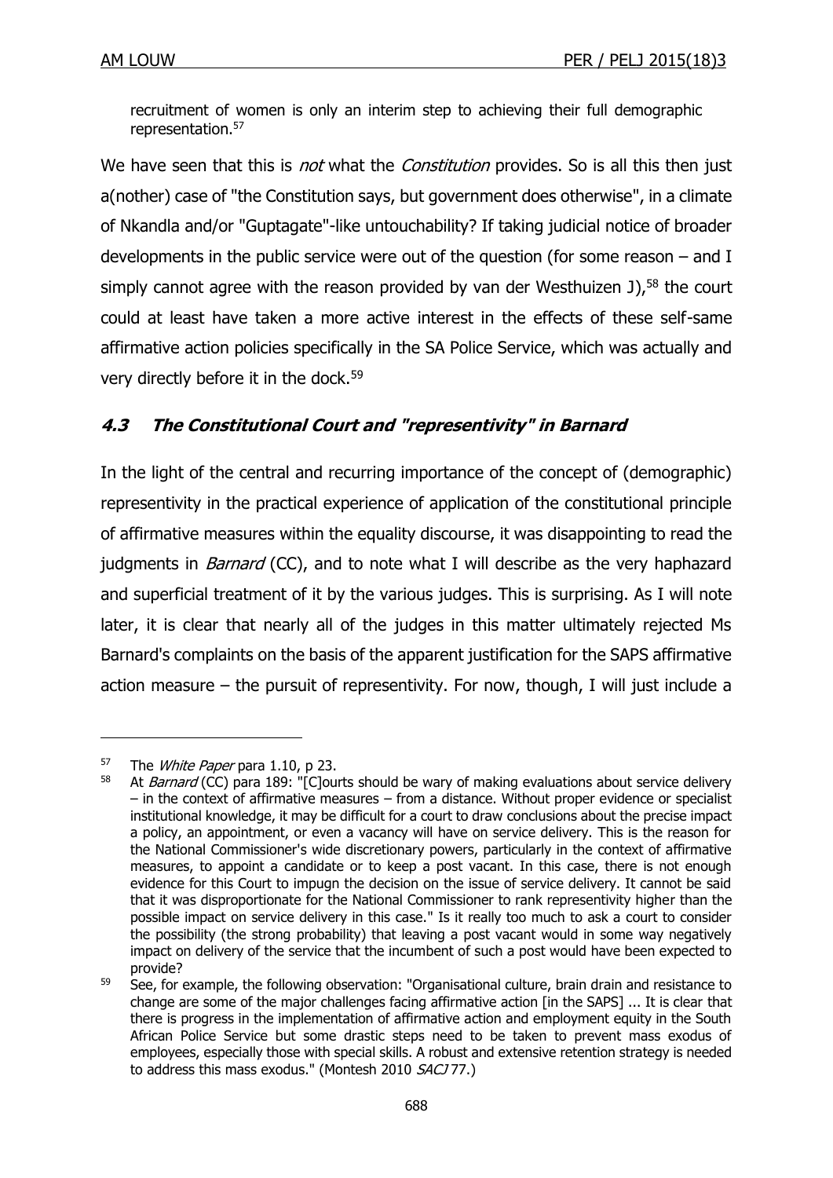recruitment of women is only an interim step to achieving their full demographic representation.[57]

We have seen that this is *not* what the *Constitution* provides. So is all this then just a(nother) case of "the Constitution says, but government does otherwise", in a climate of Nkandla and/or "Guptagate"-like untouchability? If taking judicial notice of broader developments in the public service were out of the question (for some reason – and I simply cannot agree with the reason provided by van der Westhuizen J),[58] the court could at least have taken a more active interest in the effects of these self-same affirmative action policies specifically in the SA Police Service, which was actually and very directly before it in the dock.[59]

### *4.3 The Constitutional Court and "representivity" in Barnard*

In the light of the central and recurring importance of the concept of (demographic) representivity in the practical experience of application of the constitutional principle of affirmative measures within the equality discourse, it was disappointing to read the judgments in *Barnard* (CC), and to note what I will describe as the very haphazard and superficial treatment of it by the various judges. This is surprising. As I will note later, it is clear that nearly all of the judges in this matter ultimately rejected Ms Barnard's complaints on the basis of the apparent justification for the SAPS affirmative action measure – the pursuit of representivity. For now, though, I will just include a

---

[57] The *White Paper* para 1.10, p 23.

[58] At *Barnard* (CC) para 189: "[C]ourts should be wary of making evaluations about service delivery – in the context of affirmative measures – from a distance. Without proper evidence or specialist institutional knowledge, it may be difficult for a court to draw conclusions about the precise impact a policy, an appointment, or even a vacancy will have on service delivery. This is the reason for the National Commissioner's wide discretionary powers, particularly in the context of affirmative measures, to appoint a candidate or to keep a post vacant. In this case, there is not enough evidence for this Court to impugn the decision on the issue of service delivery. It cannot be said that it was disproportionate for the National Commissioner to rank representivity higher than the possible impact on service delivery in this case." Is it really too much to ask a court to consider the possibility (the strong probability) that leaving a post vacant would in some way negatively impact on delivery of the service that the incumbent of such a post would have been expected to provide?

[59] See, for example, the following observation: "Organisational culture, brain drain and resistance to change are some of the major challenges facing affirmative action [in the SAPS] ... It is clear that there is progress in the implementation of affirmative action and employment equity in the South African Police Service but some drastic steps need to be taken to prevent mass exodus of employees, especially those with special skills. A robust and extensive retention strategy is needed to address this mass exodus." (Montesh 2010 *SACJ* 77.)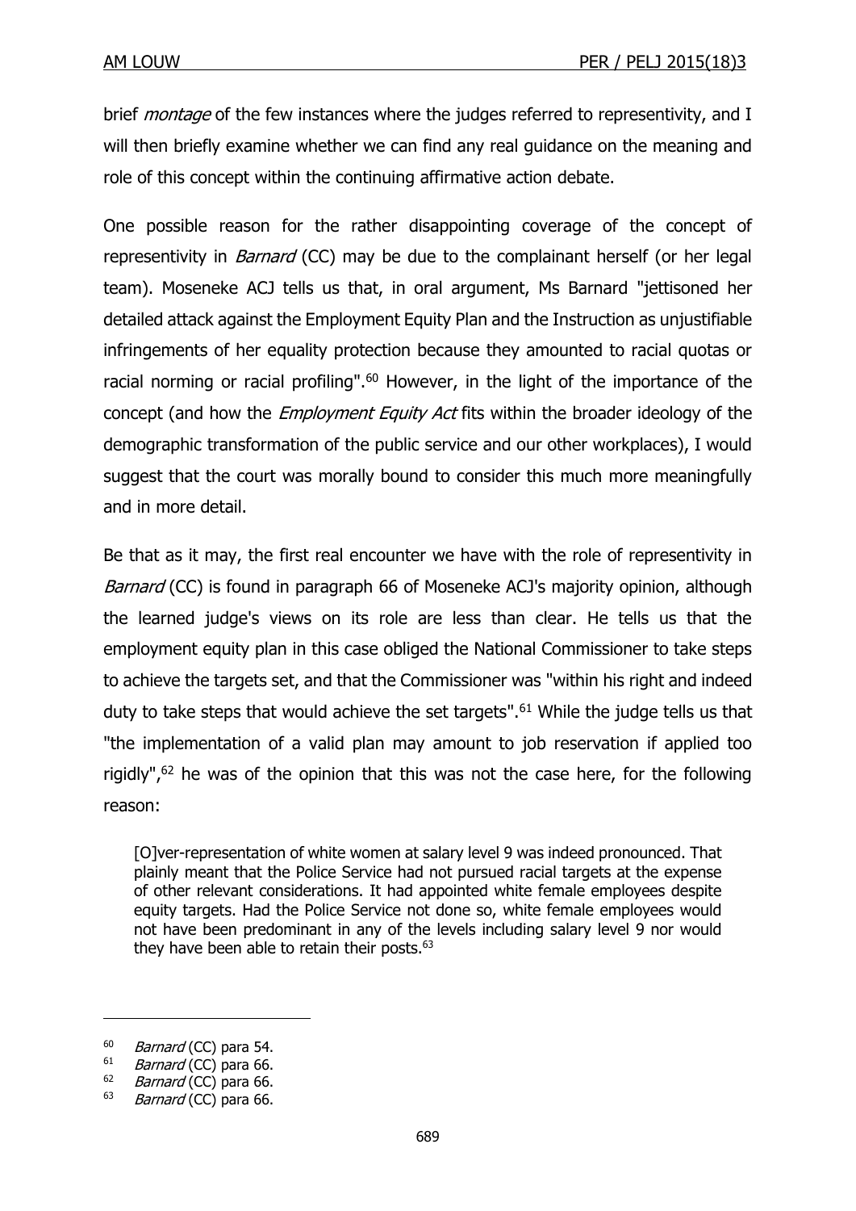brief *montage* of the few instances where the judges referred to representivity, and I will then briefly examine whether we can find any real guidance on the meaning and role of this concept within the continuing affirmative action debate.

One possible reason for the rather disappointing coverage of the concept of representivity in *Barnard* (CC) may be due to the complainant herself (or her legal team). Moseneke ACJ tells us that, in oral argument, Ms Barnard "jettisoned her detailed attack against the Employment Equity Plan and the Instruction as unjustifiable infringements of her equality protection because they amounted to racial quotas or racial norming or racial profiling".[60] However, in the light of the importance of the concept (and how the *Employment Equity Act* fits within the broader ideology of the demographic transformation of the public service and our other workplaces), I would suggest that the court was morally bound to consider this much more meaningfully and in more detail.

Be that as it may, the first real encounter we have with the role of representivity in *Barnard* (CC) is found in paragraph 66 of Moseneke ACJ's majority opinion, although the learned judge's views on its role are less than clear. He tells us that the employment equity plan in this case obliged the National Commissioner to take steps to achieve the targets set, and that the Commissioner was "within his right and indeed duty to take steps that would achieve the set targets".[61] While the judge tells us that "the implementation of a valid plan may amount to job reservation if applied too rigidly",[62] he was of the opinion that this was not the case here, for the following reason:

> [O]ver-representation of white women at salary level 9 was indeed pronounced. That plainly meant that the Police Service had not pursued racial targets at the expense of other relevant considerations. It had appointed white female employees despite equity targets. Had the Police Service not done so, white female employees would not have been predominant in any of the levels including salary level 9 nor would they have been able to retain their posts.[63]

---

[60] *Barnard* (CC) para 54.

[61] *Barnard* (CC) para 66.

[62] *Barnard* (CC) para 66.

[63] *Barnard* (CC) para 66.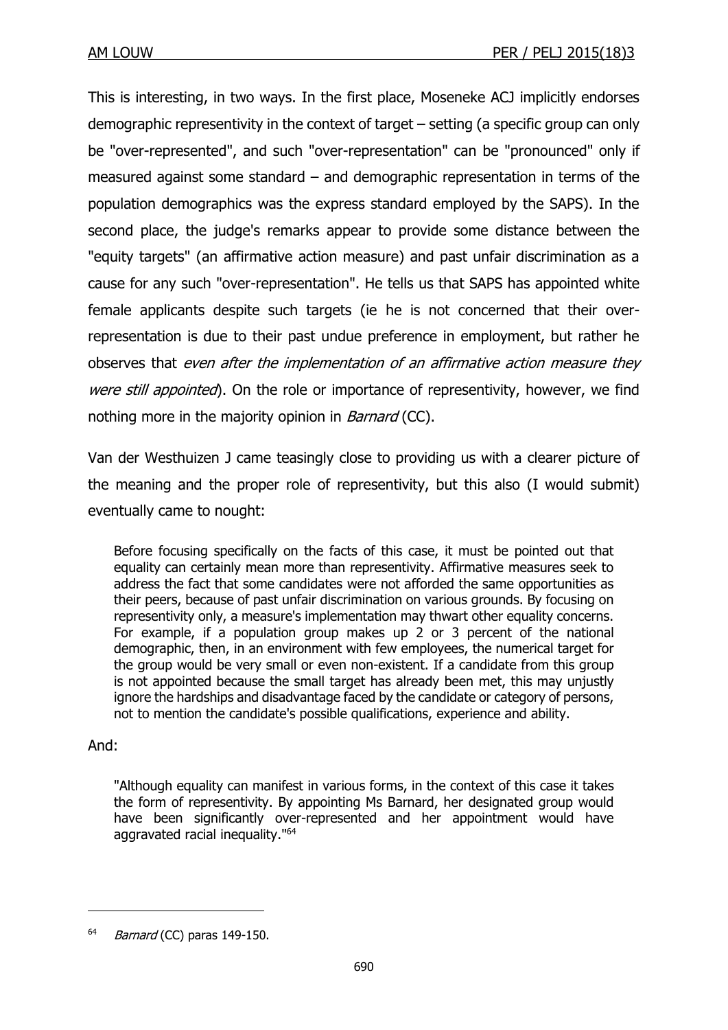This is interesting, in two ways. In the first place, Moseneke ACJ implicitly endorses demographic representivity in the context of target – setting (a specific group can only be "over-represented", and such "over-representation" can be "pronounced" only if measured against some standard – and demographic representation in terms of the population demographics was the express standard employed by the SAPS). In the second place, the judge's remarks appear to provide some distance between the "equity targets" (an affirmative action measure) and past unfair discrimination as a cause for any such "over-representation". He tells us that SAPS has appointed white female applicants despite such targets (ie he is not concerned that their over-representation is due to their past undue preference in employment, but rather he observes that *even after the implementation of an affirmative action measure they were still appointed*). On the role or importance of representivity, however, we find nothing more in the majority opinion in *Barnard* (CC).

Van der Westhuizen J came teasingly close to providing us with a clearer picture of the meaning and the proper role of representivity, but this also (I would submit) eventually came to nought:

> Before focusing specifically on the facts of this case, it must be pointed out that equality can certainly mean more than representivity. Affirmative measures seek to address the fact that some candidates were not afforded the same opportunities as their peers, because of past unfair discrimination on various grounds. By focusing on representivity only, a measure's implementation may thwart other equality concerns. For example, if a population group makes up 2 or 3 percent of the national demographic, then, in an environment with few employees, the numerical target for the group would be very small or even non-existent. If a candidate from this group is not appointed because the small target has already been met, this may unjustly ignore the hardships and disadvantage faced by the candidate or category of persons, not to mention the candidate's possible qualifications, experience and ability.

And:

> "Although equality can manifest in various forms, in the context of this case it takes the form of representivity. By appointing Ms Barnard, her designated group would have been significantly over-represented and her appointment would have aggravated racial inequality."[64]

---

[64] *Barnard* (CC) paras 149-150.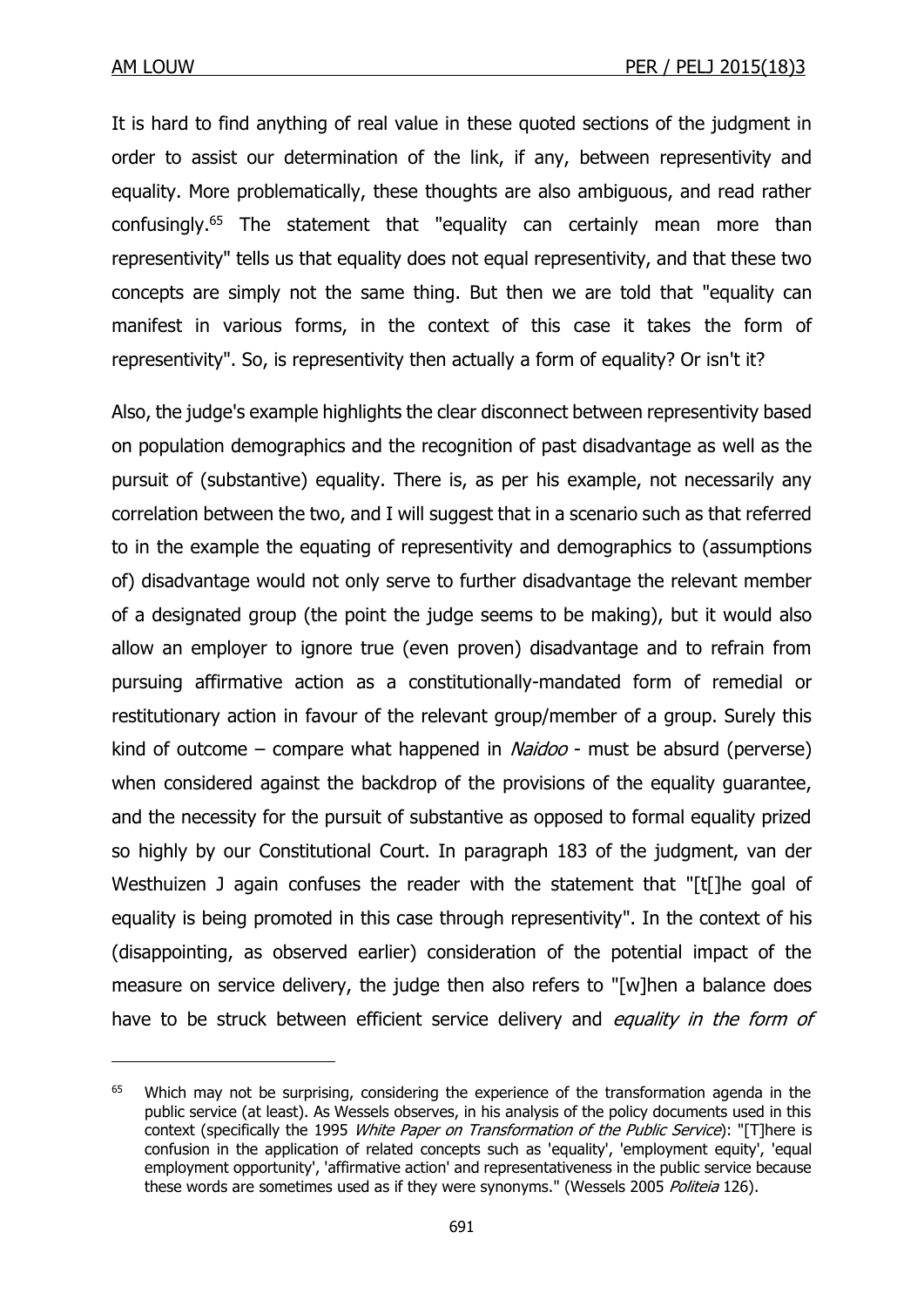It is hard to find anything of real value in these quoted sections of the judgment in order to assist our determination of the link, if any, between representivity and equality. More problematically, these thoughts are also ambiguous, and read rather confusingly.[65] The statement that "equality can certainly mean more than representivity" tells us that equality does not equal representivity, and that these two concepts are simply not the same thing. But then we are told that "equality can manifest in various forms, in the context of this case it takes the form of representivity". So, is representivity then actually a form of equality? Or isn't it?

Also, the judge's example highlights the clear disconnect between representivity based on population demographics and the recognition of past disadvantage as well as the pursuit of (substantive) equality. There is, as per his example, not necessarily any correlation between the two, and I will suggest that in a scenario such as that referred to in the example the equating of representivity and demographics to (assumptions of) disadvantage would not only serve to further disadvantage the relevant member of a designated group (the point the judge seems to be making), but it would also allow an employer to ignore true (even proven) disadvantage and to refrain from pursuing affirmative action as a constitutionally-mandated form of remedial or restitutionary action in favour of the relevant group/member of a group. Surely this kind of outcome – compare what happened in *Naidoo* - must be absurd (perverse) when considered against the backdrop of the provisions of the equality guarantee, and the necessity for the pursuit of substantive as opposed to formal equality prized so highly by our Constitutional Court. In paragraph 183 of the judgment, van der Westhuizen J again confuses the reader with the statement that "[t[]he goal of equality is being promoted in this case through representivity". In the context of his (disappointing, as observed earlier) consideration of the potential impact of the measure on service delivery, the judge then also refers to "[w]hen a balance does have to be struck between efficient service delivery and *equality in the form of*

---

[65] Which may not be surprising, considering the experience of the transformation agenda in the public service (at least). As Wessels observes, in his analysis of the policy documents used in this context (specifically the 1995 *White Paper on Transformation of the Public Service*): "[T]here is confusion in the application of related concepts such as 'equality', 'employment equity', 'equal employment opportunity', 'affirmative action' and representativeness in the public service because these words are sometimes used as if they were synonyms." (Wessels 2005 *Politeia* 126).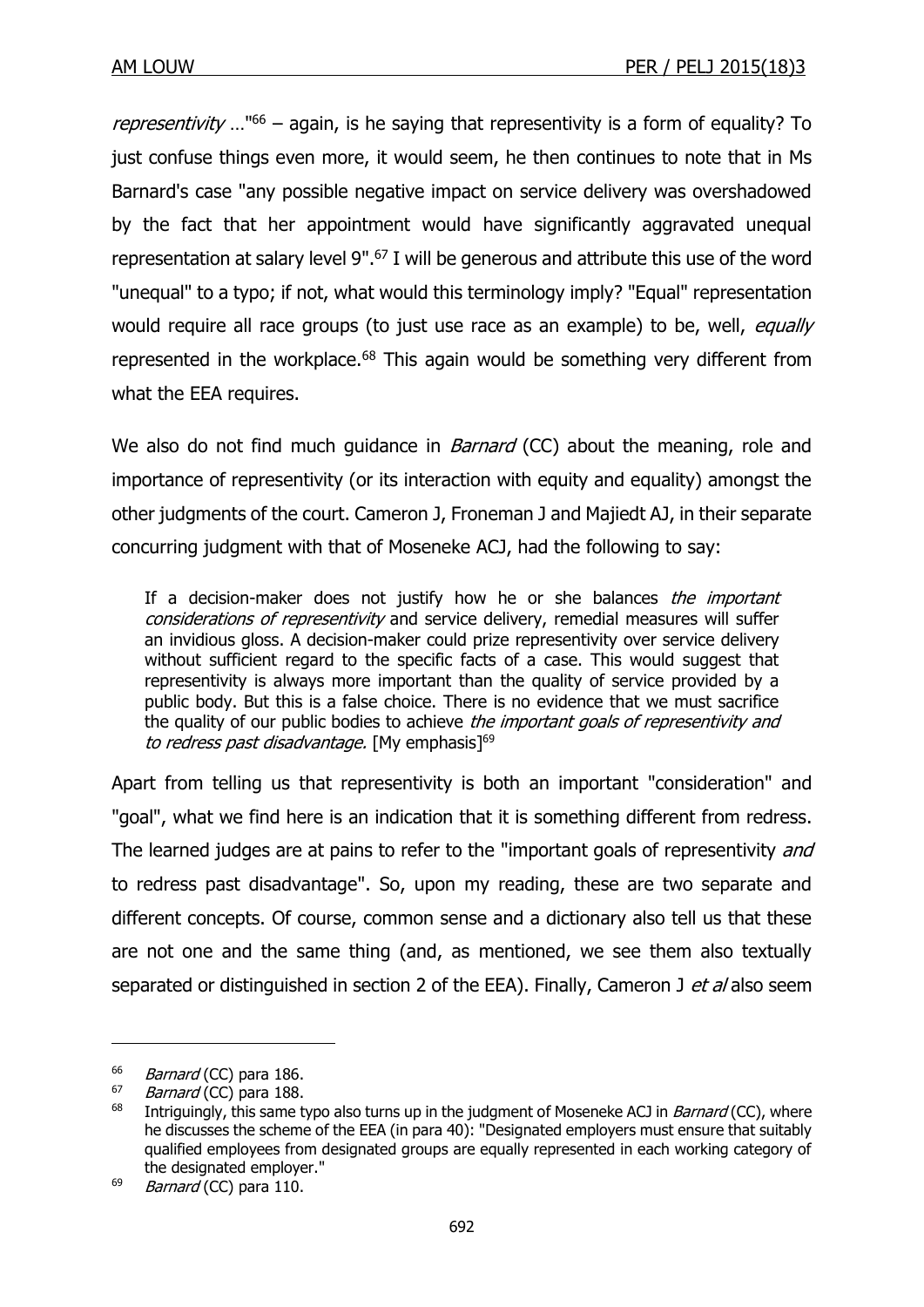*representivity* …"[66] – again, is he saying that representivity is a form of equality? To just confuse things even more, it would seem, he then continues to note that in Ms Barnard's case "any possible negative impact on service delivery was overshadowed by the fact that her appointment would have significantly aggravated unequal representation at salary level 9".[67] I will be generous and attribute this use of the word "unequal" to a typo; if not, what would this terminology imply? "Equal" representation would require all race groups (to just use race as an example) to be, well, *equally* represented in the workplace.[68] This again would be something very different from what the EEA requires.

We also do not find much guidance in *Barnard* (CC) about the meaning, role and importance of representivity (or its interaction with equity and equality) amongst the other judgments of the court. Cameron J, Froneman J and Majiedt AJ, in their separate concurring judgment with that of Moseneke ACJ, had the following to say:

> If a decision-maker does not justify how he or she balances *the important considerations of representivity* and service delivery, remedial measures will suffer an invidious gloss. A decision-maker could prize representivity over service delivery without sufficient regard to the specific facts of a case. This would suggest that representivity is always more important than the quality of service provided by a public body. But this is a false choice. There is no evidence that we must sacrifice the quality of our public bodies to achieve *the important goals of representivity and to redress past disadvantage.* [My emphasis][69]

Apart from telling us that representivity is both an important "consideration" and "goal", what we find here is an indication that it is something different from redress. The learned judges are at pains to refer to the "important goals of representivity *and* to redress past disadvantage". So, upon my reading, these are two separate and different concepts. Of course, common sense and a dictionary also tell us that these are not one and the same thing (and, as mentioned, we see them also textually separated or distinguished in section 2 of the EEA). Finally, Cameron J *et al* also seem

---

[66] *Barnard* (CC) para 186.

[67] *Barnard* (CC) para 188.

[68] Intriguingly, this same typo also turns up in the judgment of Moseneke ACJ in *Barnard* (CC), where he discusses the scheme of the EEA (in para 40): "Designated employers must ensure that suitably qualified employees from designated groups are equally represented in each working category of the designated employer."

[69] *Barnard* (CC) para 110.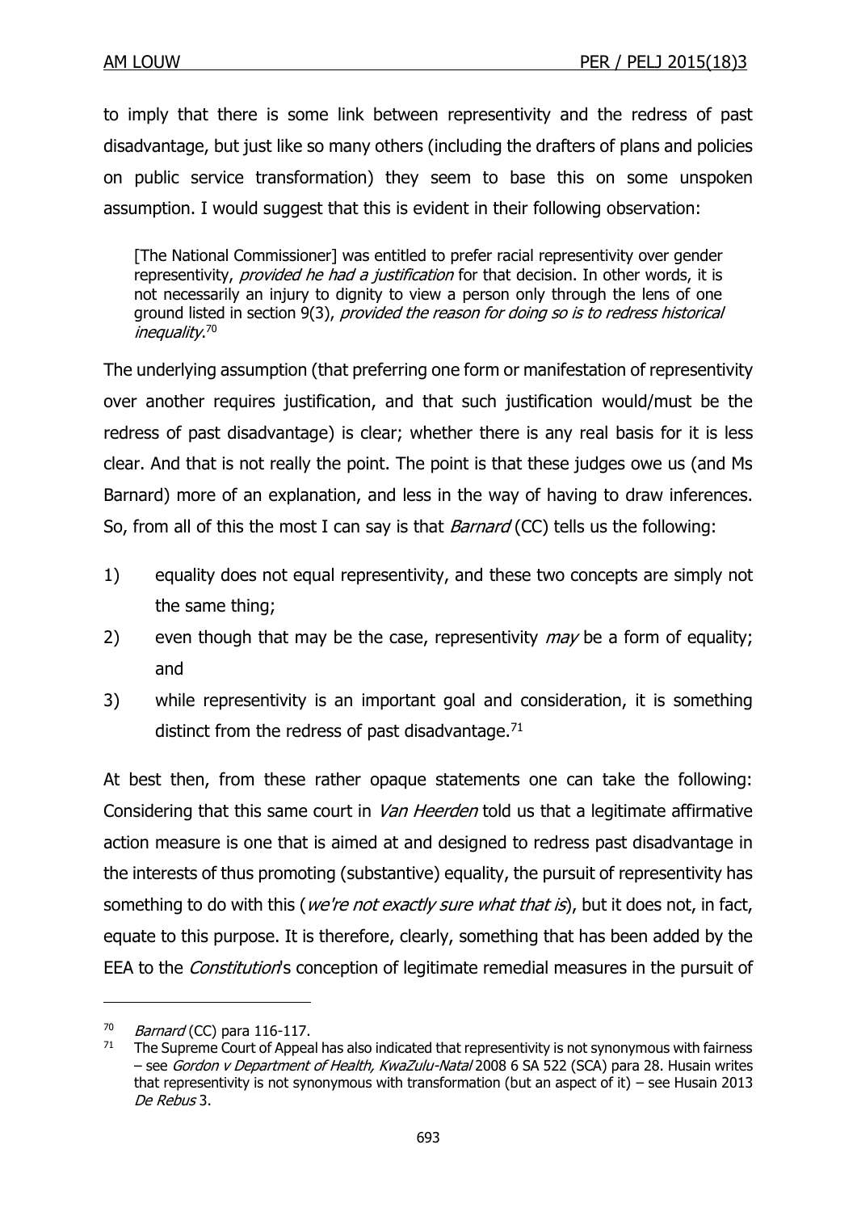to imply that there is some link between representivity and the redress of past disadvantage, but just like so many others (including the drafters of plans and policies on public service transformation) they seem to base this on some unspoken assumption. I would suggest that this is evident in their following observation:

> [The National Commissioner] was entitled to prefer racial representivity over gender representivity, *provided he had a justification* for that decision. In other words, it is not necessarily an injury to dignity to view a person only through the lens of one ground listed in section 9(3), *provided the reason for doing so is to redress historical inequality*.[70]

The underlying assumption (that preferring one form or manifestation of representivity over another requires justification, and that such justification would/must be the redress of past disadvantage) is clear; whether there is any real basis for it is less clear. And that is not really the point. The point is that these judges owe us (and Ms Barnard) more of an explanation, and less in the way of having to draw inferences. So, from all of this the most I can say is that *Barnard* (CC) tells us the following:

1) equality does not equal representivity, and these two concepts are simply not the same thing;
2) even though that may be the case, representivity *may* be a form of equality; and
3) while representivity is an important goal and consideration, it is something distinct from the redress of past disadvantage.[71]

At best then, from these rather opaque statements one can take the following: Considering that this same court in *Van Heerden* told us that a legitimate affirmative action measure is one that is aimed at and designed to redress past disadvantage in the interests of thus promoting (substantive) equality, the pursuit of representivity has something to do with this (*we're not exactly sure what that is*), but it does not, in fact, equate to this purpose. It is therefore, clearly, something that has been added by the EEA to the *Constitution*'s conception of legitimate remedial measures in the pursuit of

---

[70] *Barnard* (CC) para 116-117.

[71] The Supreme Court of Appeal has also indicated that representivity is not synonymous with fairness – see *Gordon v Department of Health, KwaZulu-Natal* 2008 6 SA 522 (SCA) para 28. Husain writes that representivity is not synonymous with transformation (but an aspect of it) – see Husain 2013 *De Rebus* 3.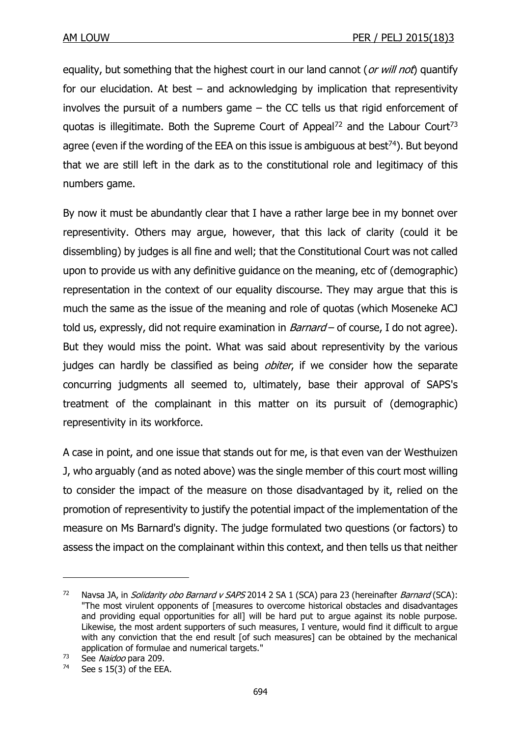equality, but something that the highest court in our land cannot (*or will not*) quantify for our elucidation. At best – and acknowledging by implication that representivity involves the pursuit of a numbers game – the CC tells us that rigid enforcement of quotas is illegitimate. Both the Supreme Court of Appeal[72] and the Labour Court[73] agree (even if the wording of the EEA on this issue is ambiguous at best[74]). But beyond that we are still left in the dark as to the constitutional role and legitimacy of this numbers game.

By now it must be abundantly clear that I have a rather large bee in my bonnet over representivity. Others may argue, however, that this lack of clarity (could it be dissembling) by judges is all fine and well; that the Constitutional Court was not called upon to provide us with any definitive guidance on the meaning, etc of (demographic) representation in the context of our equality discourse. They may argue that this is much the same as the issue of the meaning and role of quotas (which Moseneke ACJ told us, expressly, did not require examination in *Barnard* – of course, I do not agree). But they would miss the point. What was said about representivity by the various judges can hardly be classified as being *obiter*, if we consider how the separate concurring judgments all seemed to, ultimately, base their approval of SAPS's treatment of the complainant in this matter on its pursuit of (demographic) representivity in its workforce.

A case in point, and one issue that stands out for me, is that even van der Westhuizen J, who arguably (and as noted above) was the single member of this court most willing to consider the impact of the measure on those disadvantaged by it, relied on the promotion of representivity to justify the potential impact of the implementation of the measure on Ms Barnard's dignity. The judge formulated two questions (or factors) to assess the impact on the complainant within this context, and then tells us that neither

---

[72] Navsa JA, in *Solidarity obo Barnard v SAPS* 2014 2 SA 1 (SCA) para 23 (hereinafter *Barnard* (SCA): "The most virulent opponents of [measures to overcome historical obstacles and disadvantages and providing equal opportunities for all] will be hard put to argue against its noble purpose. Likewise, the most ardent supporters of such measures, I venture, would find it difficult to argue with any conviction that the end result [of such measures] can be obtained by the mechanical application of formulae and numerical targets."

[73] See *Naidoo* para 209.

[74] See s 15(3) of the EEA.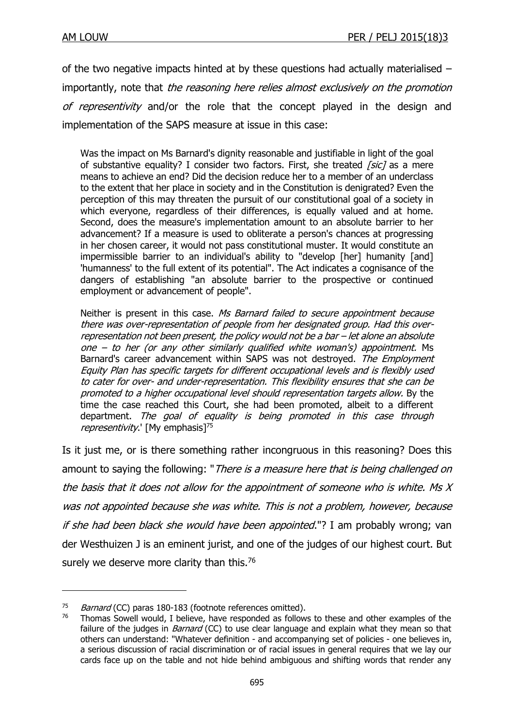of the two negative impacts hinted at by these questions had actually materialised – importantly, note that *the reasoning here relies almost exclusively on the promotion of representivity* and/or the role that the concept played in the design and implementation of the SAPS measure at issue in this case:

> Was the impact on Ms Barnard's dignity reasonable and justifiable in light of the goal of substantive equality? I consider two factors. First, she treated *[sic]* as a mere means to achieve an end? Did the decision reduce her to a member of an underclass to the extent that her place in society and in the Constitution is denigrated? Even the perception of this may threaten the pursuit of our constitutional goal of a society in which everyone, regardless of their differences, is equally valued and at home. Second, does the measure's implementation amount to an absolute barrier to her advancement? If a measure is used to obliterate a person's chances at progressing in her chosen career, it would not pass constitutional muster. It would constitute an impermissible barrier to an individual's ability to "develop [her] humanity [and] 'humanness' to the full extent of its potential". The Act indicates a cognisance of the dangers of establishing "an absolute barrier to the prospective or continued employment or advancement of people".
>
> Neither is present in this case. *Ms Barnard failed to secure appointment because there was over-representation of people from her designated group. Had this over-representation not been present, the policy would not be a bar – let alone an absolute one – to her (or any other similarly qualified white woman's) appointment.* Ms Barnard's career advancement within SAPS was not destroyed. *The Employment Equity Plan has specific targets for different occupational levels and is flexibly used to cater for over- and under-representation. This flexibility ensures that she can be promoted to a higher occupational level should representation targets allow.* By the time the case reached this Court, she had been promoted, albeit to a different department. *The goal of equality is being promoted in this case through representivity*.' [My emphasis][75]

Is it just me, or is there something rather incongruous in this reasoning? Does this amount to saying the following: "*There is a measure here that is being challenged on the basis that it does not allow for the appointment of someone who is white. Ms X was not appointed because she was white. This is not a problem, however, because if she had been black she would have been appointed*."? I am probably wrong; van der Westhuizen J is an eminent jurist, and one of the judges of our highest court. But surely we deserve more clarity than this.[76]

---

[75] *Barnard* (CC) paras 180-183 (footnote references omitted).

[76] Thomas Sowell would, I believe, have responded as follows to these and other examples of the failure of the judges in *Barnard* (CC) to use clear language and explain what they mean so that others can understand: "Whatever definition - and accompanying set of policies - one believes in, a serious discussion of racial discrimination or of racial issues in general requires that we lay our cards face up on the table and not hide behind ambiguous and shifting words that render any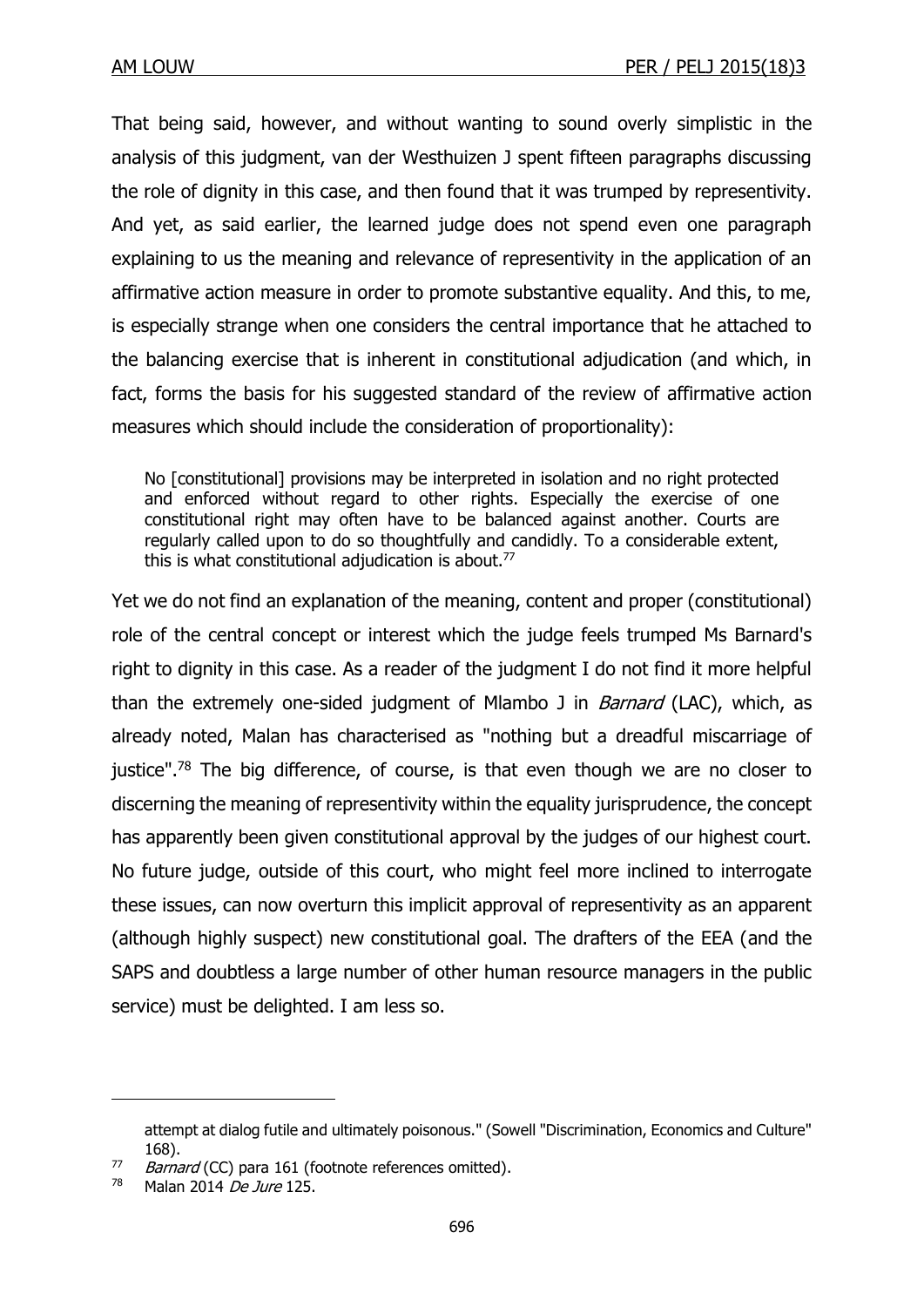That being said, however, and without wanting to sound overly simplistic in the analysis of this judgment, van der Westhuizen J spent fifteen paragraphs discussing the role of dignity in this case, and then found that it was trumped by representivity. And yet, as said earlier, the learned judge does not spend even one paragraph explaining to us the meaning and relevance of representivity in the application of an affirmative action measure in order to promote substantive equality. And this, to me, is especially strange when one considers the central importance that he attached to the balancing exercise that is inherent in constitutional adjudication (and which, in fact, forms the basis for his suggested standard of the review of affirmative action measures which should include the consideration of proportionality):

> No [constitutional] provisions may be interpreted in isolation and no right protected and enforced without regard to other rights. Especially the exercise of one constitutional right may often have to be balanced against another. Courts are regularly called upon to do so thoughtfully and candidly. To a considerable extent, this is what constitutional adjudication is about.[77]

Yet we do not find an explanation of the meaning, content and proper (constitutional) role of the central concept or interest which the judge feels trumped Ms Barnard's right to dignity in this case. As a reader of the judgment I do not find it more helpful than the extremely one-sided judgment of Mlambo J in *Barnard* (LAC), which, as already noted, Malan has characterised as "nothing but a dreadful miscarriage of justice".[78] The big difference, of course, is that even though we are no closer to discerning the meaning of representivity within the equality jurisprudence, the concept has apparently been given constitutional approval by the judges of our highest court. No future judge, outside of this court, who might feel more inclined to interrogate these issues, can now overturn this implicit approval of representivity as an apparent (although highly suspect) new constitutional goal. The drafters of the EEA (and the SAPS and doubtless a large number of other human resource managers in the public service) must be delighted. I am less so.

---

attempt at dialog futile and ultimately poisonous." (Sowell "Discrimination, Economics and Culture" 168).

[77] *Barnard* (CC) para 161 (footnote references omitted).

[78] Malan 2014 *De Jure* 125.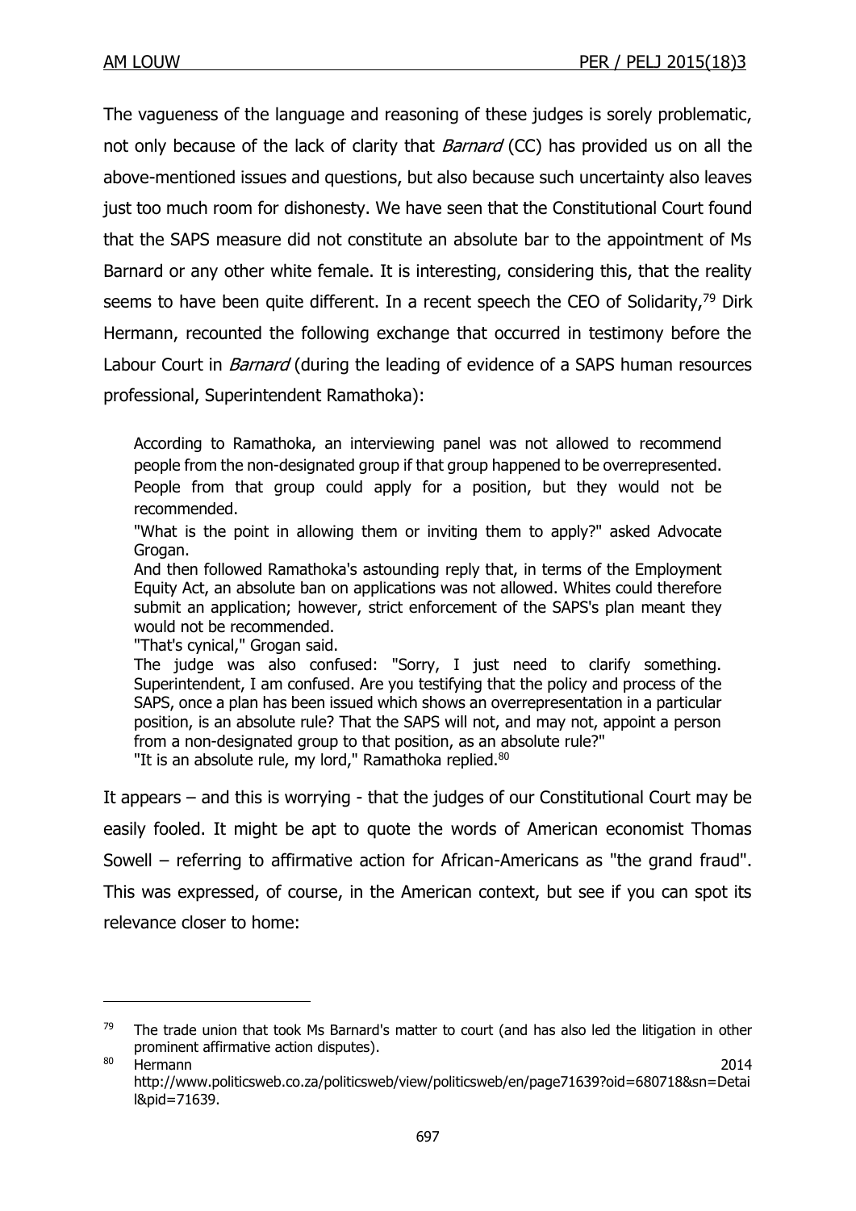The vagueness of the language and reasoning of these judges is sorely problematic, not only because of the lack of clarity that *Barnard* (CC) has provided us on all the above-mentioned issues and questions, but also because such uncertainty also leaves just too much room for dishonesty. We have seen that the Constitutional Court found that the SAPS measure did not constitute an absolute bar to the appointment of Ms Barnard or any other white female. It is interesting, considering this, that the reality seems to have been quite different. In a recent speech the CEO of Solidarity,[79] Dirk Hermann, recounted the following exchange that occurred in testimony before the Labour Court in *Barnard* (during the leading of evidence of a SAPS human resources professional, Superintendent Ramathoka):

> According to Ramathoka, an interviewing panel was not allowed to recommend people from the non-designated group if that group happened to be overrepresented. People from that group could apply for a position, but they would not be recommended.
>
> "What is the point in allowing them or inviting them to apply?" asked Advocate Grogan.
>
> And then followed Ramathoka's astounding reply that, in terms of the Employment Equity Act, an absolute ban on applications was not allowed. Whites could therefore submit an application; however, strict enforcement of the SAPS's plan meant they would not be recommended.
>
> "That's cynical," Grogan said.
>
> The judge was also confused: "Sorry, I just need to clarify something. Superintendent, I am confused. Are you testifying that the policy and process of the SAPS, once a plan has been issued which shows an overrepresentation in a particular position, is an absolute rule? That the SAPS will not, and may not, appoint a person from a non-designated group to that position, as an absolute rule?"
>
> "It is an absolute rule, my lord," Ramathoka replied.[80]

It appears – and this is worrying - that the judges of our Constitutional Court may be easily fooled. It might be apt to quote the words of American economist Thomas Sowell – referring to affirmative action for African-Americans as "the grand fraud". This was expressed, of course, in the American context, but see if you can spot its relevance closer to home:

---

[79] The trade union that took Ms Barnard's matter to court (and has also led the litigation in other prominent affirmative action disputes).

[80] Hermann 2014 http://www.politicsweb.co.za/politicsweb/view/politicsweb/en/page71639?oid=680718&sn=Detail&pid=71639.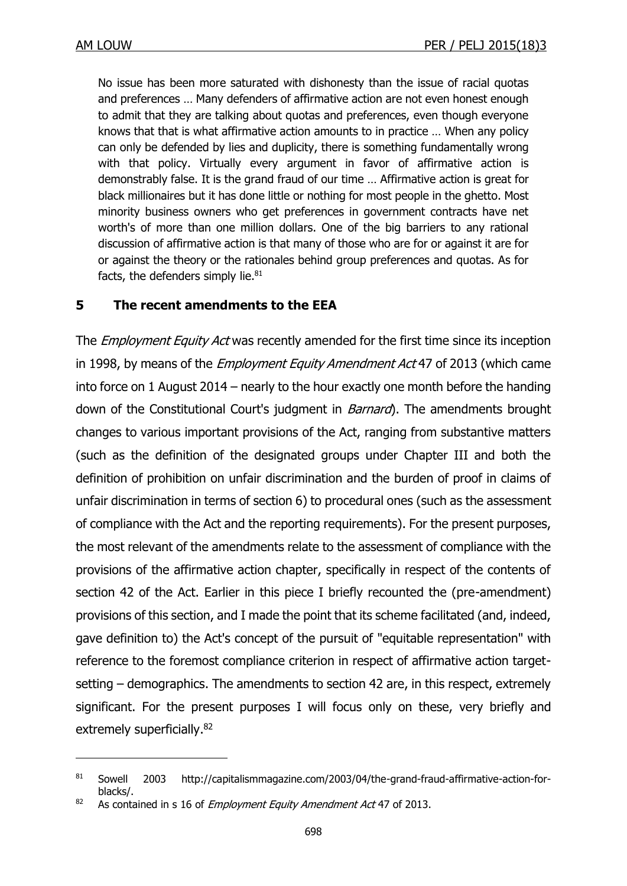> No issue has been more saturated with dishonesty than the issue of racial quotas and preferences … Many defenders of affirmative action are not even honest enough to admit that they are talking about quotas and preferences, even though everyone knows that that is what affirmative action amounts to in practice … When any policy can only be defended by lies and duplicity, there is something fundamentally wrong with that policy. Virtually every argument in favor of affirmative action is demonstrably false. It is the grand fraud of our time … Affirmative action is great for black millionaires but it has done little or nothing for most people in the ghetto. Most minority business owners who get preferences in government contracts have net worth's of more than one million dollars. One of the big barriers to any rational discussion of affirmative action is that many of those who are for or against it are for or against the theory or the rationales behind group preferences and quotas. As for facts, the defenders simply lie.[81]

## 5 The recent amendments to the EEA

The *Employment Equity Act* was recently amended for the first time since its inception in 1998, by means of the *Employment Equity Amendment Act* 47 of 2013 (which came into force on 1 August 2014 – nearly to the hour exactly one month before the handing down of the Constitutional Court's judgment in *Barnard*). The amendments brought changes to various important provisions of the Act, ranging from substantive matters (such as the definition of the designated groups under Chapter III and both the definition of prohibition on unfair discrimination and the burden of proof in claims of unfair discrimination in terms of section 6) to procedural ones (such as the assessment of compliance with the Act and the reporting requirements). For the present purposes, the most relevant of the amendments relate to the assessment of compliance with the provisions of the affirmative action chapter, specifically in respect of the contents of section 42 of the Act. Earlier in this piece I briefly recounted the (pre-amendment) provisions of this section, and I made the point that its scheme facilitated (and, indeed, gave definition to) the Act's concept of the pursuit of "equitable representation" with reference to the foremost compliance criterion in respect of affirmative action target-setting – demographics. The amendments to section 42 are, in this respect, extremely significant. For the present purposes I will focus only on these, very briefly and extremely superficially.[82]

---

[81] Sowell 2003 http://capitalismmagazine.com/2003/04/the-grand-fraud-affirmative-action-for-blacks/.

[82] As contained in s 16 of *Employment Equity Amendment Act* 47 of 2013.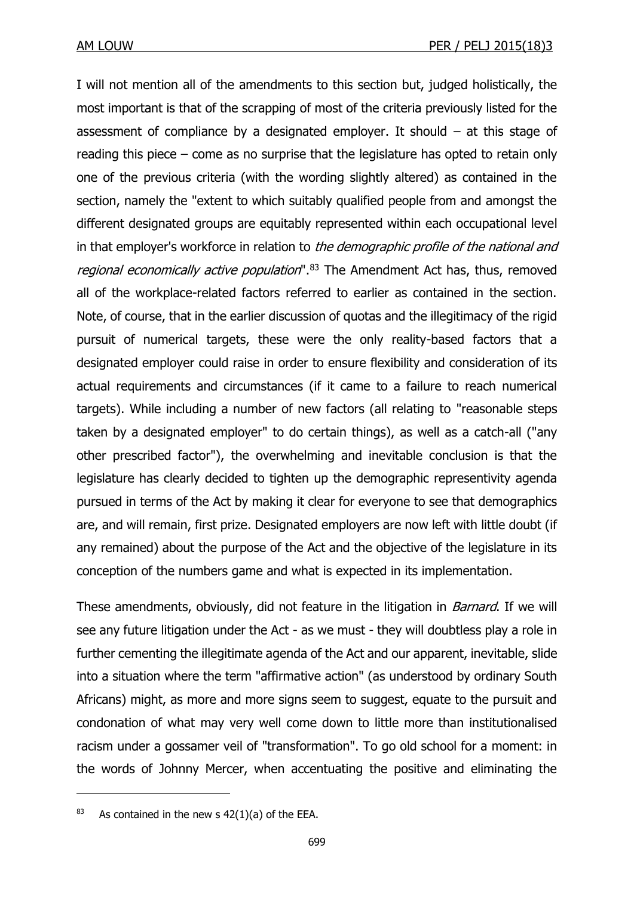I will not mention all of the amendments to this section but, judged holistically, the most important is that of the scrapping of most of the criteria previously listed for the assessment of compliance by a designated employer. It should – at this stage of reading this piece – come as no surprise that the legislature has opted to retain only one of the previous criteria (with the wording slightly altered) as contained in the section, namely the "extent to which suitably qualified people from and amongst the different designated groups are equitably represented within each occupational level in that employer's workforce in relation to *the demographic profile of the national and regional economically active population*".[83] The Amendment Act has, thus, removed all of the workplace-related factors referred to earlier as contained in the section. Note, of course, that in the earlier discussion of quotas and the illegitimacy of the rigid pursuit of numerical targets, these were the only reality-based factors that a designated employer could raise in order to ensure flexibility and consideration of its actual requirements and circumstances (if it came to a failure to reach numerical targets). While including a number of new factors (all relating to "reasonable steps taken by a designated employer" to do certain things), as well as a catch-all ("any other prescribed factor"), the overwhelming and inevitable conclusion is that the legislature has clearly decided to tighten up the demographic representivity agenda pursued in terms of the Act by making it clear for everyone to see that demographics are, and will remain, first prize. Designated employers are now left with little doubt (if any remained) about the purpose of the Act and the objective of the legislature in its conception of the numbers game and what is expected in its implementation.

These amendments, obviously, did not feature in the litigation in *Barnard*. If we will see any future litigation under the Act - as we must - they will doubtless play a role in further cementing the illegitimate agenda of the Act and our apparent, inevitable, slide into a situation where the term "affirmative action" (as understood by ordinary South Africans) might, as more and more signs seem to suggest, equate to the pursuit and condonation of what may very well come down to little more than institutionalised racism under a gossamer veil of "transformation". To go old school for a moment: in the words of Johnny Mercer, when accentuating the positive and eliminating the

[83] As contained in the new s 42(1)(a) of the EEA.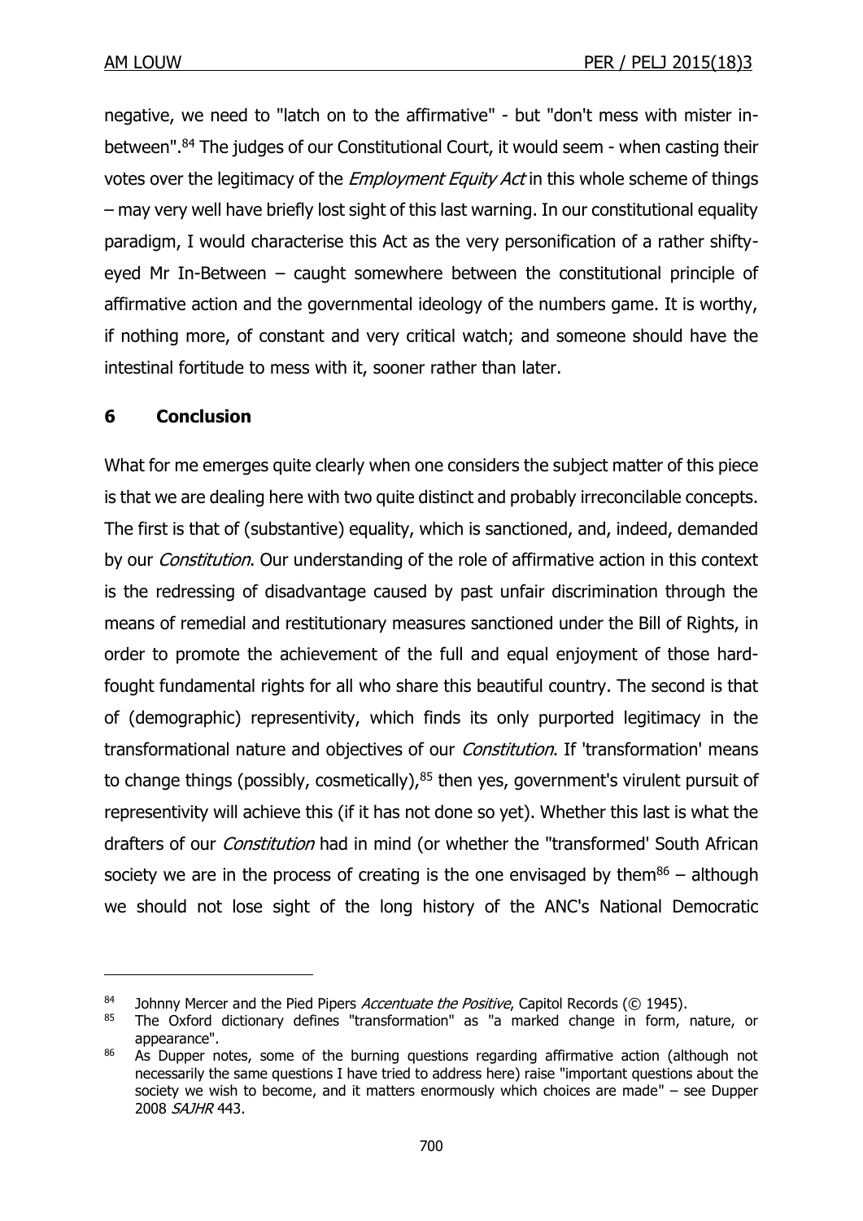negative, we need to "latch on to the affirmative" - but "don't mess with mister in-between".[84] The judges of our Constitutional Court, it would seem - when casting their votes over the legitimacy of the *Employment Equity Act* in this whole scheme of things – may very well have briefly lost sight of this last warning. In our constitutional equality paradigm, I would characterise this Act as the very personification of a rather shifty-eyed Mr In-Between – caught somewhere between the constitutional principle of affirmative action and the governmental ideology of the numbers game. It is worthy, if nothing more, of constant and very critical watch; and someone should have the intestinal fortitude to mess with it, sooner rather than later.

## 6 Conclusion

What for me emerges quite clearly when one considers the subject matter of this piece is that we are dealing here with two quite distinct and probably irreconcilable concepts. The first is that of (substantive) equality, which is sanctioned, and, indeed, demanded by our *Constitution*. Our understanding of the role of affirmative action in this context is the redressing of disadvantage caused by past unfair discrimination through the means of remedial and restitutionary measures sanctioned under the Bill of Rights, in order to promote the achievement of the full and equal enjoyment of those hard-fought fundamental rights for all who share this beautiful country. The second is that of (demographic) representivity, which finds its only purported legitimacy in the transformational nature and objectives of our *Constitution*. If 'transformation' means to change things (possibly, cosmetically),[85] then yes, government's virulent pursuit of representivity will achieve this (if it has not done so yet). Whether this last is what the drafters of our *Constitution* had in mind (or whether the "transformed' South African society we are in the process of creating is the one envisaged by them[86] – although we should not lose sight of the long history of the ANC's National Democratic

---

[84] Johnny Mercer and the Pied Pipers *Accentuate the Positive*, Capitol Records (© 1945).

[85] The Oxford dictionary defines "transformation" as "a marked change in form, nature, or appearance".

[86] As Dupper notes, some of the burning questions regarding affirmative action (although not necessarily the same questions I have tried to address here) raise "important questions about the society we wish to become, and it matters enormously which choices are made" – see Dupper 2008 *SAJHR* 443.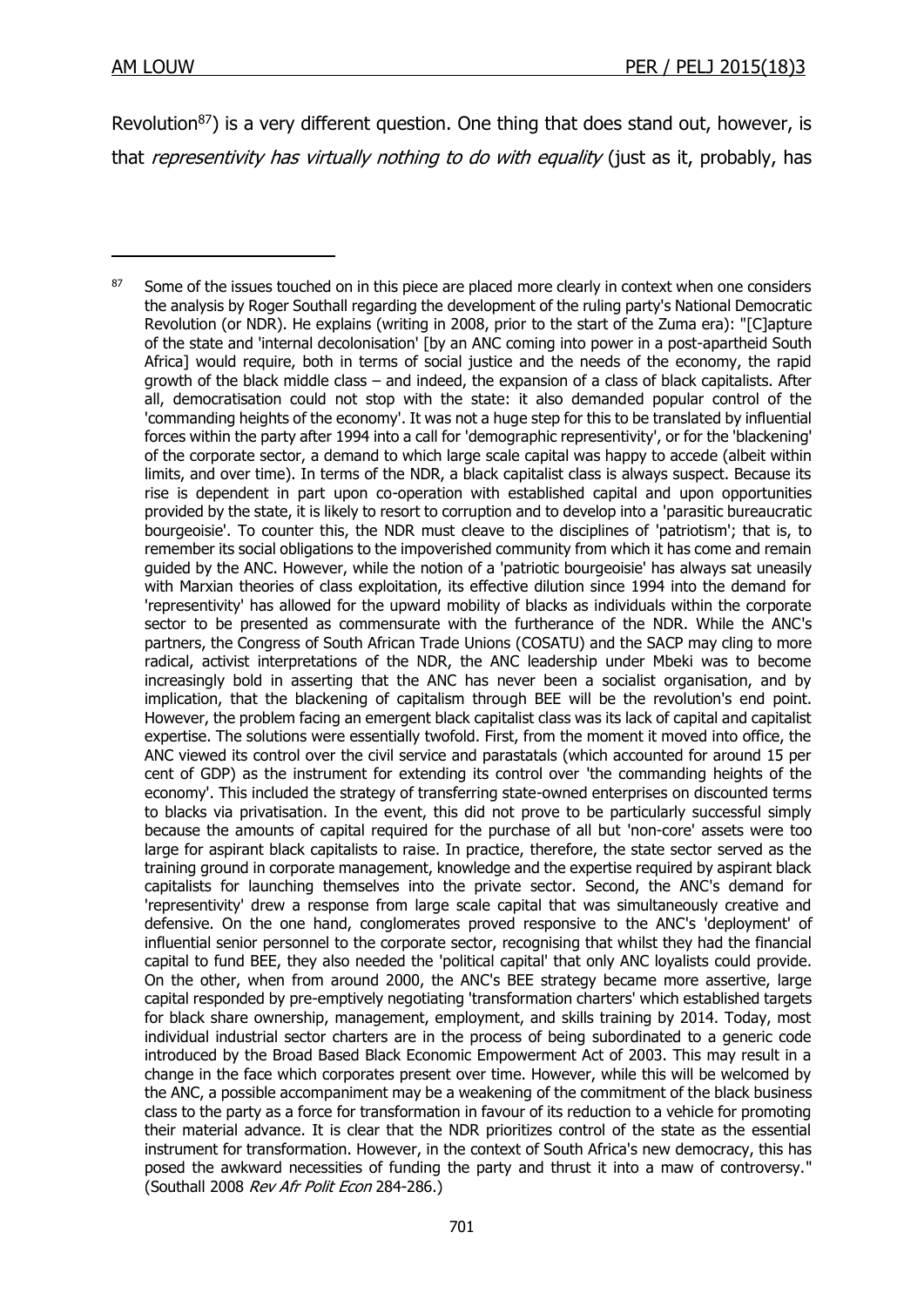Revolution[87]) is a very different question. One thing that does stand out, however, is that *representivity has virtually nothing to do with equality* (just as it, probably, has

[87] Some of the issues touched on in this piece are placed more clearly in context when one considers the analysis by Roger Southall regarding the development of the ruling party's National Democratic Revolution (or NDR). He explains (writing in 2008, prior to the start of the Zuma era): "[C]apture of the state and 'internal decolonisation' [by an ANC coming into power in a post-apartheid South Africa] would require, both in terms of social justice and the needs of the economy, the rapid growth of the black middle class – and indeed, the expansion of a class of black capitalists. After all, democratisation could not stop with the state: it also demanded popular control of the 'commanding heights of the economy'. It was not a huge step for this to be translated by influential forces within the party after 1994 into a call for 'demographic representivity', or for the 'blackening' of the corporate sector, a demand to which large scale capital was happy to accede (albeit within limits, and over time). In terms of the NDR, a black capitalist class is always suspect. Because its rise is dependent in part upon co-operation with established capital and upon opportunities provided by the state, it is likely to resort to corruption and to develop into a 'parasitic bureaucratic bourgeoisie'. To counter this, the NDR must cleave to the disciplines of 'patriotism'; that is, to remember its social obligations to the impoverished community from which it has come and remain guided by the ANC. However, while the notion of a 'patriotic bourgeoisie' has always sat uneasily with Marxian theories of class exploitation, its effective dilution since 1994 into the demand for 'representivity' has allowed for the upward mobility of blacks as individuals within the corporate sector to be presented as commensurate with the furtherance of the NDR. While the ANC's partners, the Congress of South African Trade Unions (COSATU) and the SACP may cling to more radical, activist interpretations of the NDR, the ANC leadership under Mbeki was to become increasingly bold in asserting that the ANC has never been a socialist organisation, and by implication, that the blackening of capitalism through BEE will be the revolution's end point. However, the problem facing an emergent black capitalist class was its lack of capital and capitalist expertise. The solutions were essentially twofold. First, from the moment it moved into office, the ANC viewed its control over the civil service and parastatals (which accounted for around 15 per cent of GDP) as the instrument for extending its control over 'the commanding heights of the economy'. This included the strategy of transferring state-owned enterprises on discounted terms to blacks via privatisation. In the event, this did not prove to be particularly successful simply because the amounts of capital required for the purchase of all but 'non-core' assets were too large for aspirant black capitalists to raise. In practice, therefore, the state sector served as the training ground in corporate management, knowledge and the expertise required by aspirant black capitalists for launching themselves into the private sector. Second, the ANC's demand for 'representivity' drew a response from large scale capital that was simultaneously creative and defensive. On the one hand, conglomerates proved responsive to the ANC's 'deployment' of influential senior personnel to the corporate sector, recognising that whilst they had the financial capital to fund BEE, they also needed the 'political capital' that only ANC loyalists could provide. On the other, when from around 2000, the ANC's BEE strategy became more assertive, large capital responded by pre-emptively negotiating 'transformation charters' which established targets for black share ownership, management, employment, and skills training by 2014. Today, most individual industrial sector charters are in the process of being subordinated to a generic code introduced by the Broad Based Black Economic Empowerment Act of 2003. This may result in a change in the face which corporates present over time. However, while this will be welcomed by the ANC, a possible accompaniment may be a weakening of the commitment of the black business class to the party as a force for transformation in favour of its reduction to a vehicle for promoting their material advance. It is clear that the NDR prioritizes control of the state as the essential instrument for transformation. However, in the context of South Africa's new democracy, this has posed the awkward necessities of funding the party and thrust it into a maw of controversy." (Southall 2008 *Rev Afr Polit Econ* 284-286.)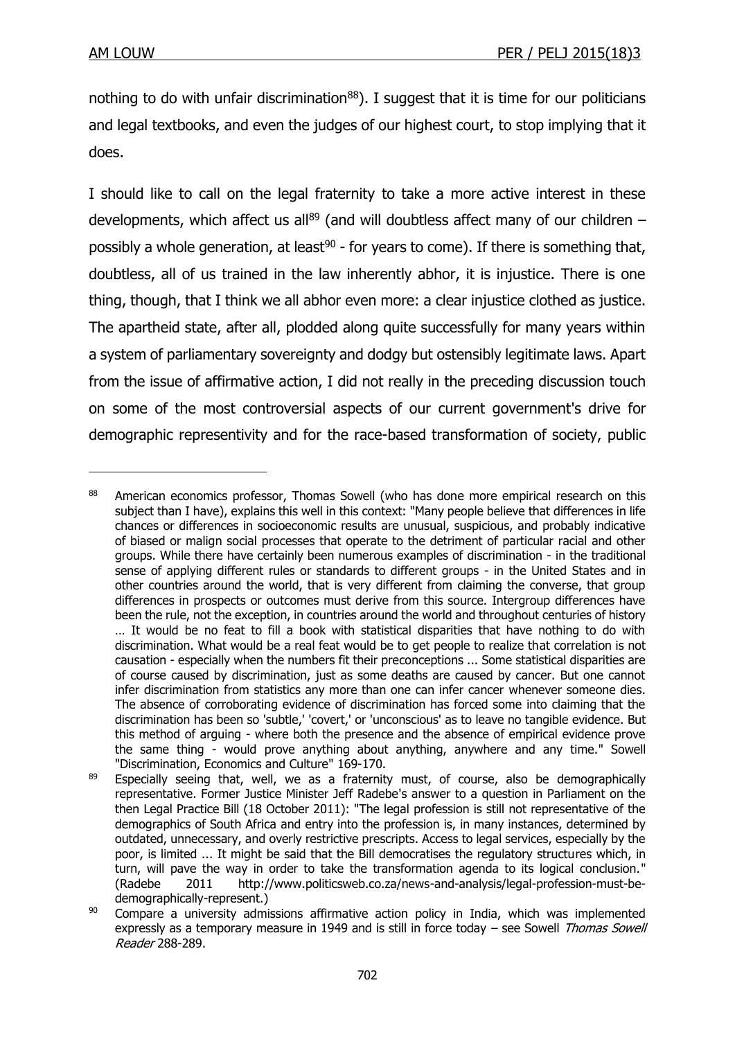nothing to do with unfair discrimination[88]). I suggest that it is time for our politicians and legal textbooks, and even the judges of our highest court, to stop implying that it does.

I should like to call on the legal fraternity to take a more active interest in these developments, which affect us all[89] (and will doubtless affect many of our children – possibly a whole generation, at least[90] - for years to come). If there is something that, doubtless, all of us trained in the law inherently abhor, it is injustice. There is one thing, though, that I think we all abhor even more: a clear injustice clothed as justice. The apartheid state, after all, plodded along quite successfully for many years within a system of parliamentary sovereignty and dodgy but ostensibly legitimate laws. Apart from the issue of affirmative action, I did not really in the preceding discussion touch on some of the most controversial aspects of our current government's drive for demographic representivity and for the race-based transformation of society, public

---

[88] American economics professor, Thomas Sowell (who has done more empirical research on this subject than I have), explains this well in this context: "Many people believe that differences in life chances or differences in socioeconomic results are unusual, suspicious, and probably indicative of biased or malign social processes that operate to the detriment of particular racial and other groups. While there have certainly been numerous examples of discrimination - in the traditional sense of applying different rules or standards to different groups - in the United States and in other countries around the world, that is very different from claiming the converse, that group differences in prospects or outcomes must derive from this source. Intergroup differences have been the rule, not the exception, in countries around the world and throughout centuries of history … It would be no feat to fill a book with statistical disparities that have nothing to do with discrimination. What would be a real feat would be to get people to realize that correlation is not causation - especially when the numbers fit their preconceptions ... Some statistical disparities are of course caused by discrimination, just as some deaths are caused by cancer. But one cannot infer discrimination from statistics any more than one can infer cancer whenever someone dies. The absence of corroborating evidence of discrimination has forced some into claiming that the discrimination has been so 'subtle,' 'covert,' or 'unconscious' as to leave no tangible evidence. But this method of arguing - where both the presence and the absence of empirical evidence prove the same thing - would prove anything about anything, anywhere and any time." Sowell "Discrimination, Economics and Culture" 169-170.

[89] Especially seeing that, well, we as a fraternity must, of course, also be demographically representative. Former Justice Minister Jeff Radebe's answer to a question in Parliament on the then Legal Practice Bill (18 October 2011): "The legal profession is still not representative of the demographics of South Africa and entry into the profession is, in many instances, determined by outdated, unnecessary, and overly restrictive prescripts. Access to legal services, especially by the poor, is limited ... It might be said that the Bill democratises the regulatory structures which, in turn, will pave the way in order to take the transformation agenda to its logical conclusion." (Radebe 2011 http://www.politicsweb.co.za/news-and-analysis/legal-profession-must-be-demographically-represent.)

[90] Compare a university admissions affirmative action policy in India, which was implemented expressly as a temporary measure in 1949 and is still in force today – see Sowell *Thomas Sowell Reader* 288-289.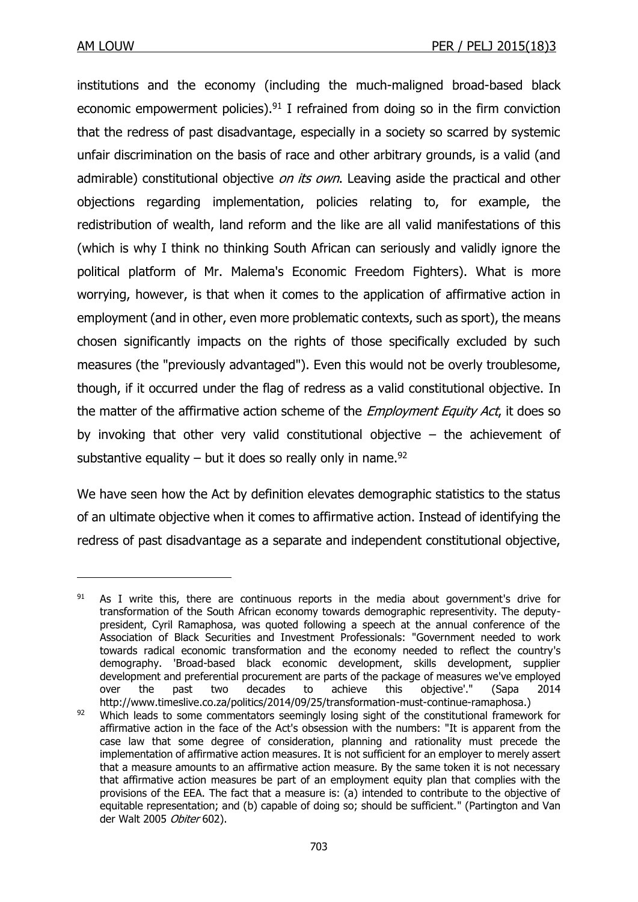institutions and the economy (including the much-maligned broad-based black economic empowerment policies).[91] I refrained from doing so in the firm conviction that the redress of past disadvantage, especially in a society so scarred by systemic unfair discrimination on the basis of race and other arbitrary grounds, is a valid (and admirable) constitutional objective *on its own*. Leaving aside the practical and other objections regarding implementation, policies relating to, for example, the redistribution of wealth, land reform and the like are all valid manifestations of this (which is why I think no thinking South African can seriously and validly ignore the political platform of Mr. Malema's Economic Freedom Fighters). What is more worrying, however, is that when it comes to the application of affirmative action in employment (and in other, even more problematic contexts, such as sport), the means chosen significantly impacts on the rights of those specifically excluded by such measures (the "previously advantaged"). Even this would not be overly troublesome, though, if it occurred under the flag of redress as a valid constitutional objective. In the matter of the affirmative action scheme of the *Employment Equity Act*, it does so by invoking that other very valid constitutional objective – the achievement of substantive equality – but it does so really only in name.[92]

We have seen how the Act by definition elevates demographic statistics to the status of an ultimate objective when it comes to affirmative action. Instead of identifying the redress of past disadvantage as a separate and independent constitutional objective,

---

[91] As I write this, there are continuous reports in the media about government's drive for transformation of the South African economy towards demographic representivity. The deputy-president, Cyril Ramaphosa, was quoted following a speech at the annual conference of the Association of Black Securities and Investment Professionals: "Government needed to work towards radical economic transformation and the economy needed to reflect the country's demography. 'Broad-based black economic development, skills development, supplier development and preferential procurement are parts of the package of measures we've employed over the past two decades to achieve this objective'." (Sapa 2014 http://www.timeslive.co.za/politics/2014/09/25/transformation-must-continue-ramaphosa.)

[92] Which leads to some commentators seemingly losing sight of the constitutional framework for affirmative action in the face of the Act's obsession with the numbers: "It is apparent from the case law that some degree of consideration, planning and rationality must precede the implementation of affirmative action measures. It is not sufficient for an employer to merely assert that a measure amounts to an affirmative action measure. By the same token it is not necessary that affirmative action measures be part of an employment equity plan that complies with the provisions of the EEA. The fact that a measure is: (a) intended to contribute to the objective of equitable representation; and (b) capable of doing so; should be sufficient." (Partington and Van der Walt 2005 *Obiter* 602).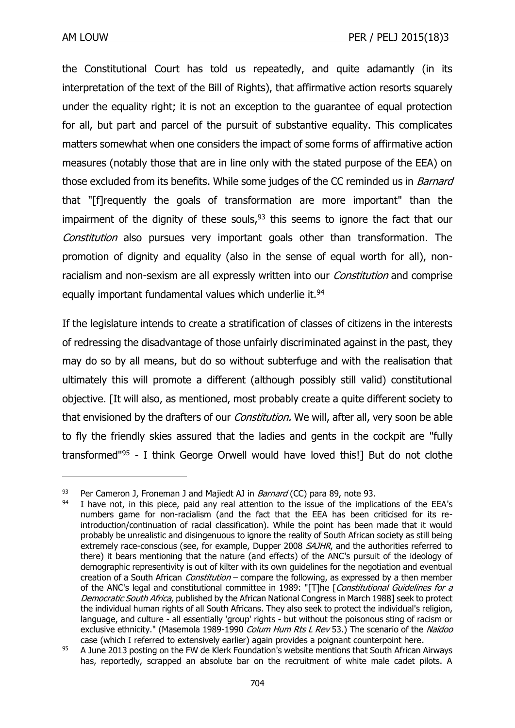the Constitutional Court has told us repeatedly, and quite adamantly (in its interpretation of the text of the Bill of Rights), that affirmative action resorts squarely under the equality right; it is not an exception to the guarantee of equal protection for all, but part and parcel of the pursuit of substantive equality. This complicates matters somewhat when one considers the impact of some forms of affirmative action measures (notably those that are in line only with the stated purpose of the EEA) on those excluded from its benefits. While some judges of the CC reminded us in *Barnard* that "[f]requently the goals of transformation are more important" than the impairment of the dignity of these souls,[93] this seems to ignore the fact that our *Constitution* also pursues very important goals other than transformation. The promotion of dignity and equality (also in the sense of equal worth for all), non-racialism and non-sexism are all expressly written into our *Constitution* and comprise equally important fundamental values which underlie it.[94]

If the legislature intends to create a stratification of classes of citizens in the interests of redressing the disadvantage of those unfairly discriminated against in the past, they may do so by all means, but do so without subterfuge and with the realisation that ultimately this will promote a different (although possibly still valid) constitutional objective. [It will also, as mentioned, most probably create a quite different society to that envisioned by the drafters of our *Constitution.* We will, after all, very soon be able to fly the friendly skies assured that the ladies and gents in the cockpit are "fully transformed"[95] - I think George Orwell would have loved this!] But do not clothe

---

[93] Per Cameron J, Froneman J and Majiedt AJ in *Barnard* (CC) para 89, note 93.

[94] I have not, in this piece, paid any real attention to the issue of the implications of the EEA's numbers game for non-racialism (and the fact that the EEA has been criticised for its re-introduction/continuation of racial classification). While the point has been made that it would probably be unrealistic and disingenuous to ignore the reality of South African society as still being extremely race-conscious (see, for example, Dupper 2008 *SAJHR*, and the authorities referred to there) it bears mentioning that the nature (and effects) of the ANC's pursuit of the ideology of demographic representivity is out of kilter with its own guidelines for the negotiation and eventual creation of a South African *Constitution* – compare the following, as expressed by a then member of the ANC's legal and constitutional committee in 1989: "[T]he [*Constitutional Guidelines for a Democratic South Africa*, published by the African National Congress in March 1988] seek to protect the individual human rights of all South Africans. They also seek to protect the individual's religion, language, and culture - all essentially 'group' rights - but without the poisonous sting of racism or exclusive ethnicity." (Masemola 1989-1990 *Colum Hum Rts L Rev* 53.) The scenario of the *Naidoo* case (which I referred to extensively earlier) again provides a poignant counterpoint here.

[95] A June 2013 posting on the FW de Klerk Foundation's website mentions that South African Airways has, reportedly, scrapped an absolute bar on the recruitment of white male cadet pilots. A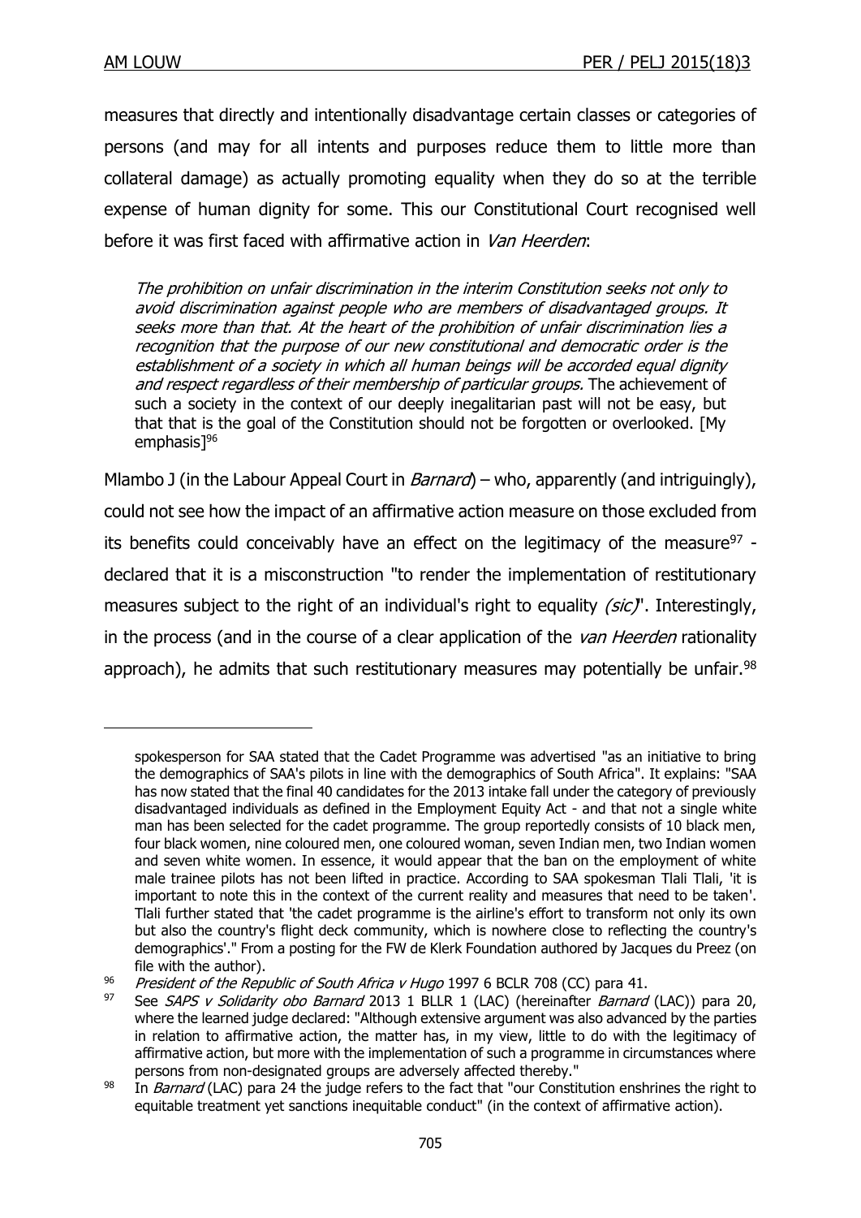measures that directly and intentionally disadvantage certain classes or categories of persons (and may for all intents and purposes reduce them to little more than collateral damage) as actually promoting equality when they do so at the terrible expense of human dignity for some. This our Constitutional Court recognised well before it was first faced with affirmative action in *Van Heerden*:

> *The prohibition on unfair discrimination in the interim Constitution seeks not only to avoid discrimination against people who are members of disadvantaged groups. It seeks more than that. At the heart of the prohibition of unfair discrimination lies a recognition that the purpose of our new constitutional and democratic order is the establishment of a society in which all human beings will be accorded equal dignity and respect regardless of their membership of particular groups.* The achievement of such a society in the context of our deeply inegalitarian past will not be easy, but that that is the goal of the Constitution should not be forgotten or overlooked. [My emphasis][96]

Mlambo J (in the Labour Appeal Court in *Barnard*) – who, apparently (and intriguingly), could not see how the impact of an affirmative action measure on those excluded from its benefits could conceivably have an effect on the legitimacy of the measure[97] - declared that it is a misconstruction "to render the implementation of restitutionary measures subject to the right of an individual's right to equality *(sic)*". Interestingly, in the process (and in the course of a clear application of the *van Heerden* rationality approach), he admits that such restitutionary measures may potentially be unfair.[98]

---

spokesperson for SAA stated that the Cadet Programme was advertised "as an initiative to bring the demographics of SAA's pilots in line with the demographics of South Africa". It explains: "SAA has now stated that the final 40 candidates for the 2013 intake fall under the category of previously disadvantaged individuals as defined in the Employment Equity Act - and that not a single white man has been selected for the cadet programme. The group reportedly consists of 10 black men, four black women, nine coloured men, one coloured woman, seven Indian men, two Indian women and seven white women. In essence, it would appear that the ban on the employment of white male trainee pilots has not been lifted in practice. According to SAA spokesman Tlali Tlali, 'it is important to note this in the context of the current reality and measures that need to be taken'. Tlali further stated that 'the cadet programme is the airline's effort to transform not only its own but also the country's flight deck community, which is nowhere close to reflecting the country's demographics'." From a posting for the FW de Klerk Foundation authored by Jacques du Preez (on file with the author).

96 *President of the Republic of South Africa v Hugo* 1997 6 BCLR 708 (CC) para 41.

97 See *SAPS v Solidarity obo Barnard* 2013 1 BLLR 1 (LAC) (hereinafter *Barnard* (LAC)) para 20, where the learned judge declared: "Although extensive argument was also advanced by the parties in relation to affirmative action, the matter has, in my view, little to do with the legitimacy of affirmative action, but more with the implementation of such a programme in circumstances where persons from non-designated groups are adversely affected thereby."

98 In *Barnard* (LAC) para 24 the judge refers to the fact that "our Constitution enshrines the right to equitable treatment yet sanctions inequitable conduct" (in the context of affirmative action).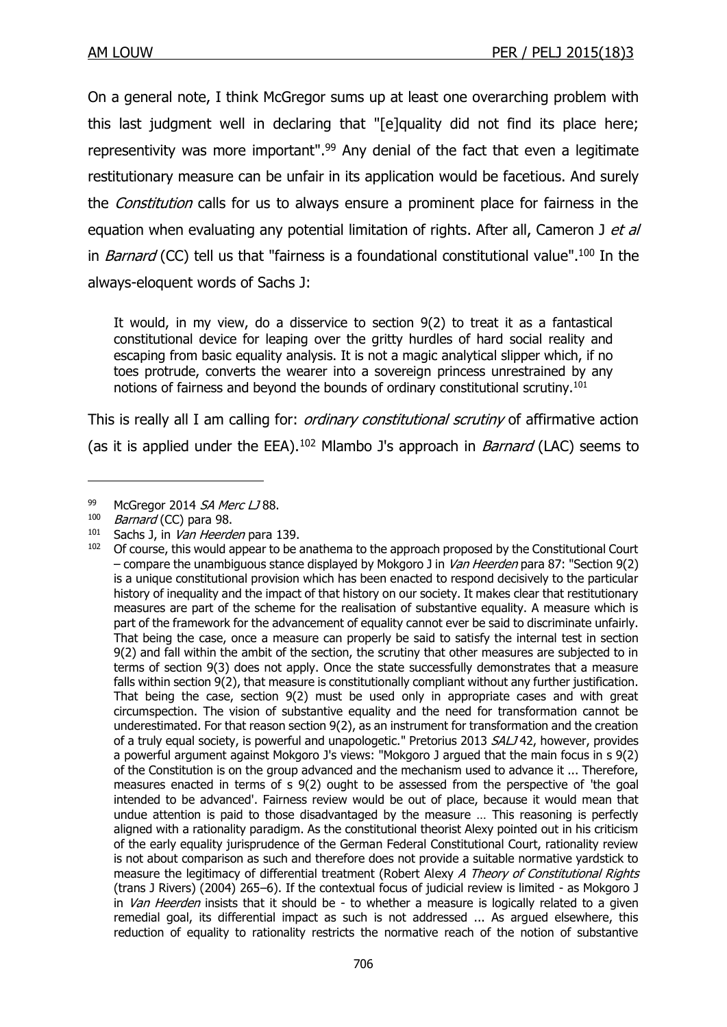On a general note, I think McGregor sums up at least one overarching problem with this last judgment well in declaring that "[e]quality did not find its place here; representivity was more important".[99] Any denial of the fact that even a legitimate restitutionary measure can be unfair in its application would be facetious. And surely the *Constitution* calls for us to always ensure a prominent place for fairness in the equation when evaluating any potential limitation of rights. After all, Cameron J *et al* in *Barnard* (CC) tell us that "fairness is a foundational constitutional value".[100] In the always-eloquent words of Sachs J:

> It would, in my view, do a disservice to section 9(2) to treat it as a fantastical constitutional device for leaping over the gritty hurdles of hard social reality and escaping from basic equality analysis. It is not a magic analytical slipper which, if no toes protrude, converts the wearer into a sovereign princess unrestrained by any notions of fairness and beyond the bounds of ordinary constitutional scrutiny.[101]

This is really all I am calling for: *ordinary constitutional scrutiny* of affirmative action (as it is applied under the EEA).[102] Mlambo J's approach in *Barnard* (LAC) seems to

---

[99] McGregor 2014 *SA Merc LJ* 88.

[100] *Barnard* (CC) para 98.

[101] Sachs J, in *Van Heerden* para 139.

[102] Of course, this would appear to be anathema to the approach proposed by the Constitutional Court – compare the unambiguous stance displayed by Mokgoro J in *Van Heerden* para 87: "Section 9(2) is a unique constitutional provision which has been enacted to respond decisively to the particular history of inequality and the impact of that history on our society. It makes clear that restitutionary measures are part of the scheme for the realisation of substantive equality. A measure which is part of the framework for the advancement of equality cannot ever be said to discriminate unfairly. That being the case, once a measure can properly be said to satisfy the internal test in section 9(2) and fall within the ambit of the section, the scrutiny that other measures are subjected to in terms of section 9(3) does not apply. Once the state successfully demonstrates that a measure falls within section 9(2), that measure is constitutionally compliant without any further justification. That being the case, section 9(2) must be used only in appropriate cases and with great circumspection. The vision of substantive equality and the need for transformation cannot be underestimated. For that reason section 9(2), as an instrument for transformation and the creation of a truly equal society, is powerful and unapologetic." Pretorius 2013 *SALJ* 42, however, provides a powerful argument against Mokgoro J's views: "Mokgoro J argued that the main focus in s 9(2) of the Constitution is on the group advanced and the mechanism used to advance it ... Therefore, measures enacted in terms of s 9(2) ought to be assessed from the perspective of 'the goal intended to be advanced'. Fairness review would be out of place, because it would mean that undue attention is paid to those disadvantaged by the measure … This reasoning is perfectly aligned with a rationality paradigm. As the constitutional theorist Alexy pointed out in his criticism of the early equality jurisprudence of the German Federal Constitutional Court, rationality review is not about comparison as such and therefore does not provide a suitable normative yardstick to measure the legitimacy of differential treatment (Robert Alexy *A Theory of Constitutional Rights* (trans J Rivers) (2004) 265–6). If the contextual focus of judicial review is limited - as Mokgoro J in *Van Heerden* insists that it should be - to whether a measure is logically related to a given remedial goal, its differential impact as such is not addressed ... As argued elsewhere, this reduction of equality to rationality restricts the normative reach of the notion of substantive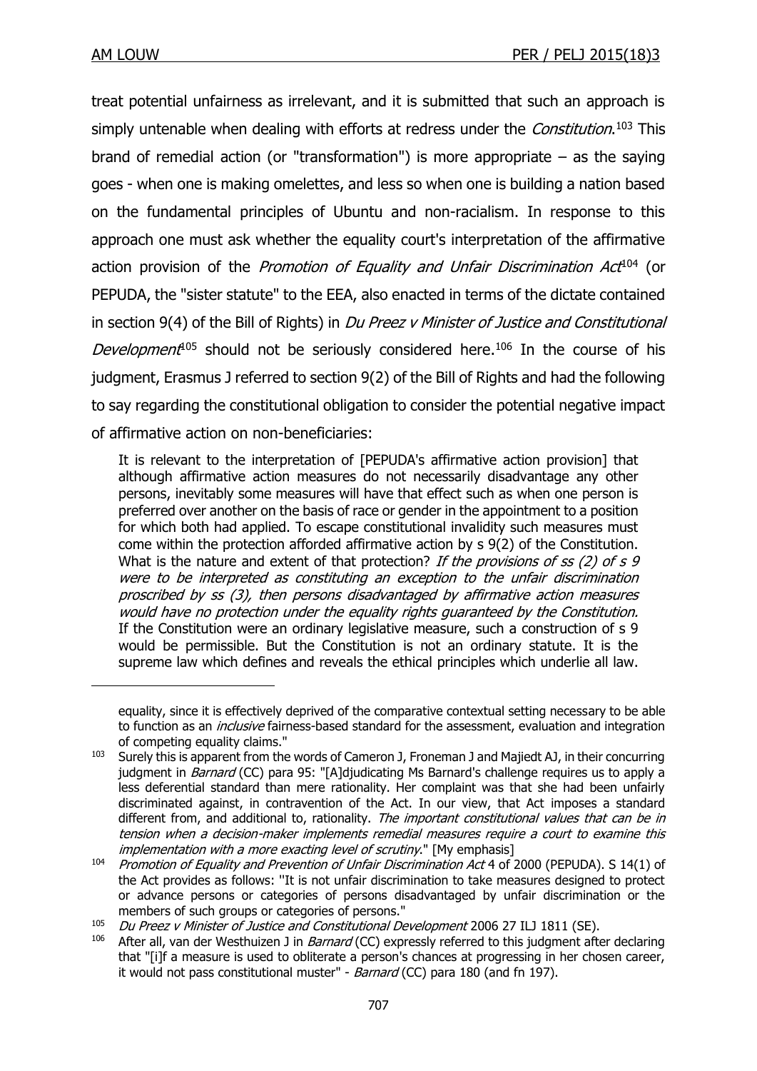treat potential unfairness as irrelevant, and it is submitted that such an approach is simply untenable when dealing with efforts at redress under the *Constitution*.[103] This brand of remedial action (or "transformation") is more appropriate – as the saying goes - when one is making omelettes, and less so when one is building a nation based on the fundamental principles of Ubuntu and non-racialism. In response to this approach one must ask whether the equality court's interpretation of the affirmative action provision of the *Promotion of Equality and Unfair Discrimination Act*[104] (or PEPUDA, the "sister statute" to the EEA, also enacted in terms of the dictate contained in section 9(4) of the Bill of Rights) in *Du Preez v Minister of Justice and Constitutional Development*[105] should not be seriously considered here.[106] In the course of his judgment, Erasmus J referred to section 9(2) of the Bill of Rights and had the following to say regarding the constitutional obligation to consider the potential negative impact of affirmative action on non-beneficiaries:

> It is relevant to the interpretation of [PEPUDA's affirmative action provision] that although affirmative action measures do not necessarily disadvantage any other persons, inevitably some measures will have that effect such as when one person is preferred over another on the basis of race or gender in the appointment to a position for which both had applied. To escape constitutional invalidity such measures must come within the protection afforded affirmative action by s 9(2) of the Constitution. What is the nature and extent of that protection? *If the provisions of ss (2) of s 9 were to be interpreted as constituting an exception to the unfair discrimination proscribed by ss (3), then persons disadvantaged by affirmative action measures would have no protection under the equality rights guaranteed by the Constitution.* If the Constitution were an ordinary legislative measure, such a construction of s 9 would be permissible. But the Constitution is not an ordinary statute. It is the supreme law which defines and reveals the ethical principles which underlie all law.

---

equality, since it is effectively deprived of the comparative contextual setting necessary to be able to function as an *inclusive* fairness-based standard for the assessment, evaluation and integration of competing equality claims."

[103] Surely this is apparent from the words of Cameron J, Froneman J and Majiedt AJ, in their concurring judgment in *Barnard* (CC) para 95: "[A]djudicating Ms Barnard's challenge requires us to apply a less deferential standard than mere rationality. Her complaint was that she had been unfairly discriminated against, in contravention of the Act. In our view, that Act imposes a standard different from, and additional to, rationality. *The important constitutional values that can be in tension when a decision-maker implements remedial measures require a court to examine this implementation with a more exacting level of scrutiny*." [My emphasis]

[104] *Promotion of Equality and Prevention of Unfair Discrimination Act* 4 of 2000 (PEPUDA). S 14(1) of the Act provides as follows: "It is not unfair discrimination to take measures designed to protect or advance persons or categories of persons disadvantaged by unfair discrimination or the members of such groups or categories of persons."

[105] *Du Preez v Minister of Justice and Constitutional Development* 2006 27 ILJ 1811 (SE).

[106] After all, van der Westhuizen J in *Barnard* (CC) expressly referred to this judgment after declaring that "[i]f a measure is used to obliterate a person's chances at progressing in her chosen career, it would not pass constitutional muster" - *Barnard* (CC) para 180 (and fn 197).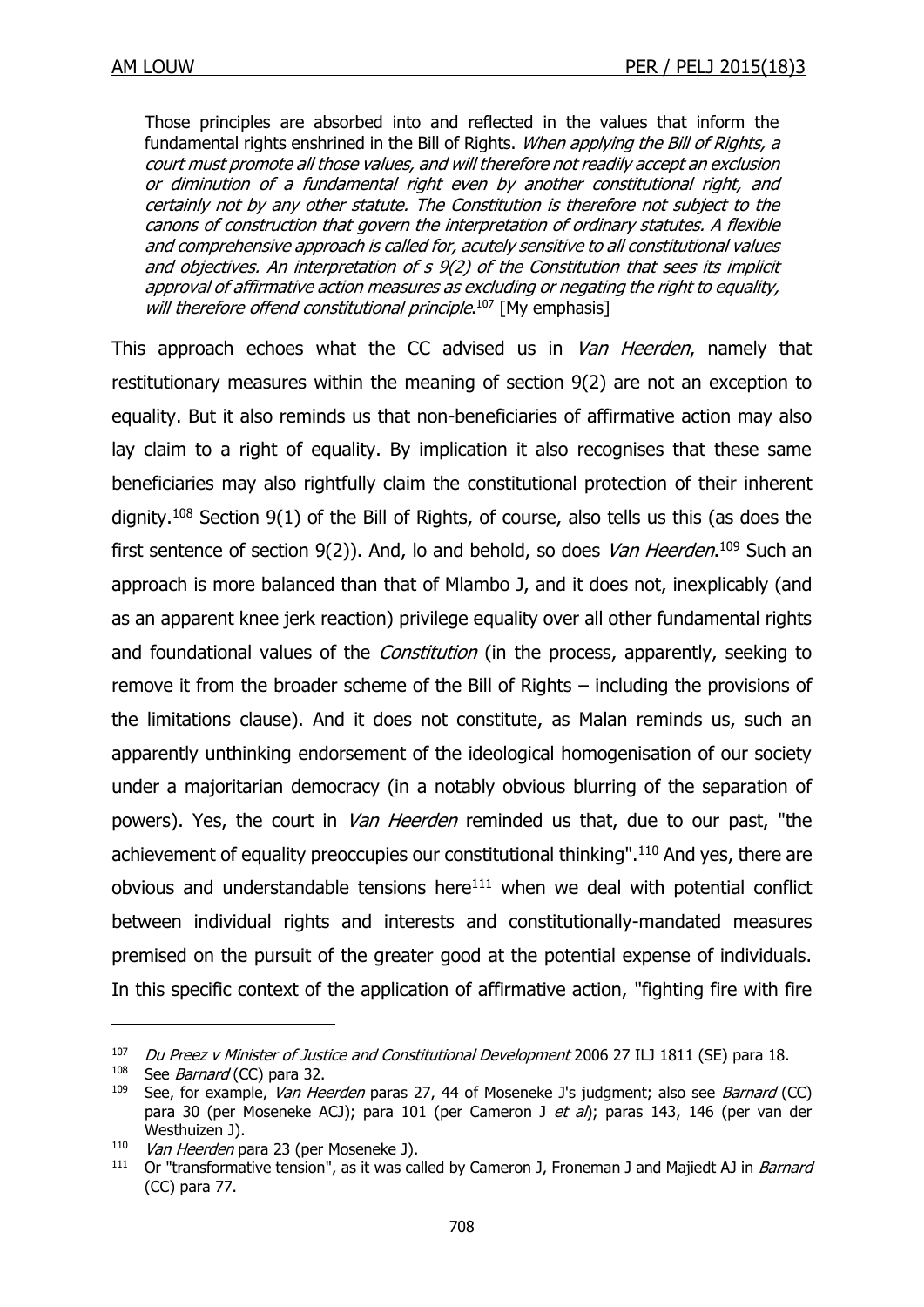> Those principles are absorbed into and reflected in the values that inform the fundamental rights enshrined in the Bill of Rights. *When applying the Bill of Rights, a court must promote all those values, and will therefore not readily accept an exclusion or diminution of a fundamental right even by another constitutional right, and certainly not by any other statute. The Constitution is therefore not subject to the canons of construction that govern the interpretation of ordinary statutes. A flexible and comprehensive approach is called for, acutely sensitive to all constitutional values and objectives. An interpretation of s 9(2) of the Constitution that sees its implicit approval of affirmative action measures as excluding or negating the right to equality, will therefore offend constitutional principle*.[107] [My emphasis]

This approach echoes what the CC advised us in *Van Heerden*, namely that restitutionary measures within the meaning of section 9(2) are not an exception to equality. But it also reminds us that non-beneficiaries of affirmative action may also lay claim to a right of equality. By implication it also recognises that these same beneficiaries may also rightfully claim the constitutional protection of their inherent dignity.[108] Section 9(1) of the Bill of Rights, of course, also tells us this (as does the first sentence of section 9(2)). And, lo and behold, so does *Van Heerden*.[109] Such an approach is more balanced than that of Mlambo J, and it does not, inexplicably (and as an apparent knee jerk reaction) privilege equality over all other fundamental rights and foundational values of the *Constitution* (in the process, apparently, seeking to remove it from the broader scheme of the Bill of Rights – including the provisions of the limitations clause). And it does not constitute, as Malan reminds us, such an apparently unthinking endorsement of the ideological homogenisation of our society under a majoritarian democracy (in a notably obvious blurring of the separation of powers). Yes, the court in *Van Heerden* reminded us that, due to our past, "the achievement of equality preoccupies our constitutional thinking".[110] And yes, there are obvious and understandable tensions here[111] when we deal with potential conflict between individual rights and interests and constitutionally-mandated measures premised on the pursuit of the greater good at the potential expense of individuals. In this specific context of the application of affirmative action, "fighting fire with fire

---

[107] *Du Preez v Minister of Justice and Constitutional Development* 2006 27 ILJ 1811 (SE) para 18.

[108] See *Barnard* (CC) para 32.

[109] See, for example, *Van Heerden* paras 27, 44 of Moseneke J's judgment; also see *Barnard* (CC) para 30 (per Moseneke ACJ); para 101 (per Cameron J *et al*); paras 143, 146 (per van der Westhuizen J).

[110] *Van Heerden* para 23 (per Moseneke J).

[111] Or "transformative tension", as it was called by Cameron J, Froneman J and Majiedt AJ in *Barnard* (CC) para 77.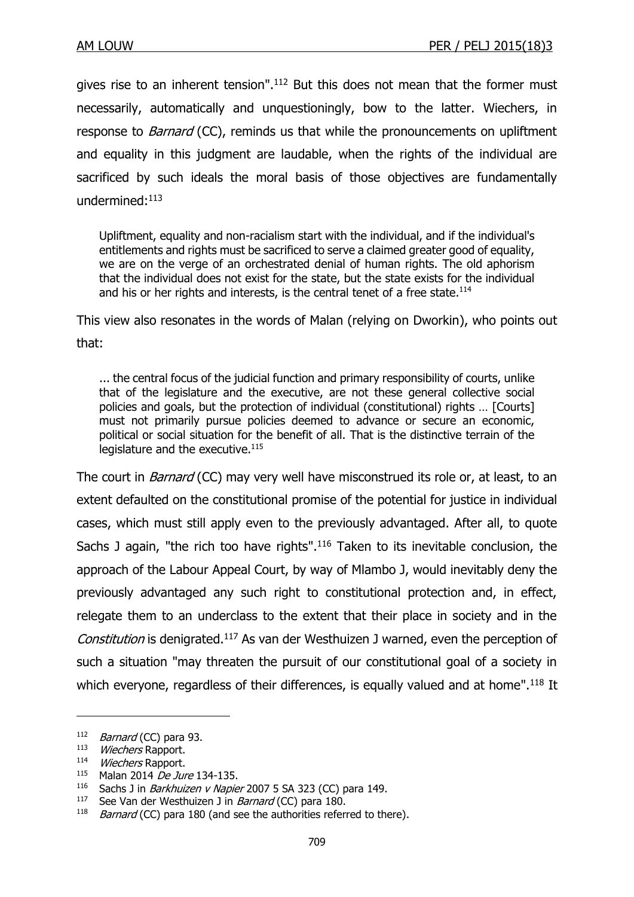gives rise to an inherent tension".[112] But this does not mean that the former must necessarily, automatically and unquestioningly, bow to the latter. Wiechers, in response to *Barnard* (CC), reminds us that while the pronouncements on upliftment and equality in this judgment are laudable, when the rights of the individual are sacrificed by such ideals the moral basis of those objectives are fundamentally undermined:[113]

> Upliftment, equality and non-racialism start with the individual, and if the individual's entitlements and rights must be sacrificed to serve a claimed greater good of equality, we are on the verge of an orchestrated denial of human rights. The old aphorism that the individual does not exist for the state, but the state exists for the individual and his or her rights and interests, is the central tenet of a free state.[114]

This view also resonates in the words of Malan (relying on Dworkin), who points out that:

> ... the central focus of the judicial function and primary responsibility of courts, unlike that of the legislature and the executive, are not these general collective social policies and goals, but the protection of individual (constitutional) rights … [Courts] must not primarily pursue policies deemed to advance or secure an economic, political or social situation for the benefit of all. That is the distinctive terrain of the legislature and the executive.[115]

The court in *Barnard* (CC) may very well have misconstrued its role or, at least, to an extent defaulted on the constitutional promise of the potential for justice in individual cases, which must still apply even to the previously advantaged. After all, to quote Sachs J again, "the rich too have rights".[116] Taken to its inevitable conclusion, the approach of the Labour Appeal Court, by way of Mlambo J, would inevitably deny the previously advantaged any such right to constitutional protection and, in effect, relegate them to an underclass to the extent that their place in society and in the *Constitution* is denigrated.[117] As van der Westhuizen J warned, even the perception of such a situation "may threaten the pursuit of our constitutional goal of a society in which everyone, regardless of their differences, is equally valued and at home".[118] It

---

[112] *Barnard* (CC) para 93.

[113] *Wiechers* Rapport.

[114] *Wiechers* Rapport.

[115] Malan 2014 *De Jure* 134-135.

[116] Sachs J in *Barkhuizen v Napier* 2007 5 SA 323 (CC) para 149.

[117] See Van der Westhuizen J in *Barnard* (CC) para 180.

[118] *Barnard* (CC) para 180 (and see the authorities referred to there).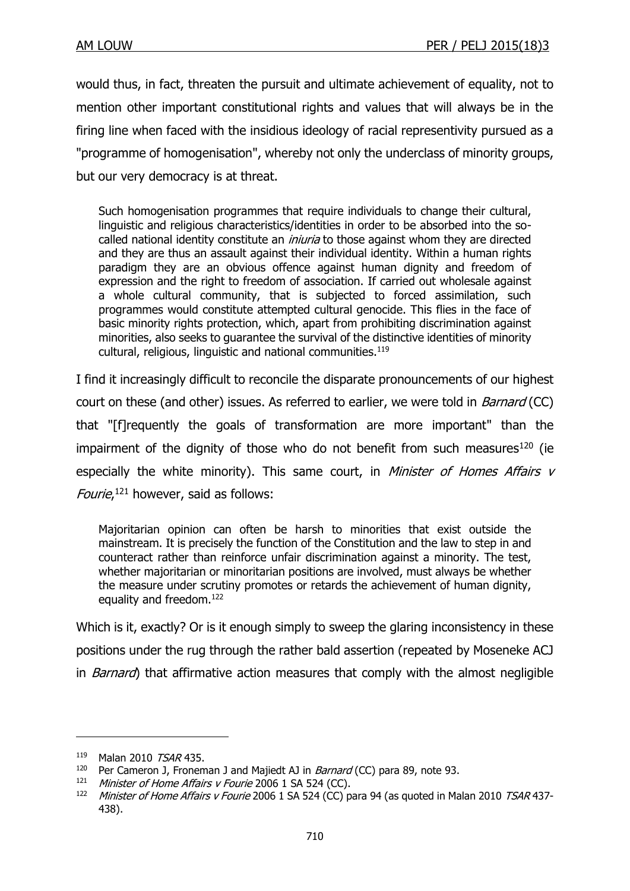would thus, in fact, threaten the pursuit and ultimate achievement of equality, not to mention other important constitutional rights and values that will always be in the firing line when faced with the insidious ideology of racial representivity pursued as a "programme of homogenisation", whereby not only the underclass of minority groups, but our very democracy is at threat.

> Such homogenisation programmes that require individuals to change their cultural, linguistic and religious characteristics/identities in order to be absorbed into the so-called national identity constitute an *iniuria* to those against whom they are directed and they are thus an assault against their individual identity. Within a human rights paradigm they are an obvious offence against human dignity and freedom of expression and the right to freedom of association. If carried out wholesale against a whole cultural community, that is subjected to forced assimilation, such programmes would constitute attempted cultural genocide. This flies in the face of basic minority rights protection, which, apart from prohibiting discrimination against minorities, also seeks to guarantee the survival of the distinctive identities of minority cultural, religious, linguistic and national communities.[119]

I find it increasingly difficult to reconcile the disparate pronouncements of our highest court on these (and other) issues. As referred to earlier, we were told in *Barnard* (CC) that "[f]requently the goals of transformation are more important" than the impairment of the dignity of those who do not benefit from such measures[120] (ie especially the white minority). This same court, in *Minister of Homes Affairs v Fourie*,[121] however, said as follows:

> Majoritarian opinion can often be harsh to minorities that exist outside the mainstream. It is precisely the function of the Constitution and the law to step in and counteract rather than reinforce unfair discrimination against a minority. The test, whether majoritarian or minoritarian positions are involved, must always be whether the measure under scrutiny promotes or retards the achievement of human dignity, equality and freedom.[122]

Which is it, exactly? Or is it enough simply to sweep the glaring inconsistency in these positions under the rug through the rather bald assertion (repeated by Moseneke ACJ in *Barnard*) that affirmative action measures that comply with the almost negligible

---

[119] Malan 2010 *TSAR* 435.

[120] Per Cameron J, Froneman J and Majiedt AJ in *Barnard* (CC) para 89, note 93.

[121] *Minister of Home Affairs v Fourie* 2006 1 SA 524 (CC).

[122] *Minister of Home Affairs v Fourie* 2006 1 SA 524 (CC) para 94 (as quoted in Malan 2010 *TSAR* 437-438).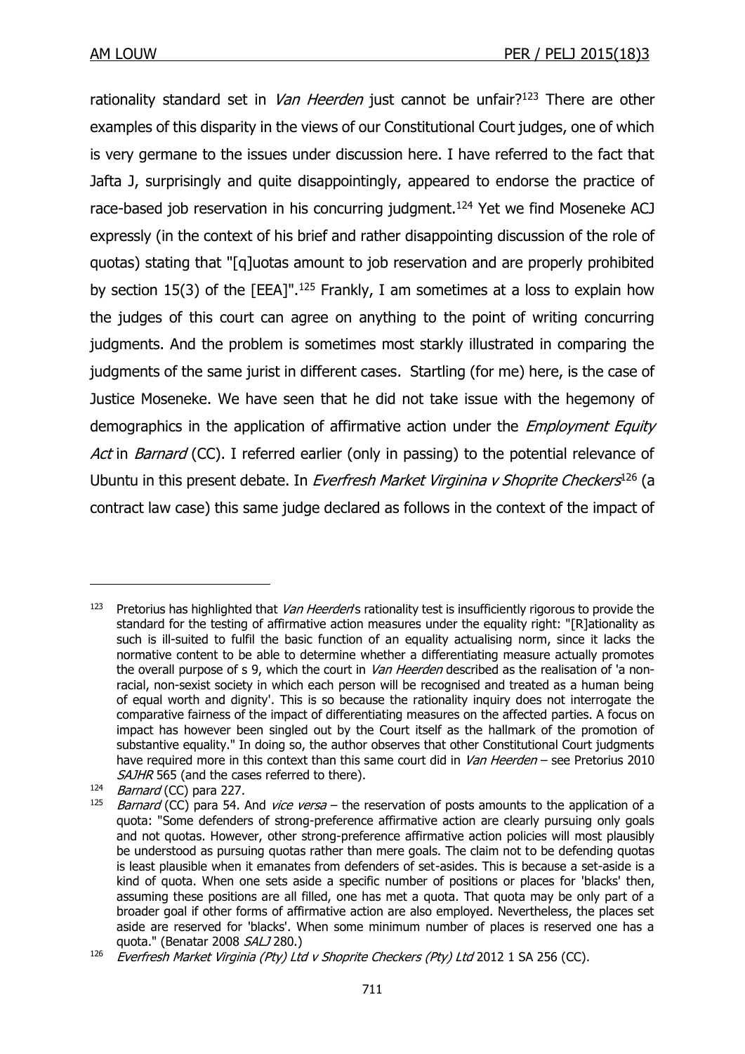rationality standard set in *Van Heerden* just cannot be unfair?[123] There are other examples of this disparity in the views of our Constitutional Court judges, one of which is very germane to the issues under discussion here. I have referred to the fact that Jafta J, surprisingly and quite disappointingly, appeared to endorse the practice of race-based job reservation in his concurring judgment.[124] Yet we find Moseneke ACJ expressly (in the context of his brief and rather disappointing discussion of the role of quotas) stating that "[q]uotas amount to job reservation and are properly prohibited by section 15(3) of the [EEA]".[125] Frankly, I am sometimes at a loss to explain how the judges of this court can agree on anything to the point of writing concurring judgments. And the problem is sometimes most starkly illustrated in comparing the judgments of the same jurist in different cases. Startling (for me) here, is the case of Justice Moseneke. We have seen that he did not take issue with the hegemony of demographics in the application of affirmative action under the *Employment Equity Act* in *Barnard* (CC). I referred earlier (only in passing) to the potential relevance of Ubuntu in this present debate. In *Everfresh Market Virginina v Shoprite Checkers*[126] (a contract law case) this same judge declared as follows in the context of the impact of

---

[123] Pretorius has highlighted that *Van Heerden*'s rationality test is insufficiently rigorous to provide the standard for the testing of affirmative action measures under the equality right: "[R]ationality as such is ill-suited to fulfil the basic function of an equality actualising norm, since it lacks the normative content to be able to determine whether a differentiating measure actually promotes the overall purpose of s 9, which the court in *Van Heerden* described as the realisation of 'a non-racial, non-sexist society in which each person will be recognised and treated as a human being of equal worth and dignity'. This is so because the rationality inquiry does not interrogate the comparative fairness of the impact of differentiating measures on the affected parties. A focus on impact has however been singled out by the Court itself as the hallmark of the promotion of substantive equality." In doing so, the author observes that other Constitutional Court judgments have required more in this context than this same court did in *Van Heerden* – see Pretorius 2010 *SAJHR* 565 (and the cases referred to there).

[124] *Barnard* (CC) para 227.

[125] *Barnard* (CC) para 54. And *vice versa* – the reservation of posts amounts to the application of a quota: "Some defenders of strong-preference affirmative action are clearly pursuing only goals and not quotas. However, other strong-preference affirmative action policies will most plausibly be understood as pursuing quotas rather than mere goals. The claim not to be defending quotas is least plausible when it emanates from defenders of set-asides. This is because a set-aside is a kind of quota. When one sets aside a specific number of positions or places for 'blacks' then, assuming these positions are all filled, one has met a quota. That quota may be only part of a broader goal if other forms of affirmative action are also employed. Nevertheless, the places set aside are reserved for 'blacks'. When some minimum number of places is reserved one has a quota." (Benatar 2008 *SALJ* 280.)

[126] *Everfresh Market Virginia (Pty) Ltd v Shoprite Checkers (Pty) Ltd* 2012 1 SA 256 (CC).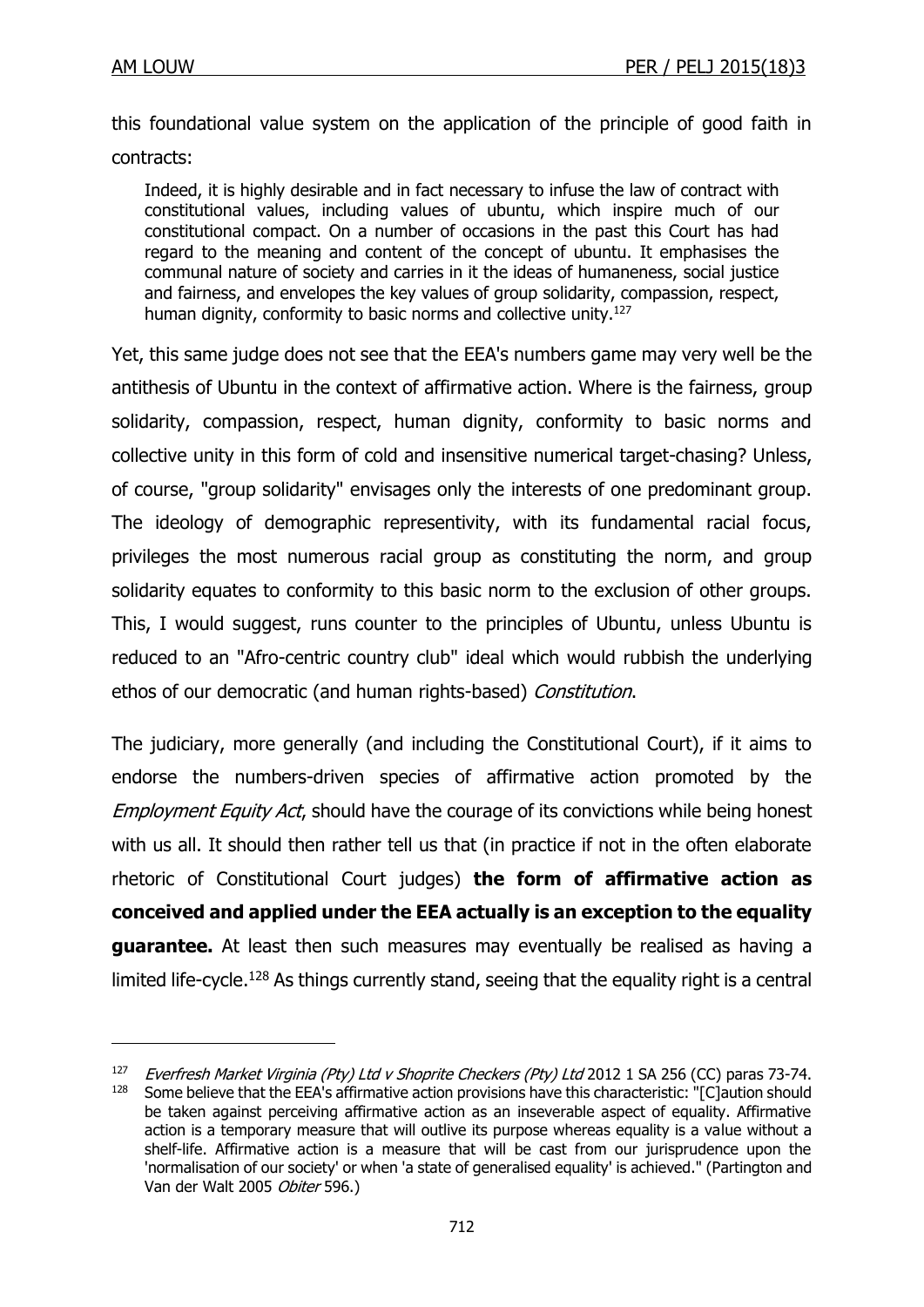this foundational value system on the application of the principle of good faith in contracts:

> Indeed, it is highly desirable and in fact necessary to infuse the law of contract with constitutional values, including values of ubuntu, which inspire much of our constitutional compact. On a number of occasions in the past this Court has had regard to the meaning and content of the concept of ubuntu. It emphasises the communal nature of society and carries in it the ideas of humaneness, social justice and fairness, and envelopes the key values of group solidarity, compassion, respect, human dignity, conformity to basic norms and collective unity.[127]

Yet, this same judge does not see that the EEA's numbers game may very well be the antithesis of Ubuntu in the context of affirmative action. Where is the fairness, group solidarity, compassion, respect, human dignity, conformity to basic norms and collective unity in this form of cold and insensitive numerical target-chasing? Unless, of course, "group solidarity" envisages only the interests of one predominant group. The ideology of demographic representivity, with its fundamental racial focus, privileges the most numerous racial group as constituting the norm, and group solidarity equates to conformity to this basic norm to the exclusion of other groups. This, I would suggest, runs counter to the principles of Ubuntu, unless Ubuntu is reduced to an "Afro-centric country club" ideal which would rubbish the underlying ethos of our democratic (and human rights-based) *Constitution*.

The judiciary, more generally (and including the Constitutional Court), if it aims to endorse the numbers-driven species of affirmative action promoted by the *Employment Equity Act*, should have the courage of its convictions while being honest with us all. It should then rather tell us that (in practice if not in the often elaborate rhetoric of Constitutional Court judges) **the form of affirmative action as conceived and applied under the EEA actually is an exception to the equality guarantee.** At least then such measures may eventually be realised as having a limited life-cycle.[128] As things currently stand, seeing that the equality right is a central

---

[127] *Everfresh Market Virginia (Pty) Ltd v Shoprite Checkers (Pty) Ltd* 2012 1 SA 256 (CC) paras 73-74.

[128] Some believe that the EEA's affirmative action provisions have this characteristic: "[C]aution should be taken against perceiving affirmative action as an inseverable aspect of equality. Affirmative action is a temporary measure that will outlive its purpose whereas equality is a value without a shelf-life. Affirmative action is a measure that will be cast from our jurisprudence upon the 'normalisation of our society' or when 'a state of generalised equality' is achieved." (Partington and Van der Walt 2005 *Obiter* 596.)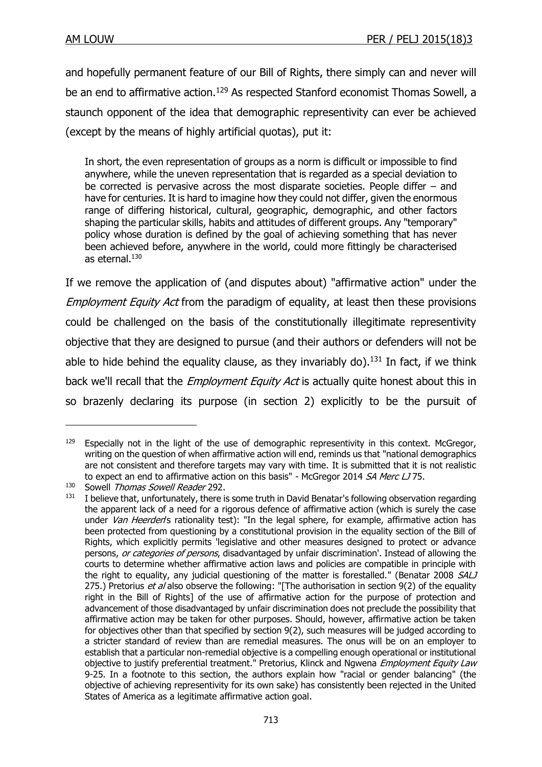and hopefully permanent feature of our Bill of Rights, there simply can and never will be an end to affirmative action.[129] As respected Stanford economist Thomas Sowell, a staunch opponent of the idea that demographic representivity can ever be achieved (except by the means of highly artificial quotas), put it:

> In short, the even representation of groups as a norm is difficult or impossible to find anywhere, while the uneven representation that is regarded as a special deviation to be corrected is pervasive across the most disparate societies. People differ – and have for centuries. It is hard to imagine how they could not differ, given the enormous range of differing historical, cultural, geographic, demographic, and other factors shaping the particular skills, habits and attitudes of different groups. Any "temporary" policy whose duration is defined by the goal of achieving something that has never been achieved before, anywhere in the world, could more fittingly be characterised as eternal.[130]

If we remove the application of (and disputes about) "affirmative action" under the *Employment Equity Act* from the paradigm of equality, at least then these provisions could be challenged on the basis of the constitutionally illegitimate representivity objective that they are designed to pursue (and their authors or defenders will not be able to hide behind the equality clause, as they invariably do).[131] In fact, if we think back we'll recall that the *Employment Equity Act* is actually quite honest about this in so brazenly declaring its purpose (in section 2) explicitly to be the pursuit of

---

[129] Especially not in the light of the use of demographic representivity in this context. McGregor, writing on the question of when affirmative action will end, reminds us that "national demographics are not consistent and therefore targets may vary with time. It is submitted that it is not realistic to expect an end to affirmative action on this basis" - McGregor 2014 *SA Merc LJ* 75.

[130] Sowell *Thomas Sowell Reader* 292.

[131] I believe that, unfortunately, there is some truth in David Benatar's following observation regarding the apparent lack of a need for a rigorous defence of affirmative action (which is surely the case under *Van Heerden*'s rationality test): "In the legal sphere, for example, affirmative action has been protected from questioning by a constitutional provision in the equality section of the Bill of Rights, which explicitly permits 'legislative and other measures designed to protect or advance persons, *or categories of persons*, disadvantaged by unfair discrimination'. Instead of allowing the courts to determine whether affirmative action laws and policies are compatible in principle with the right to equality, any judicial questioning of the matter is forestalled." (Benatar 2008 *SALJ* 275.) Pretorius *et al* also observe the following: "[The authorisation in section 9(2) of the equality right in the Bill of Rights] of the use of affirmative action for the purpose of protection and advancement of those disadvantaged by unfair discrimination does not preclude the possibility that affirmative action may be taken for other purposes. Should, however, affirmative action be taken for objectives other than that specified by section 9(2), such measures will be judged according to a stricter standard of review than are remedial measures. The onus will be on an employer to establish that a particular non-remedial objective is a compelling enough operational or institutional objective to justify preferential treatment." Pretorius, Klinck and Ngwena *Employment Equity Law* 9-25. In a footnote to this section, the authors explain how "racial or gender balancing" (the objective of achieving representivity for its own sake) has consistently been rejected in the United States of America as a legitimate affirmative action goal.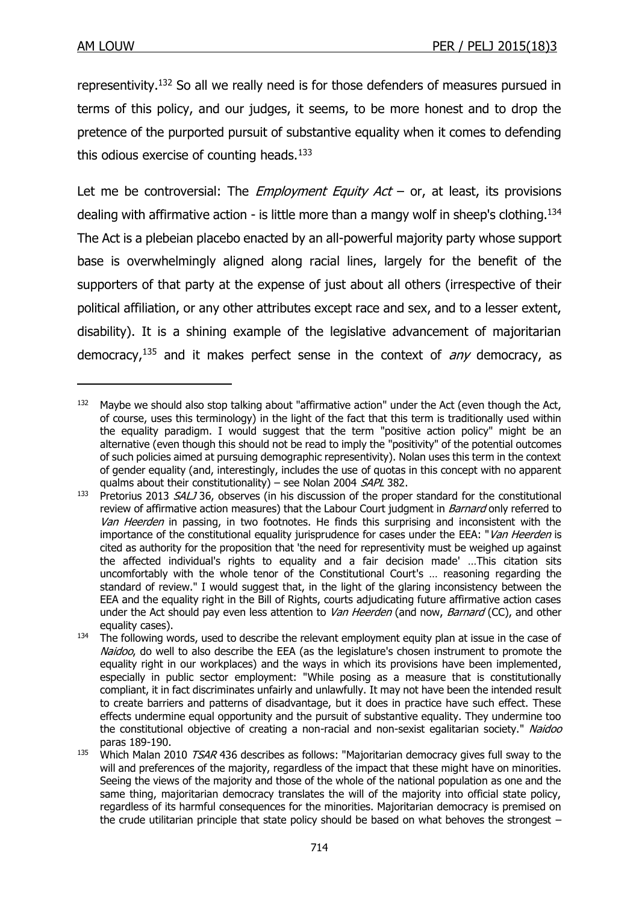representivity.[132] So all we really need is for those defenders of measures pursued in terms of this policy, and our judges, it seems, to be more honest and to drop the pretence of the purported pursuit of substantive equality when it comes to defending this odious exercise of counting heads.[133]

Let me be controversial: The *Employment Equity Act* – or, at least, its provisions dealing with affirmative action - is little more than a mangy wolf in sheep's clothing.[134] The Act is a plebeian placebo enacted by an all-powerful majority party whose support base is overwhelmingly aligned along racial lines, largely for the benefit of the supporters of that party at the expense of just about all others (irrespective of their political affiliation, or any other attributes except race and sex, and to a lesser extent, disability). It is a shining example of the legislative advancement of majoritarian democracy,[135] and it makes perfect sense in the context of *any* democracy, as

---

[132] Maybe we should also stop talking about "affirmative action" under the Act (even though the Act, of course, uses this terminology) in the light of the fact that this term is traditionally used within the equality paradigm. I would suggest that the term "positive action policy" might be an alternative (even though this should not be read to imply the "positivity" of the potential outcomes of such policies aimed at pursuing demographic representivity). Nolan uses this term in the context of gender equality (and, interestingly, includes the use of quotas in this concept with no apparent qualms about their constitutionality) – see Nolan 2004 *SAPL* 382.

[133] Pretorius 2013 *SALJ* 36, observes (in his discussion of the proper standard for the constitutional review of affirmative action measures) that the Labour Court judgment in *Barnard* only referred to *Van Heerden* in passing, in two footnotes. He finds this surprising and inconsistent with the importance of the constitutional equality jurisprudence for cases under the EEA: "*Van Heerden* is cited as authority for the proposition that 'the need for representivity must be weighed up against the affected individual's rights to equality and a fair decision made' …This citation sits uncomfortably with the whole tenor of the Constitutional Court's … reasoning regarding the standard of review." I would suggest that, in the light of the glaring inconsistency between the EEA and the equality right in the Bill of Rights, courts adjudicating future affirmative action cases under the Act should pay even less attention to *Van Heerden* (and now, *Barnard* (CC), and other equality cases).

[134] The following words, used to describe the relevant employment equity plan at issue in the case of *Naidoo*, do well to also describe the EEA (as the legislature's chosen instrument to promote the equality right in our workplaces) and the ways in which its provisions have been implemented, especially in public sector employment: "While posing as a measure that is constitutionally compliant, it in fact discriminates unfairly and unlawfully. It may not have been the intended result to create barriers and patterns of disadvantage, but it does in practice have such effect. These effects undermine equal opportunity and the pursuit of substantive equality. They undermine too the constitutional objective of creating a non-racial and non-sexist egalitarian society." *Naidoo* paras 189-190.

[135] Which Malan 2010 *TSAR* 436 describes as follows: "Majoritarian democracy gives full sway to the will and preferences of the majority, regardless of the impact that these might have on minorities. Seeing the views of the majority and those of the whole of the national population as one and the same thing, majoritarian democracy translates the will of the majority into official state policy, regardless of its harmful consequences for the minorities. Majoritarian democracy is premised on the crude utilitarian principle that state policy should be based on what behoves the strongest –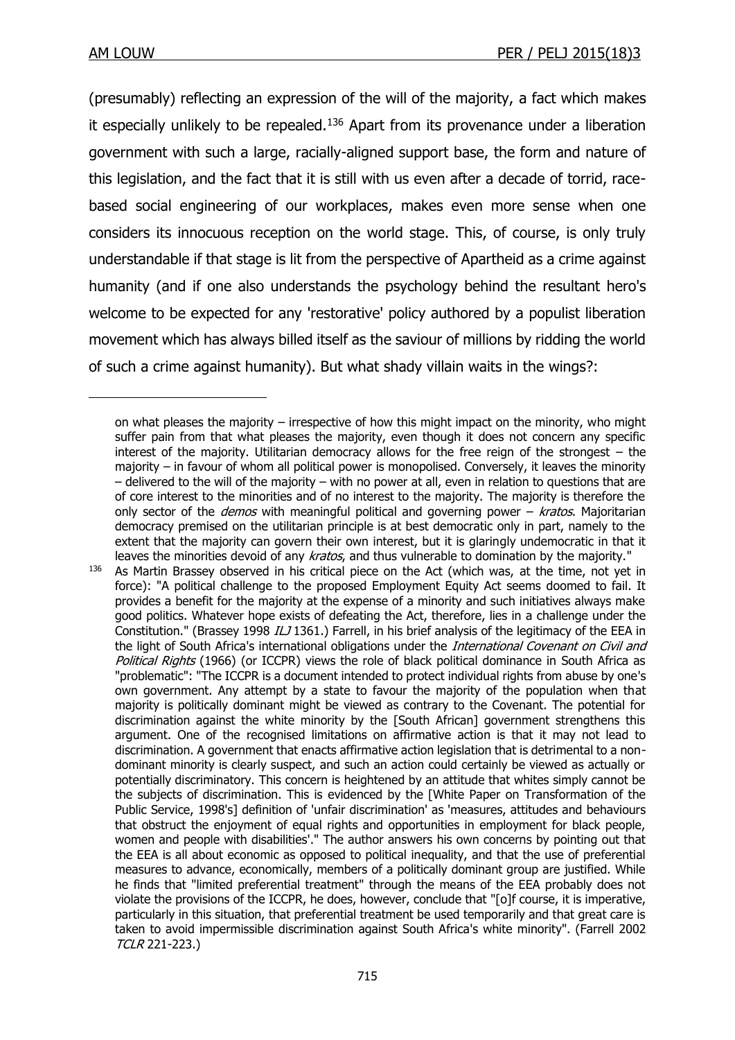(presumably) reflecting an expression of the will of the majority, a fact which makes it especially unlikely to be repealed.[136] Apart from its provenance under a liberation government with such a large, racially-aligned support base, the form and nature of this legislation, and the fact that it is still with us even after a decade of torrid, race-based social engineering of our workplaces, makes even more sense when one considers its innocuous reception on the world stage. This, of course, is only truly understandable if that stage is lit from the perspective of Apartheid as a crime against humanity (and if one also understands the psychology behind the resultant hero's welcome to be expected for any 'restorative' policy authored by a populist liberation movement which has always billed itself as the saviour of millions by ridding the world of such a crime against humanity). But what shady villain waits in the wings?:

---

on what pleases the majority – irrespective of how this might impact on the minority, who might suffer pain from that what pleases the majority, even though it does not concern any specific interest of the majority. Utilitarian democracy allows for the free reign of the strongest – the majority – in favour of whom all political power is monopolised. Conversely, it leaves the minority – delivered to the will of the majority – with no power at all, even in relation to questions that are of core interest to the minorities and of no interest to the majority. The majority is therefore the only sector of the *demos* with meaningful political and governing power – *kratos*. Majoritarian democracy premised on the utilitarian principle is at best democratic only in part, namely to the extent that the majority can govern their own interest, but it is glaringly undemocratic in that it leaves the minorities devoid of any *kratos*, and thus vulnerable to domination by the majority."

[136] As Martin Brassey observed in his critical piece on the Act (which was, at the time, not yet in force): "A political challenge to the proposed Employment Equity Act seems doomed to fail. It provides a benefit for the majority at the expense of a minority and such initiatives always make good politics. Whatever hope exists of defeating the Act, therefore, lies in a challenge under the Constitution." (Brassey 1998 *ILJ* 1361.) Farrell, in his brief analysis of the legitimacy of the EEA in the light of South Africa's international obligations under the *International Covenant on Civil and Political Rights* (1966) (or ICCPR) views the role of black political dominance in South Africa as "problematic": "The ICCPR is a document intended to protect individual rights from abuse by one's own government. Any attempt by a state to favour the majority of the population when that majority is politically dominant might be viewed as contrary to the Covenant. The potential for discrimination against the white minority by the [South African] government strengthens this argument. One of the recognised limitations on affirmative action is that it may not lead to discrimination. A government that enacts affirmative action legislation that is detrimental to a non-dominant minority is clearly suspect, and such an action could certainly be viewed as actually or potentially discriminatory. This concern is heightened by an attitude that whites simply cannot be the subjects of discrimination. This is evidenced by the [White Paper on Transformation of the Public Service, 1998's] definition of 'unfair discrimination' as 'measures, attitudes and behaviours that obstruct the enjoyment of equal rights and opportunities in employment for black people, women and people with disabilities'." The author answers his own concerns by pointing out that the EEA is all about economic as opposed to political inequality, and that the use of preferential measures to advance, economically, members of a politically dominant group are justified. While he finds that "limited preferential treatment" through the means of the EEA probably does not violate the provisions of the ICCPR, he does, however, conclude that "[o]f course, it is imperative, particularly in this situation, that preferential treatment be used temporarily and that great care is taken to avoid impermissible discrimination against South Africa's white minority". (Farrell 2002 *TCLR* 221-223.)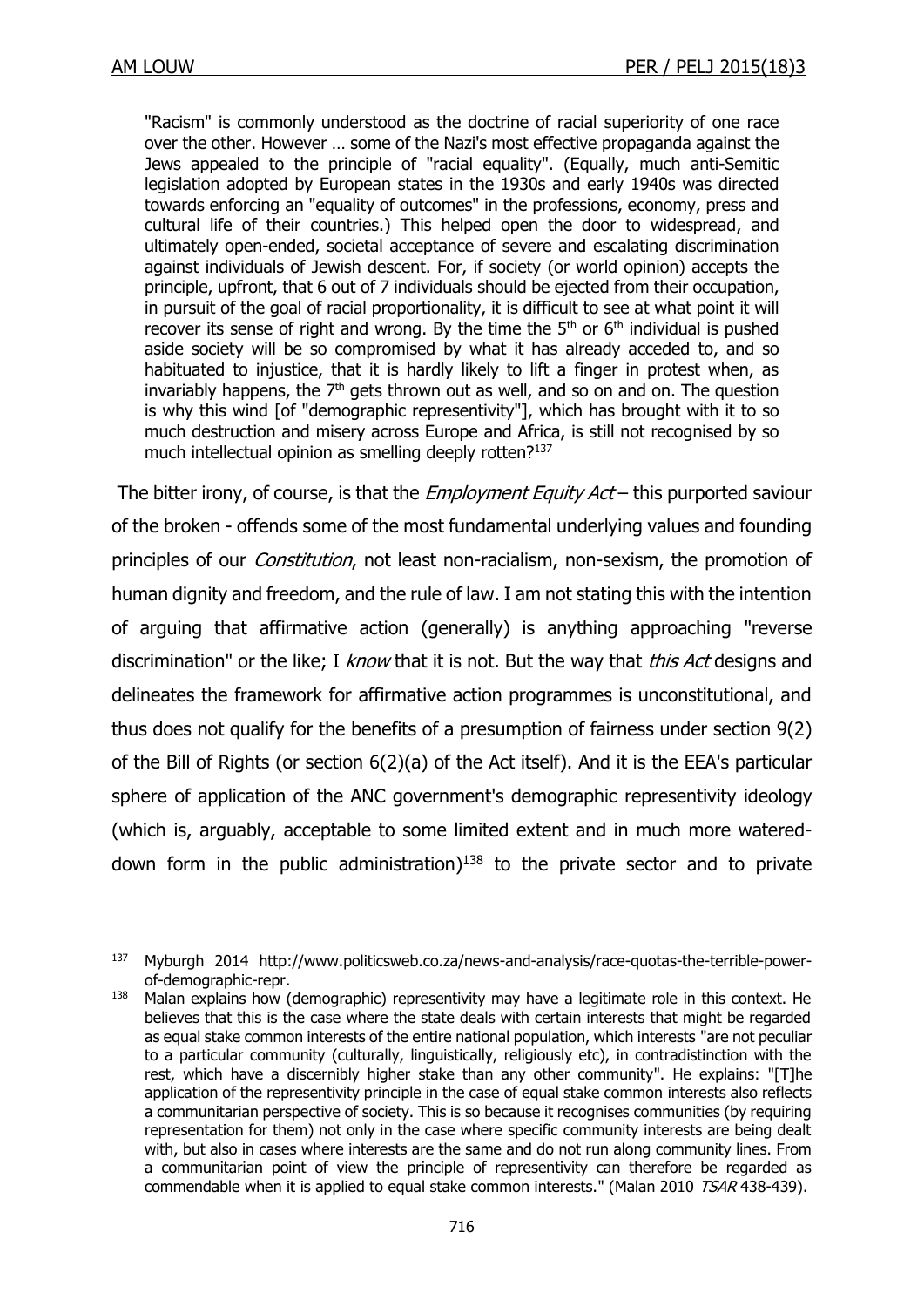> "Racism" is commonly understood as the doctrine of racial superiority of one race over the other. However … some of the Nazi's most effective propaganda against the Jews appealed to the principle of "racial equality". (Equally, much anti-Semitic legislation adopted by European states in the 1930s and early 1940s was directed towards enforcing an "equality of outcomes" in the professions, economy, press and cultural life of their countries.) This helped open the door to widespread, and ultimately open-ended, societal acceptance of severe and escalating discrimination against individuals of Jewish descent. For, if society (or world opinion) accepts the principle, upfront, that 6 out of 7 individuals should be ejected from their occupation, in pursuit of the goal of racial proportionality, it is difficult to see at what point it will recover its sense of right and wrong. By the time the 5th or 6th individual is pushed aside society will be so compromised by what it has already acceded to, and so habituated to injustice, that it is hardly likely to lift a finger in protest when, as invariably happens, the 7th gets thrown out as well, and so on and on. The question is why this wind [of "demographic representivity"], which has brought with it to so much destruction and misery across Europe and Africa, is still not recognised by so much intellectual opinion as smelling deeply rotten?[137]

The bitter irony, of course, is that the *Employment Equity Act* – this purported saviour of the broken - offends some of the most fundamental underlying values and founding principles of our *Constitution*, not least non-racialism, non-sexism, the promotion of human dignity and freedom, and the rule of law. I am not stating this with the intention of arguing that affirmative action (generally) is anything approaching "reverse discrimination" or the like; I *know* that it is not. But the way that *this Act* designs and delineates the framework for affirmative action programmes is unconstitutional, and thus does not qualify for the benefits of a presumption of fairness under section 9(2) of the Bill of Rights (or section 6(2)(a) of the Act itself). And it is the EEA's particular sphere of application of the ANC government's demographic representivity ideology (which is, arguably, acceptable to some limited extent and in much more watered-down form in the public administration)[138] to the private sector and to private

---

137 Myburgh 2014 http://www.politicsweb.co.za/news-and-analysis/race-quotas-the-terrible-power-of-demographic-repr.

138 Malan explains how (demographic) representivity may have a legitimate role in this context. He believes that this is the case where the state deals with certain interests that might be regarded as equal stake common interests of the entire national population, which interests "are not peculiar to a particular community (culturally, linguistically, religiously etc), in contradistinction with the rest, which have a discernibly higher stake than any other community". He explains: "[T]he application of the representivity principle in the case of equal stake common interests also reflects a communitarian perspective of society. This is so because it recognises communities (by requiring representation for them) not only in the case where specific community interests are being dealt with, but also in cases where interests are the same and do not run along community lines. From a communitarian point of view the principle of representivity can therefore be regarded as commendable when it is applied to equal stake common interests." (Malan 2010 *TSAR* 438-439).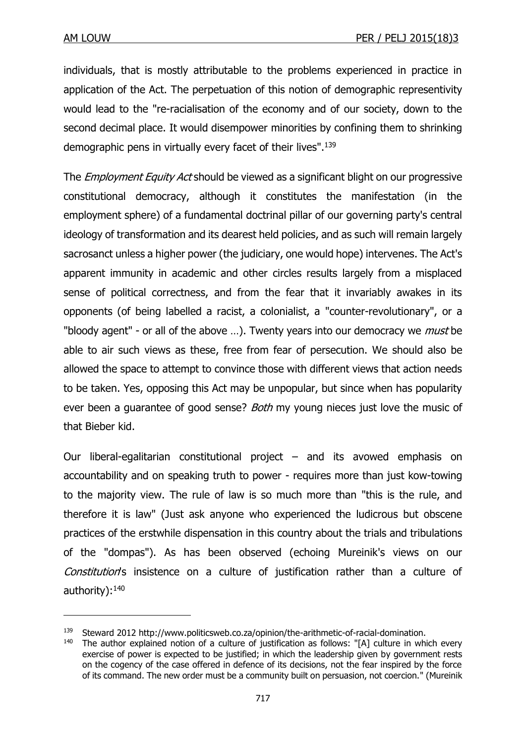individuals, that is mostly attributable to the problems experienced in practice in application of the Act. The perpetuation of this notion of demographic representivity would lead to the "re-racialisation of the economy and of our society, down to the second decimal place. It would disempower minorities by confining them to shrinking demographic pens in virtually every facet of their lives".[139]

The *Employment Equity Act* should be viewed as a significant blight on our progressive constitutional democracy, although it constitutes the manifestation (in the employment sphere) of a fundamental doctrinal pillar of our governing party's central ideology of transformation and its dearest held policies, and as such will remain largely sacrosanct unless a higher power (the judiciary, one would hope) intervenes. The Act's apparent immunity in academic and other circles results largely from a misplaced sense of political correctness, and from the fear that it invariably awakes in its opponents (of being labelled a racist, a colonialist, a "counter-revolutionary", or a "bloody agent" - or all of the above …). Twenty years into our democracy we *must* be able to air such views as these, free from fear of persecution. We should also be allowed the space to attempt to convince those with different views that action needs to be taken. Yes, opposing this Act may be unpopular, but since when has popularity ever been a guarantee of good sense? *Both* my young nieces just love the music of that Bieber kid.

Our liberal-egalitarian constitutional project – and its avowed emphasis on accountability and on speaking truth to power - requires more than just kow-towing to the majority view. The rule of law is so much more than "this is the rule, and therefore it is law" (Just ask anyone who experienced the ludicrous but obscene practices of the erstwhile dispensation in this country about the trials and tribulations of the "dompas"). As has been observed (echoing Mureinik's views on our *Constitution*'s insistence on a culture of justification rather than a culture of authority):[140]

---

[139] Steward 2012 http://www.politicsweb.co.za/opinion/the-arithmetic-of-racial-domination.

[140] The author explained notion of a culture of justification as follows: "[A] culture in which every exercise of power is expected to be justified; in which the leadership given by government rests on the cogency of the case offered in defence of its decisions, not the fear inspired by the force of its command. The new order must be a community built on persuasion, not coercion." (Mureinik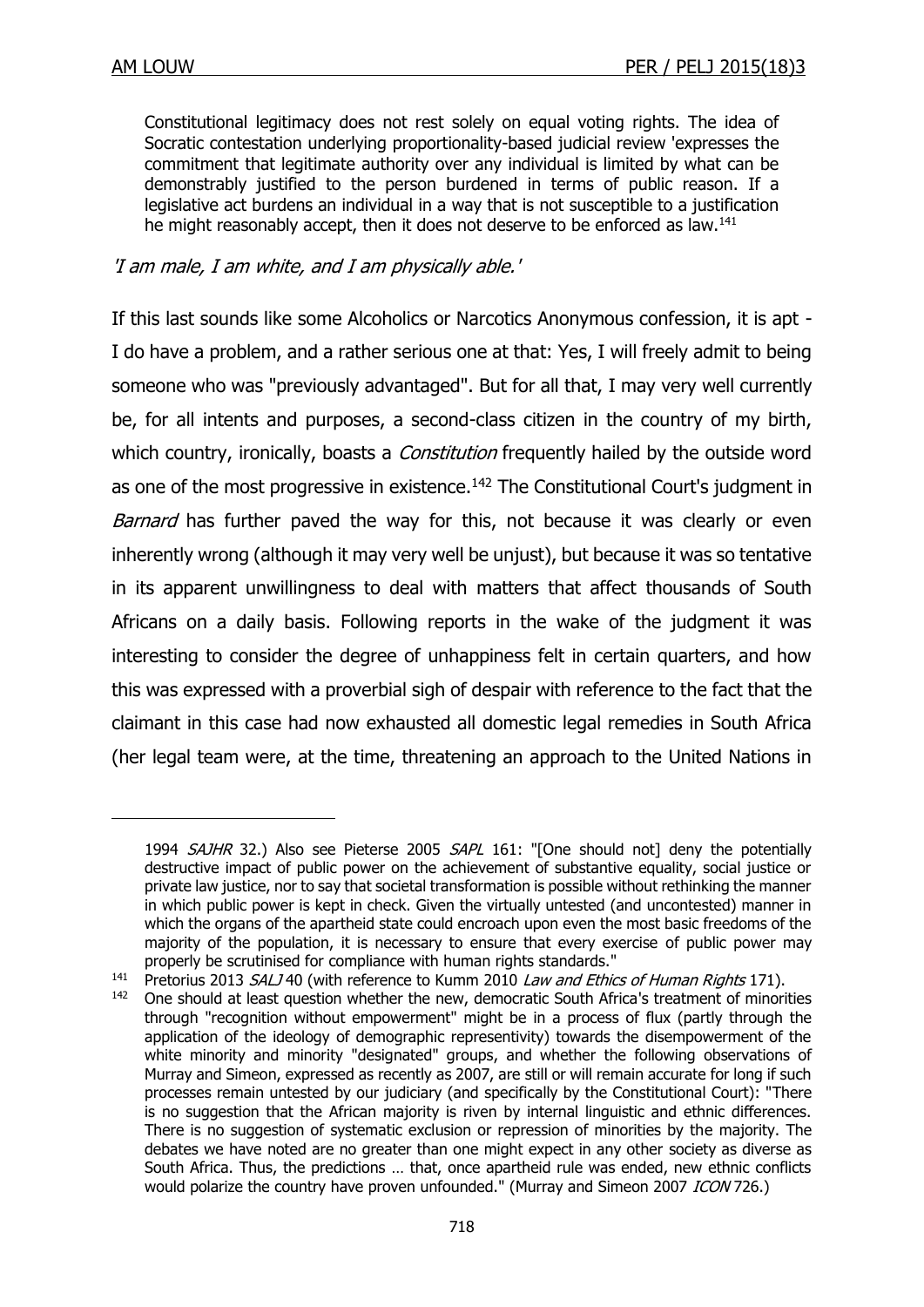Constitutional legitimacy does not rest solely on equal voting rights. The idea of Socratic contestation underlying proportionality-based judicial review 'expresses the commitment that legitimate authority over any individual is limited by what can be demonstrably justified to the person burdened in terms of public reason. If a legislative act burdens an individual in a way that is not susceptible to a justification he might reasonably accept, then it does not deserve to be enforced as law.[141]

*'I am male, I am white, and I am physically able.'*

If this last sounds like some Alcoholics or Narcotics Anonymous confession, it is apt - I do have a problem, and a rather serious one at that: Yes, I will freely admit to being someone who was "previously advantaged". But for all that, I may very well currently be, for all intents and purposes, a second-class citizen in the country of my birth, which country, ironically, boasts a *Constitution* frequently hailed by the outside word as one of the most progressive in existence.[142] The Constitutional Court's judgment in *Barnard* has further paved the way for this, not because it was clearly or even inherently wrong (although it may very well be unjust), but because it was so tentative in its apparent unwillingness to deal with matters that affect thousands of South Africans on a daily basis. Following reports in the wake of the judgment it was interesting to consider the degree of unhappiness felt in certain quarters, and how this was expressed with a proverbial sigh of despair with reference to the fact that the claimant in this case had now exhausted all domestic legal remedies in South Africa (her legal team were, at the time, threatening an approach to the United Nations in

---

1994 *SAJHR* 32.) Also see Pieterse 2005 *SAPL* 161: "[One should not] deny the potentially destructive impact of public power on the achievement of substantive equality, social justice or private law justice, nor to say that societal transformation is possible without rethinking the manner in which public power is kept in check. Given the virtually untested (and uncontested) manner in which the organs of the apartheid state could encroach upon even the most basic freedoms of the majority of the population, it is necessary to ensure that every exercise of public power may properly be scrutinised for compliance with human rights standards."

[141] Pretorius 2013 *SALJ* 40 (with reference to Kumm 2010 *Law and Ethics of Human Rights* 171).

[142] One should at least question whether the new, democratic South Africa's treatment of minorities through "recognition without empowerment" might be in a process of flux (partly through the application of the ideology of demographic representivity) towards the disempowerment of the white minority and minority "designated" groups, and whether the following observations of Murray and Simeon, expressed as recently as 2007, are still or will remain accurate for long if such processes remain untested by our judiciary (and specifically by the Constitutional Court): "There is no suggestion that the African majority is riven by internal linguistic and ethnic differences. There is no suggestion of systematic exclusion or repression of minorities by the majority. The debates we have noted are no greater than one might expect in any other society as diverse as South Africa. Thus, the predictions … that, once apartheid rule was ended, new ethnic conflicts would polarize the country have proven unfounded." (Murray and Simeon 2007 *ICON* 726.)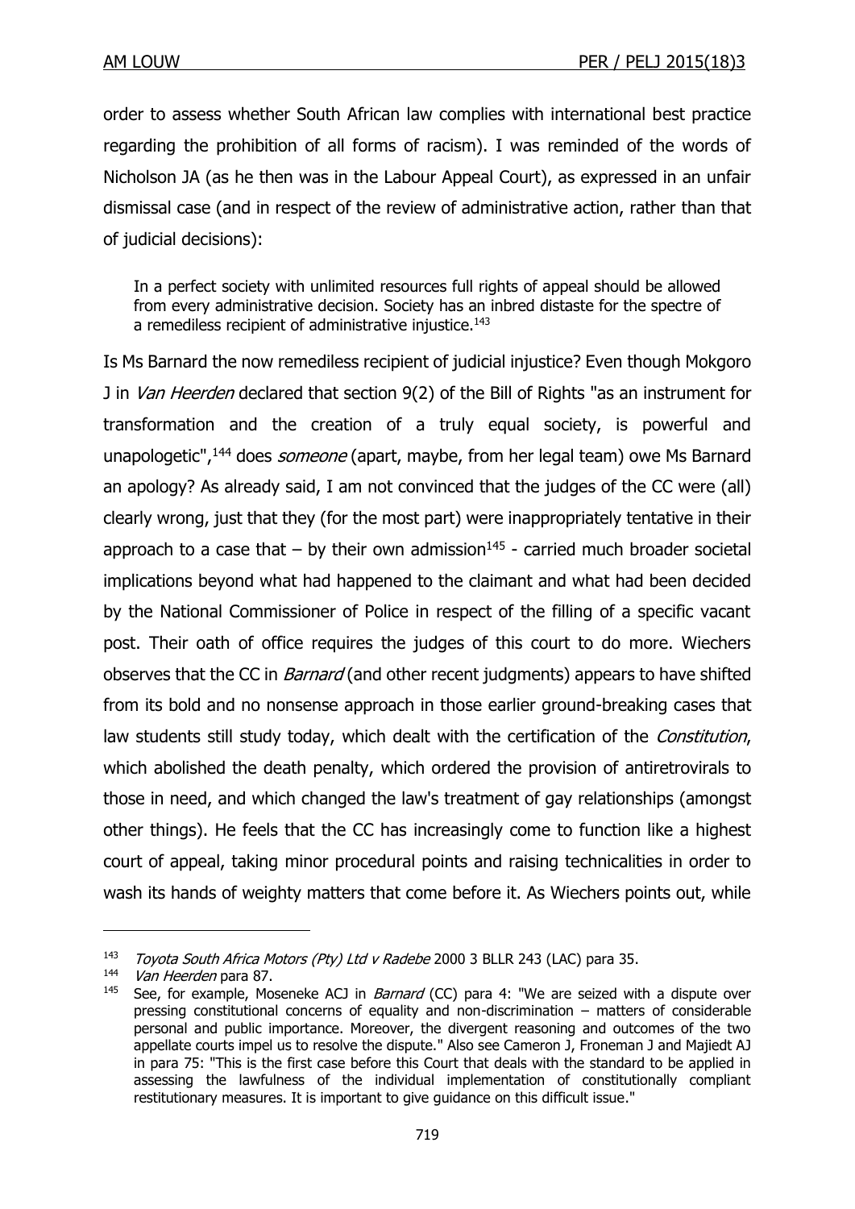order to assess whether South African law complies with international best practice regarding the prohibition of all forms of racism). I was reminded of the words of Nicholson JA (as he then was in the Labour Appeal Court), as expressed in an unfair dismissal case (and in respect of the review of administrative action, rather than that of judicial decisions):

> In a perfect society with unlimited resources full rights of appeal should be allowed from every administrative decision. Society has an inbred distaste for the spectre of a remediless recipient of administrative injustice.[143]

Is Ms Barnard the now remediless recipient of judicial injustice? Even though Mokgoro J in *Van Heerden* declared that section 9(2) of the Bill of Rights "as an instrument for transformation and the creation of a truly equal society, is powerful and unapologetic",[144] does *someone* (apart, maybe, from her legal team) owe Ms Barnard an apology? As already said, I am not convinced that the judges of the CC were (all) clearly wrong, just that they (for the most part) were inappropriately tentative in their approach to a case that – by their own admission[145] - carried much broader societal implications beyond what had happened to the claimant and what had been decided by the National Commissioner of Police in respect of the filling of a specific vacant post. Their oath of office requires the judges of this court to do more. Wiechers observes that the CC in *Barnard* (and other recent judgments) appears to have shifted from its bold and no nonsense approach in those earlier ground-breaking cases that law students still study today, which dealt with the certification of the *Constitution*, which abolished the death penalty, which ordered the provision of antiretrovirals to those in need, and which changed the law's treatment of gay relationships (amongst other things). He feels that the CC has increasingly come to function like a highest court of appeal, taking minor procedural points and raising technicalities in order to wash its hands of weighty matters that come before it. As Wiechers points out, while

---

[143] *Toyota South Africa Motors (Pty) Ltd v Radebe* 2000 3 BLLR 243 (LAC) para 35.

[144] *Van Heerden* para 87.

[145] See, for example, Moseneke ACJ in *Barnard* (CC) para 4: "We are seized with a dispute over pressing constitutional concerns of equality and non-discrimination – matters of considerable personal and public importance. Moreover, the divergent reasoning and outcomes of the two appellate courts impel us to resolve the dispute." Also see Cameron J, Froneman J and Majiedt AJ in para 75: "This is the first case before this Court that deals with the standard to be applied in assessing the lawfulness of the individual implementation of constitutionally compliant restitutionary measures. It is important to give guidance on this difficult issue."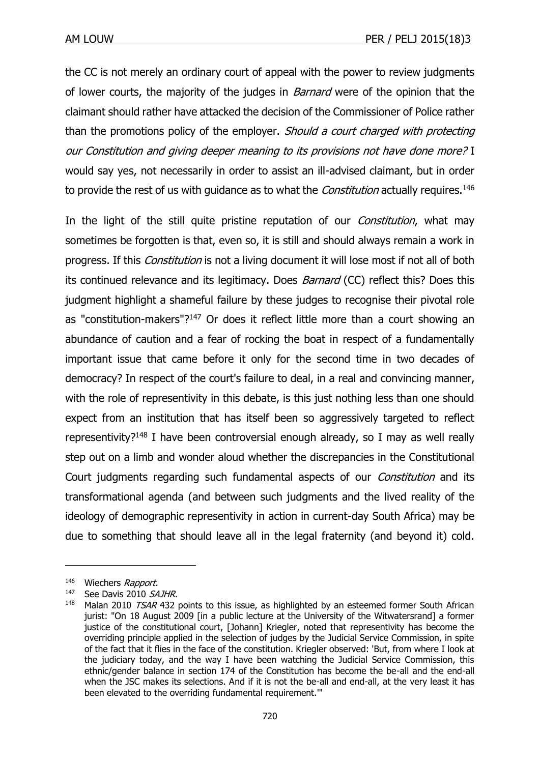the CC is not merely an ordinary court of appeal with the power to review judgments of lower courts, the majority of the judges in *Barnard* were of the opinion that the claimant should rather have attacked the decision of the Commissioner of Police rather than the promotions policy of the employer. *Should a court charged with protecting our Constitution and giving deeper meaning to its provisions not have done more?* I would say yes, not necessarily in order to assist an ill-advised claimant, but in order to provide the rest of us with guidance as to what the *Constitution* actually requires.[146]

In the light of the still quite pristine reputation of our *Constitution*, what may sometimes be forgotten is that, even so, it is still and should always remain a work in progress. If this *Constitution* is not a living document it will lose most if not all of both its continued relevance and its legitimacy. Does *Barnard* (CC) reflect this? Does this judgment highlight a shameful failure by these judges to recognise their pivotal role as "constitution-makers"?[147] Or does it reflect little more than a court showing an abundance of caution and a fear of rocking the boat in respect of a fundamentally important issue that came before it only for the second time in two decades of democracy? In respect of the court's failure to deal, in a real and convincing manner, with the role of representivity in this debate, is this just nothing less than one should expect from an institution that has itself been so aggressively targeted to reflect representivity?[148] I have been controversial enough already, so I may as well really step out on a limb and wonder aloud whether the discrepancies in the Constitutional Court judgments regarding such fundamental aspects of our *Constitution* and its transformational agenda (and between such judgments and the lived reality of the ideology of demographic representivity in action in current-day South Africa) may be due to something that should leave all in the legal fraternity (and beyond it) cold.

---

146 Wiechers *Rapport.*

147 See Davis 2010 *SAJHR*.

148 Malan 2010 *TSAR* 432 points to this issue, as highlighted by an esteemed former South African jurist: "On 18 August 2009 [in a public lecture at the University of the Witwatersrand] a former justice of the constitutional court, [Johann] Kriegler, noted that representivity has become the overriding principle applied in the selection of judges by the Judicial Service Commission, in spite of the fact that it flies in the face of the constitution. Kriegler observed: 'But, from where I look at the judiciary today, and the way I have been watching the Judicial Service Commission, this ethnic/gender balance in section 174 of the Constitution has become the be-all and the end-all when the JSC makes its selections. And if it is not the be-all and end-all, at the very least it has been elevated to the overriding fundamental requirement.'"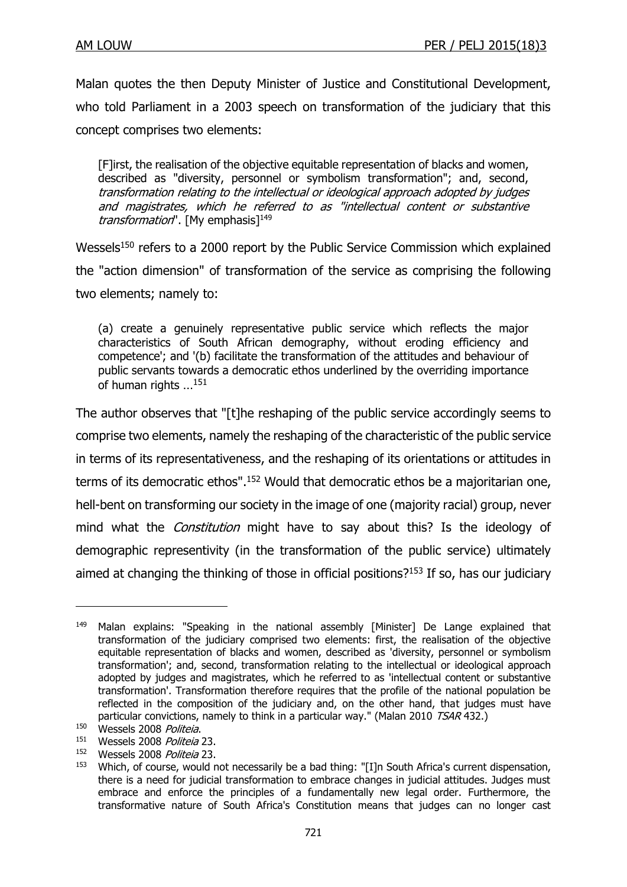Malan quotes the then Deputy Minister of Justice and Constitutional Development, who told Parliament in a 2003 speech on transformation of the judiciary that this concept comprises two elements:

> [F]irst, the realisation of the objective equitable representation of blacks and women, described as "diversity, personnel or symbolism transformation"; and, second, *transformation relating to the intellectual or ideological approach adopted by judges and magistrates, which he referred to as "intellectual content or substantive transformation*". [My emphasis][149]

Wessels[150] refers to a 2000 report by the Public Service Commission which explained the "action dimension" of transformation of the service as comprising the following two elements; namely to:

> (a) create a genuinely representative public service which reflects the major characteristics of South African demography, without eroding efficiency and competence'; and '(b) facilitate the transformation of the attitudes and behaviour of public servants towards a democratic ethos underlined by the overriding importance of human rights ...[151]

The author observes that "[t]he reshaping of the public service accordingly seems to comprise two elements, namely the reshaping of the characteristic of the public service in terms of its representativeness, and the reshaping of its orientations or attitudes in terms of its democratic ethos".[152] Would that democratic ethos be a majoritarian one, hell-bent on transforming our society in the image of one (majority racial) group, never mind what the *Constitution* might have to say about this? Is the ideology of demographic representivity (in the transformation of the public service) ultimately aimed at changing the thinking of those in official positions?[153] If so, has our judiciary

---

[149] Malan explains: "Speaking in the national assembly [Minister] De Lange explained that transformation of the judiciary comprised two elements: first, the realisation of the objective equitable representation of blacks and women, described as 'diversity, personnel or symbolism transformation'; and, second, transformation relating to the intellectual or ideological approach adopted by judges and magistrates, which he referred to as 'intellectual content or substantive transformation'. Transformation therefore requires that the profile of the national population be reflected in the composition of the judiciary and, on the other hand, that judges must have particular convictions, namely to think in a particular way." (Malan 2010 *TSAR* 432.)

[150] Wessels 2008 *Politeia*.

[151] Wessels 2008 *Politeia* 23.

[152] Wessels 2008 *Politeia* 23.

[153] Which, of course, would not necessarily be a bad thing: "[I]n South Africa's current dispensation, there is a need for judicial transformation to embrace changes in judicial attitudes. Judges must embrace and enforce the principles of a fundamentally new legal order. Furthermore, the transformative nature of South Africa's Constitution means that judges can no longer cast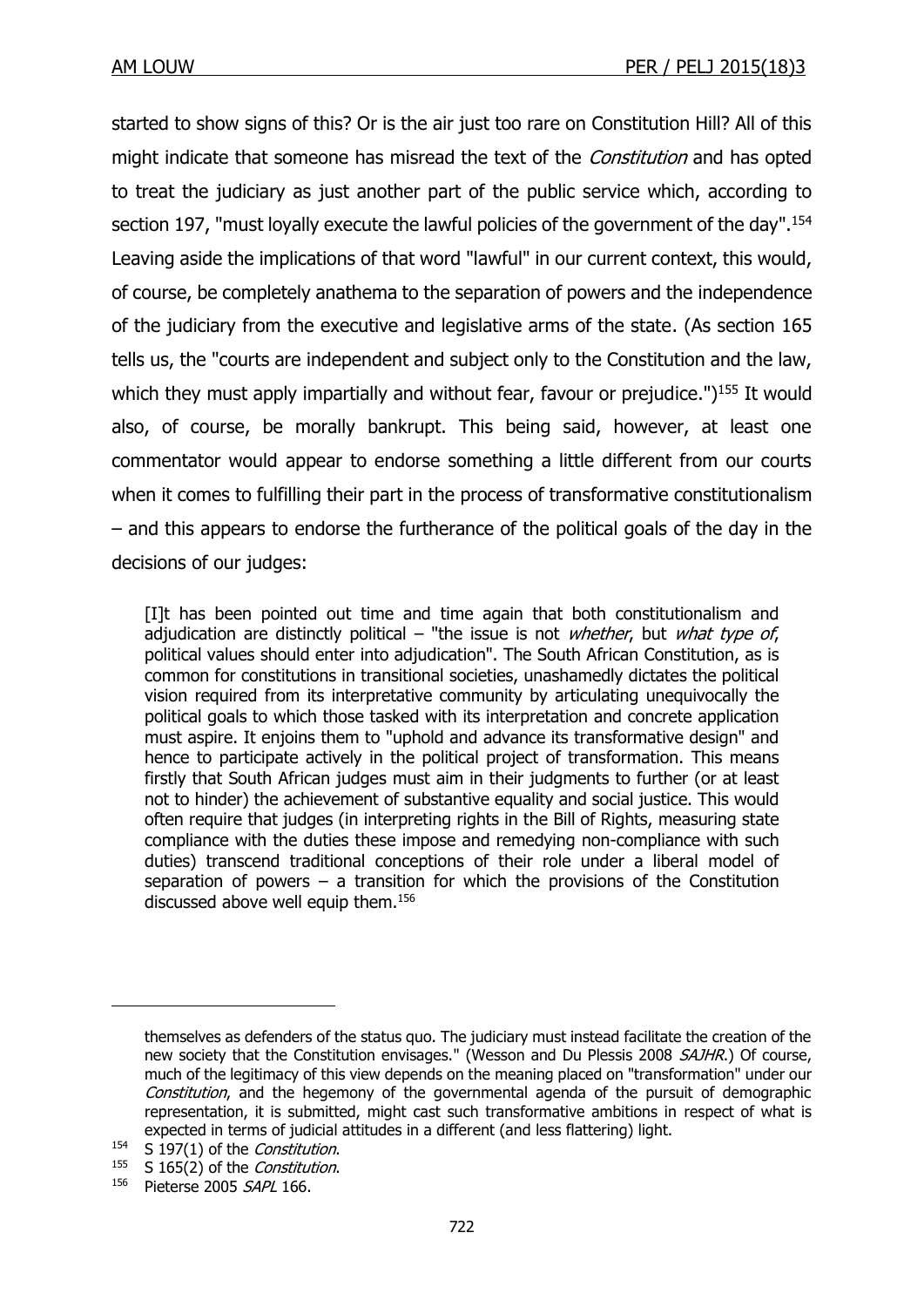started to show signs of this? Or is the air just too rare on Constitution Hill? All of this might indicate that someone has misread the text of the *Constitution* and has opted to treat the judiciary as just another part of the public service which, according to section 197, "must loyally execute the lawful policies of the government of the day".[154] Leaving aside the implications of that word "lawful" in our current context, this would, of course, be completely anathema to the separation of powers and the independence of the judiciary from the executive and legislative arms of the state. (As section 165 tells us, the "courts are independent and subject only to the Constitution and the law, which they must apply impartially and without fear, favour or prejudice.")[155] It would also, of course, be morally bankrupt. This being said, however, at least one commentator would appear to endorse something a little different from our courts when it comes to fulfilling their part in the process of transformative constitutionalism – and this appears to endorse the furtherance of the political goals of the day in the decisions of our judges:

> [I]t has been pointed out time and time again that both constitutionalism and adjudication are distinctly political – "the issue is not *whether*, but *what type of*, political values should enter into adjudication". The South African Constitution, as is common for constitutions in transitional societies, unashamedly dictates the political vision required from its interpretative community by articulating unequivocally the political goals to which those tasked with its interpretation and concrete application must aspire. It enjoins them to "uphold and advance its transformative design" and hence to participate actively in the political project of transformation. This means firstly that South African judges must aim in their judgments to further (or at least not to hinder) the achievement of substantive equality and social justice. This would often require that judges (in interpreting rights in the Bill of Rights, measuring state compliance with the duties these impose and remedying non-compliance with such duties) transcend traditional conceptions of their role under a liberal model of separation of powers – a transition for which the provisions of the Constitution discussed above well equip them.[156]

---

themselves as defenders of the status quo. The judiciary must instead facilitate the creation of the new society that the Constitution envisages." (Wesson and Du Plessis 2008 *SAJHR*.) Of course, much of the legitimacy of this view depends on the meaning placed on "transformation" under our *Constitution*, and the hegemony of the governmental agenda of the pursuit of demographic representation, it is submitted, might cast such transformative ambitions in respect of what is expected in terms of judicial attitudes in a different (and less flattering) light.

[154] S 197(1) of the *Constitution*.

[155] S 165(2) of the *Constitution*.

[156] Pieterse 2005 *SAPL* 166.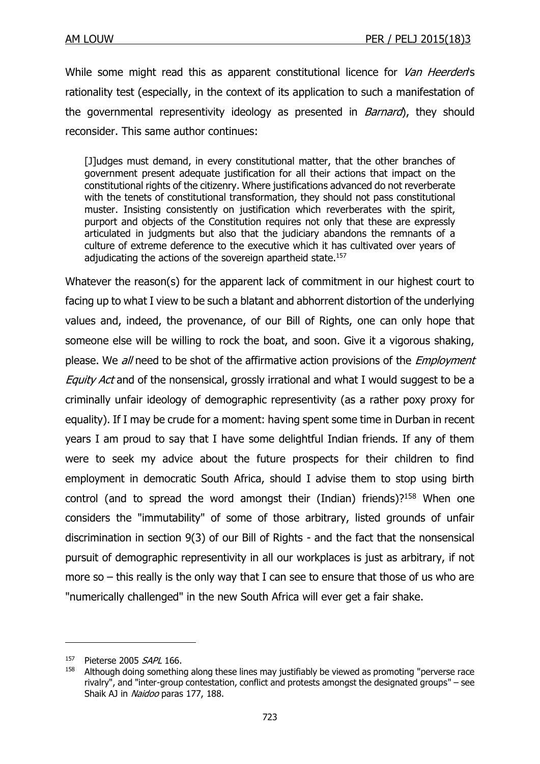While some might read this as apparent constitutional licence for *Van Heerden*'s rationality test (especially, in the context of its application to such a manifestation of the governmental representivity ideology as presented in *Barnard*), they should reconsider. This same author continues:

> [J]udges must demand, in every constitutional matter, that the other branches of government present adequate justification for all their actions that impact on the constitutional rights of the citizenry. Where justifications advanced do not reverberate with the tenets of constitutional transformation, they should not pass constitutional muster. Insisting consistently on justification which reverberates with the spirit, purport and objects of the Constitution requires not only that these are expressly articulated in judgments but also that the judiciary abandons the remnants of a culture of extreme deference to the executive which it has cultivated over years of adjudicating the actions of the sovereign apartheid state.[157]

Whatever the reason(s) for the apparent lack of commitment in our highest court to facing up to what I view to be such a blatant and abhorrent distortion of the underlying values and, indeed, the provenance, of our Bill of Rights, one can only hope that someone else will be willing to rock the boat, and soon. Give it a vigorous shaking, please. We *all* need to be shot of the affirmative action provisions of the *Employment Equity Act* and of the nonsensical, grossly irrational and what I would suggest to be a criminally unfair ideology of demographic representivity (as a rather poxy proxy for equality). If I may be crude for a moment: having spent some time in Durban in recent years I am proud to say that I have some delightful Indian friends. If any of them were to seek my advice about the future prospects for their children to find employment in democratic South Africa, should I advise them to stop using birth control (and to spread the word amongst their (Indian) friends)?[158] When one considers the "immutability" of some of those arbitrary, listed grounds of unfair discrimination in section 9(3) of our Bill of Rights - and the fact that the nonsensical pursuit of demographic representivity in all our workplaces is just as arbitrary, if not more so – this really is the only way that I can see to ensure that those of us who are "numerically challenged" in the new South Africa will ever get a fair shake.

---

[157] Pieterse 2005 *SAPL* 166.

[158] Although doing something along these lines may justifiably be viewed as promoting "perverse race rivalry", and "inter-group contestation, conflict and protests amongst the designated groups" – see Shaik AJ in *Naidoo* paras 177, 188.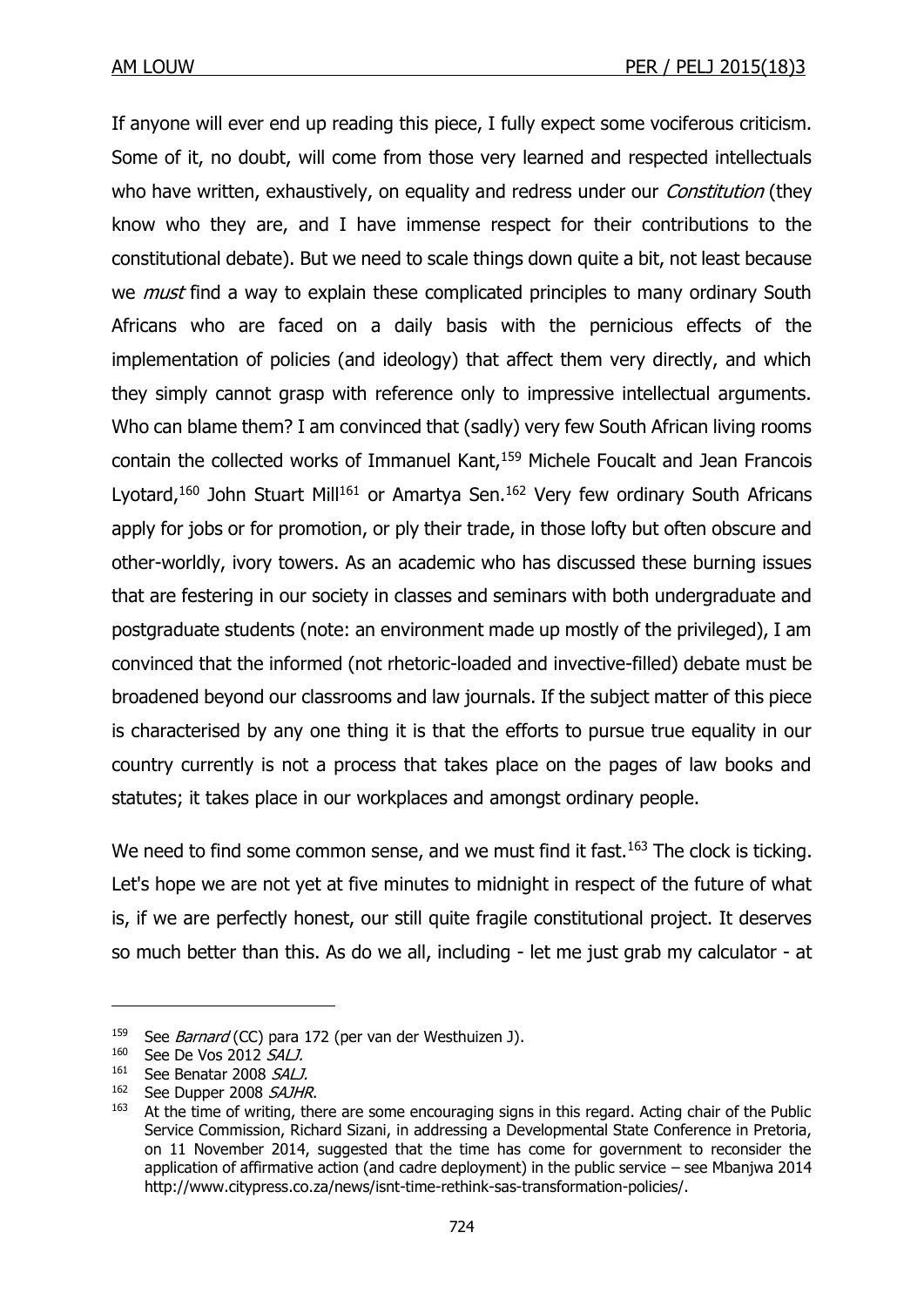If anyone will ever end up reading this piece, I fully expect some vociferous criticism. Some of it, no doubt, will come from those very learned and respected intellectuals who have written, exhaustively, on equality and redress under our *Constitution* (they know who they are, and I have immense respect for their contributions to the constitutional debate). But we need to scale things down quite a bit, not least because we *must* find a way to explain these complicated principles to many ordinary South Africans who are faced on a daily basis with the pernicious effects of the implementation of policies (and ideology) that affect them very directly, and which they simply cannot grasp with reference only to impressive intellectual arguments. Who can blame them? I am convinced that (sadly) very few South African living rooms contain the collected works of Immanuel Kant,[159] Michele Foucalt and Jean Francois Lyotard,[160] John Stuart Mill[161] or Amartya Sen.[162] Very few ordinary South Africans apply for jobs or for promotion, or ply their trade, in those lofty but often obscure and other-worldly, ivory towers. As an academic who has discussed these burning issues that are festering in our society in classes and seminars with both undergraduate and postgraduate students (note: an environment made up mostly of the privileged), I am convinced that the informed (not rhetoric-loaded and invective-filled) debate must be broadened beyond our classrooms and law journals. If the subject matter of this piece is characterised by any one thing it is that the efforts to pursue true equality in our country currently is not a process that takes place on the pages of law books and statutes; it takes place in our workplaces and amongst ordinary people.

We need to find some common sense, and we must find it fast.[163] The clock is ticking. Let's hope we are not yet at five minutes to midnight in respect of the future of what is, if we are perfectly honest, our still quite fragile constitutional project. It deserves so much better than this. As do we all, including - let me just grab my calculator - at

---

[159] See *Barnard* (CC) para 172 (per van der Westhuizen J).

[160] See De Vos 2012 *SALJ*.

[161] See Benatar 2008 *SALJ*.

[162] See Dupper 2008 *SAJHR*.

[163] At the time of writing, there are some encouraging signs in this regard. Acting chair of the Public Service Commission, Richard Sizani, in addressing a Developmental State Conference in Pretoria, on 11 November 2014, suggested that the time has come for government to reconsider the application of affirmative action (and cadre deployment) in the public service – see Mbanjwa 2014 http://www.citypress.co.za/news/isnt-time-rethink-sas-transformation-policies/.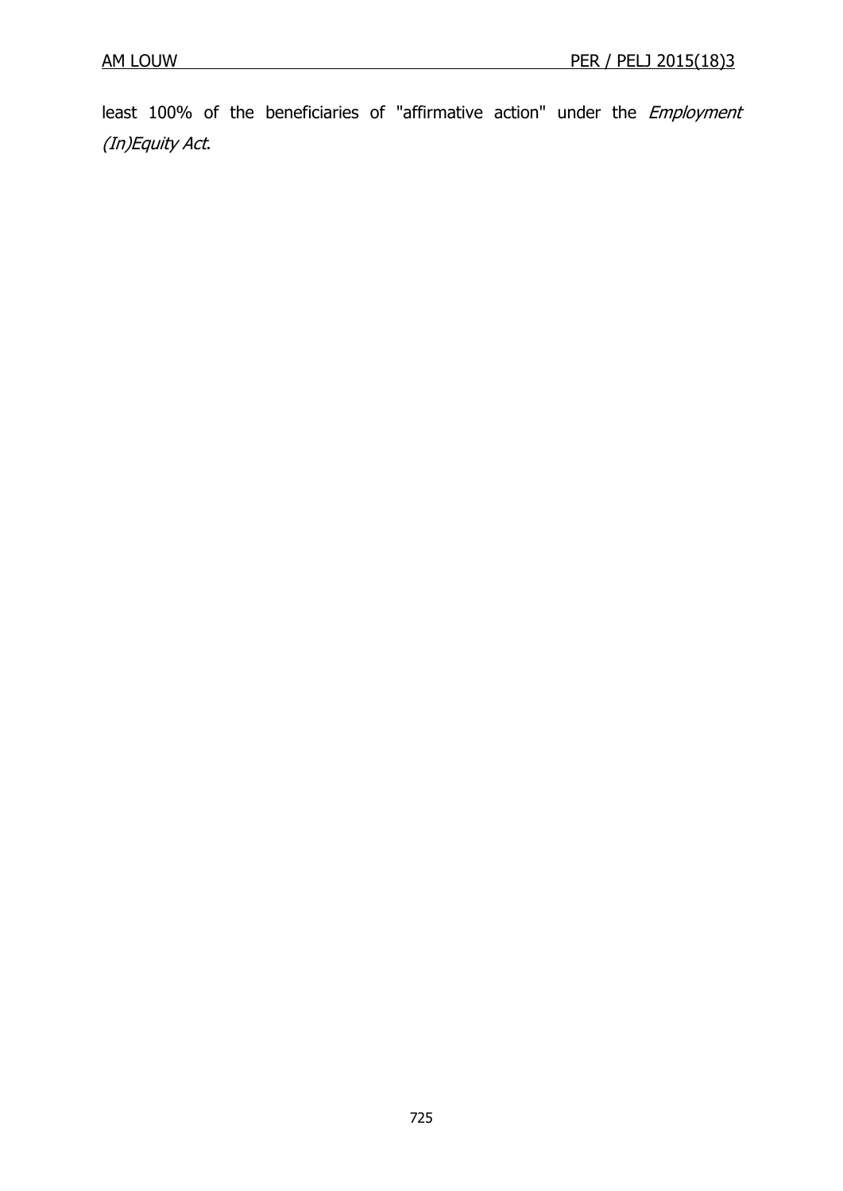least 100% of the beneficiaries of "affirmative action" under the *Employment (In)Equity Act*.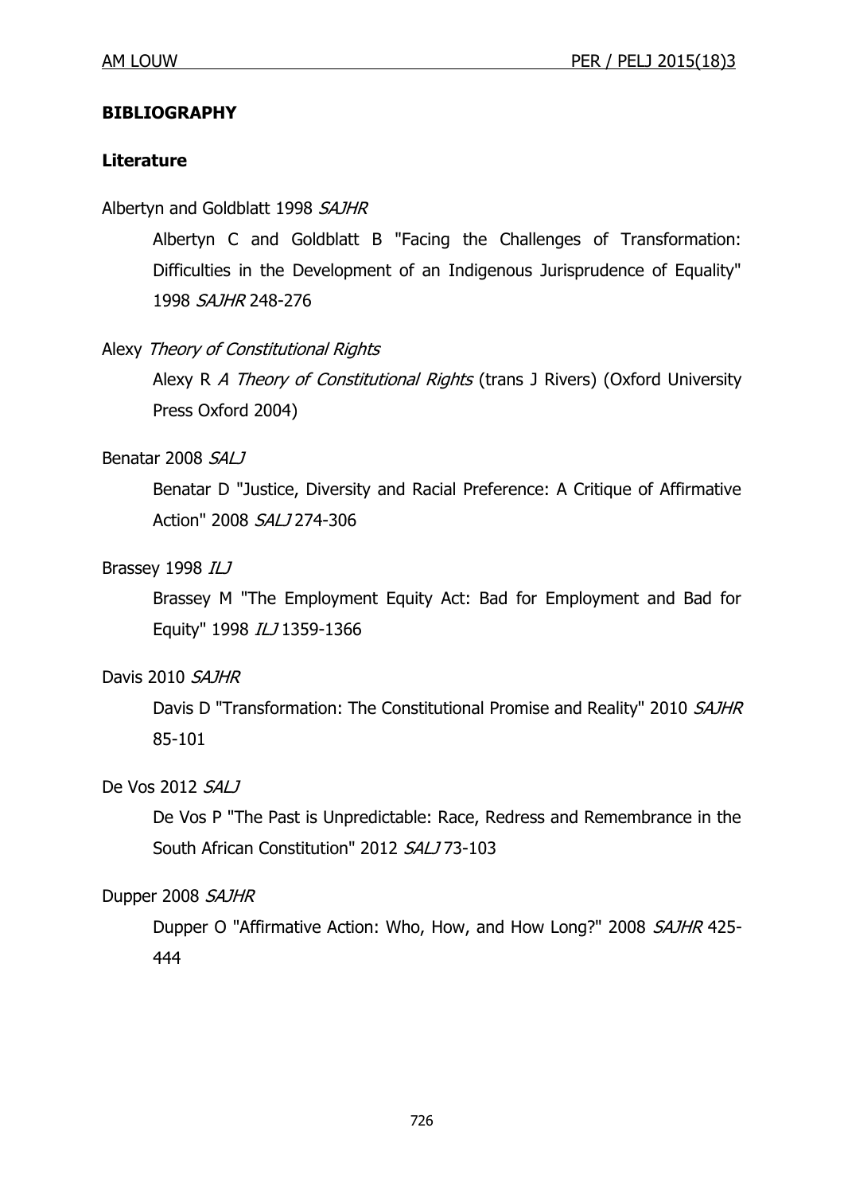## BIBLIOGRAPHY

### Literature

Albertyn and Goldblatt 1998 *SAJHR*

Albertyn C and Goldblatt B "Facing the Challenges of Transformation: Difficulties in the Development of an Indigenous Jurisprudence of Equality" 1998 *SAJHR* 248-276

Alexy *Theory of Constitutional Rights*

Alexy R *A Theory of Constitutional Rights* (trans J Rivers) (Oxford University Press Oxford 2004)

Benatar 2008 *SALJ*

Benatar D "Justice, Diversity and Racial Preference: A Critique of Affirmative Action" 2008 *SALJ* 274-306

Brassey 1998 *ILJ*

Brassey M "The Employment Equity Act: Bad for Employment and Bad for Equity" 1998 *ILJ* 1359-1366

Davis 2010 *SAJHR*

Davis D "Transformation: The Constitutional Promise and Reality" 2010 *SAJHR* 85-101

De Vos 2012 *SALJ*

De Vos P "The Past is Unpredictable: Race, Redress and Remembrance in the South African Constitution" 2012 *SALJ* 73-103

Dupper 2008 *SAJHR*

Dupper O "Affirmative Action: Who, How, and How Long?" 2008 *SAJHR* 425-444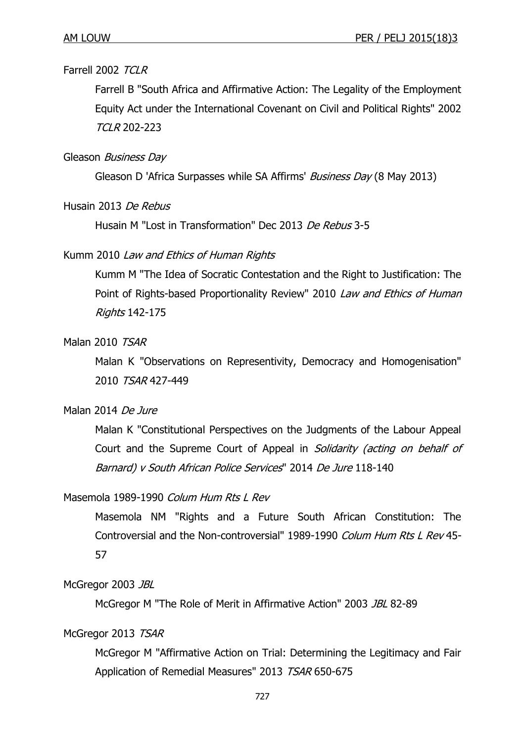Farrell 2002 *TCLR*

Farrell B "South Africa and Affirmative Action: The Legality of the Employment Equity Act under the International Covenant on Civil and Political Rights" 2002 *TCLR* 202-223

Gleason *Business Day*

Gleason D 'Africa Surpasses while SA Affirms' *Business Day* (8 May 2013)

Husain 2013 *De Rebus*

Husain M "Lost in Transformation" Dec 2013 *De Rebus* 3-5

Kumm 2010 *Law and Ethics of Human Rights*

Kumm M "The Idea of Socratic Contestation and the Right to Justification: The Point of Rights-based Proportionality Review" 2010 *Law and Ethics of Human Rights* 142-175

Malan 2010 *TSAR*

Malan K "Observations on Representivity, Democracy and Homogenisation" 2010 *TSAR* 427-449

Malan 2014 *De Jure*

Malan K "Constitutional Perspectives on the Judgments of the Labour Appeal Court and the Supreme Court of Appeal in *Solidarity (acting on behalf of Barnard) v South African Police Services*" 2014 *De Jure* 118-140

Masemola 1989-1990 *Colum Hum Rts L Rev*

Masemola NM "Rights and a Future South African Constitution: The Controversial and the Non-controversial" 1989-1990 *Colum Hum Rts L Rev* 45-57

McGregor 2003 *JBL*

McGregor M "The Role of Merit in Affirmative Action" 2003 *JBL* 82-89

McGregor 2013 *TSAR*

McGregor M "Affirmative Action on Trial: Determining the Legitimacy and Fair Application of Remedial Measures" 2013 *TSAR* 650-675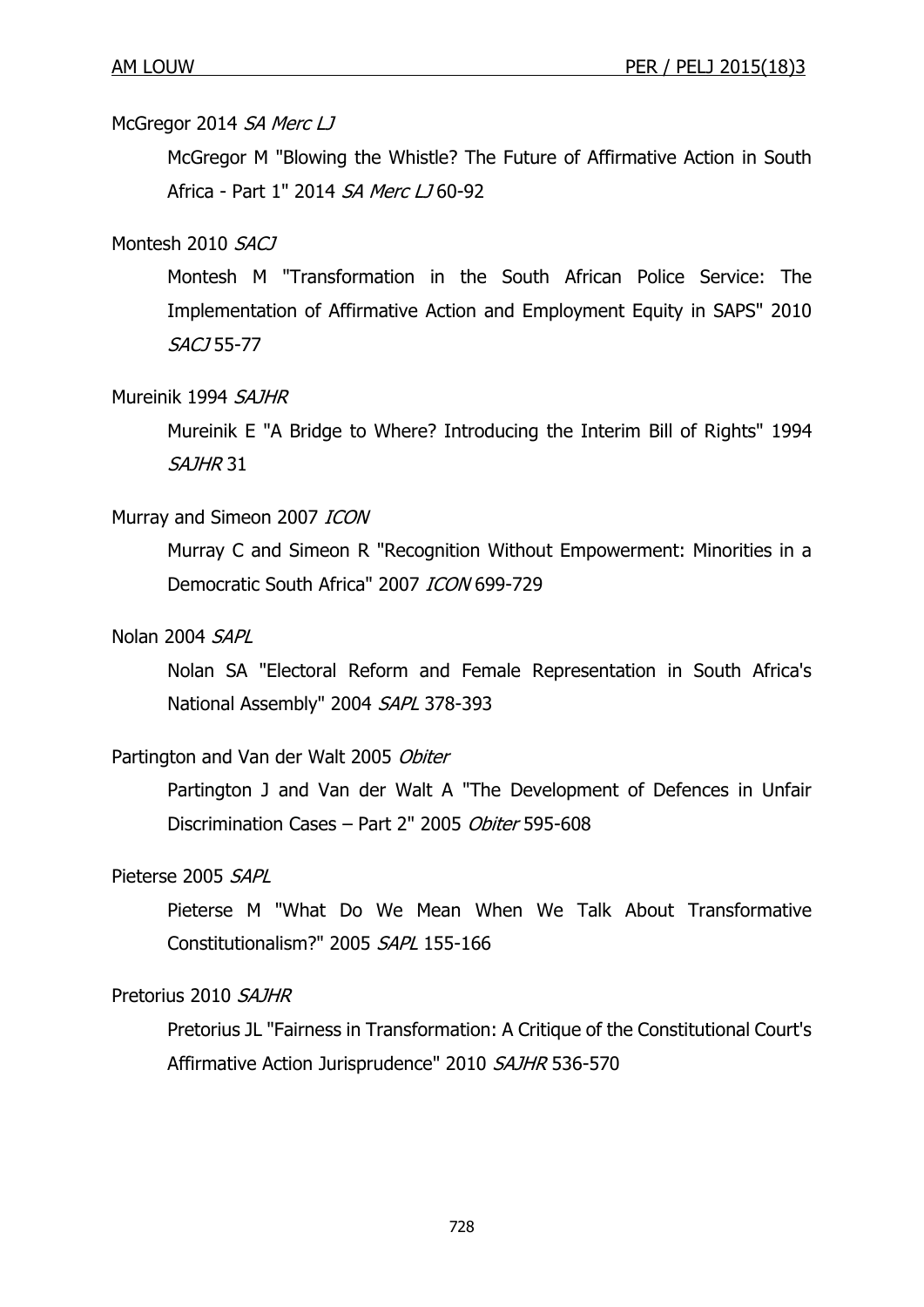McGregor 2014 *SA Merc LJ*

McGregor M "Blowing the Whistle? The Future of Affirmative Action in South Africa - Part 1" 2014 *SA Merc LJ* 60-92

Montesh 2010 *SACJ*

Montesh M "Transformation in the South African Police Service: The Implementation of Affirmative Action and Employment Equity in SAPS" 2010 *SACJ* 55-77

Mureinik 1994 *SAJHR*

Mureinik E "A Bridge to Where? Introducing the Interim Bill of Rights" 1994 *SAJHR* 31

Murray and Simeon 2007 *ICON*

Murray C and Simeon R "Recognition Without Empowerment: Minorities in a Democratic South Africa" 2007 *ICON* 699-729

Nolan 2004 *SAPL*

Nolan SA "Electoral Reform and Female Representation in South Africa's National Assembly" 2004 *SAPL* 378-393

Partington and Van der Walt 2005 *Obiter*

Partington J and Van der Walt A "The Development of Defences in Unfair Discrimination Cases – Part 2" 2005 *Obiter* 595-608

Pieterse 2005 *SAPL*

Pieterse M "What Do We Mean When We Talk About Transformative Constitutionalism?" 2005 *SAPL* 155-166

Pretorius 2010 *SAJHR*

Pretorius JL "Fairness in Transformation: A Critique of the Constitutional Court's Affirmative Action Jurisprudence" 2010 *SAJHR* 536-570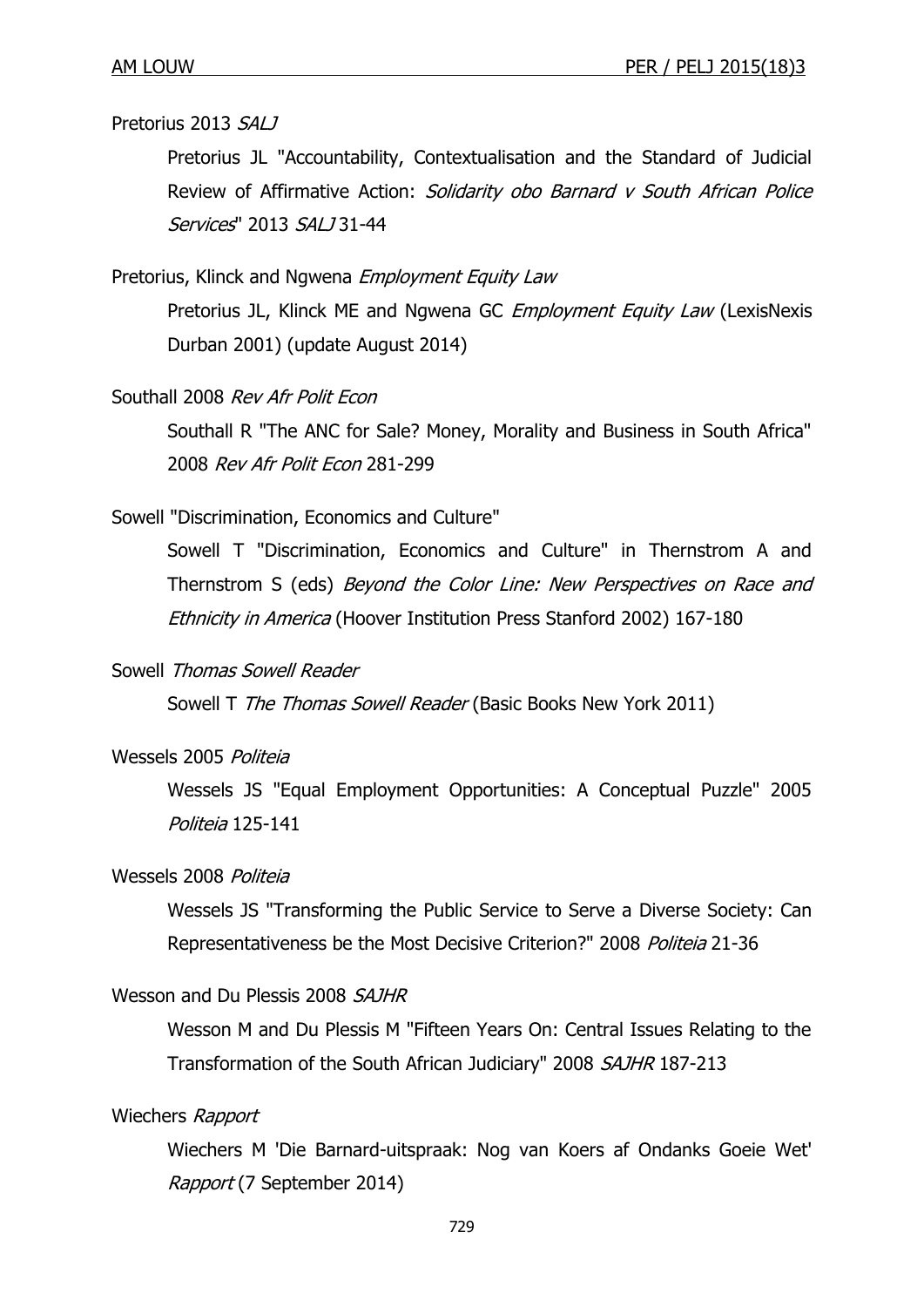Pretorius 2013 *SALJ*

Pretorius JL "Accountability, Contextualisation and the Standard of Judicial Review of Affirmative Action: *Solidarity obo Barnard v South African Police Services*" 2013 *SALJ* 31-44

Pretorius, Klinck and Ngwena *Employment Equity Law*

Pretorius JL, Klinck ME and Ngwena GC *Employment Equity Law* (LexisNexis Durban 2001) (update August 2014)

Southall 2008 *Rev Afr Polit Econ*

Southall R "The ANC for Sale? Money, Morality and Business in South Africa" 2008 *Rev Afr Polit Econ* 281-299

Sowell "Discrimination, Economics and Culture"

Sowell T "Discrimination, Economics and Culture" in Thernstrom A and Thernstrom S (eds) *Beyond the Color Line: New Perspectives on Race and Ethnicity in America* (Hoover Institution Press Stanford 2002) 167-180

Sowell *Thomas Sowell Reader*

Sowell T *The Thomas Sowell Reader* (Basic Books New York 2011)

Wessels 2005 *Politeia*

Wessels JS "Equal Employment Opportunities: A Conceptual Puzzle" 2005 *Politeia* 125-141

Wessels 2008 *Politeia*

Wessels JS "Transforming the Public Service to Serve a Diverse Society: Can Representativeness be the Most Decisive Criterion?" 2008 *Politeia* 21-36

Wesson and Du Plessis 2008 *SAJHR*

Wesson M and Du Plessis M "Fifteen Years On: Central Issues Relating to the Transformation of the South African Judiciary" 2008 *SAJHR* 187-213

Wiechers *Rapport*

Wiechers M 'Die Barnard-uitspraak: Nog van Koers af Ondanks Goeie Wet' *Rapport* (7 September 2014)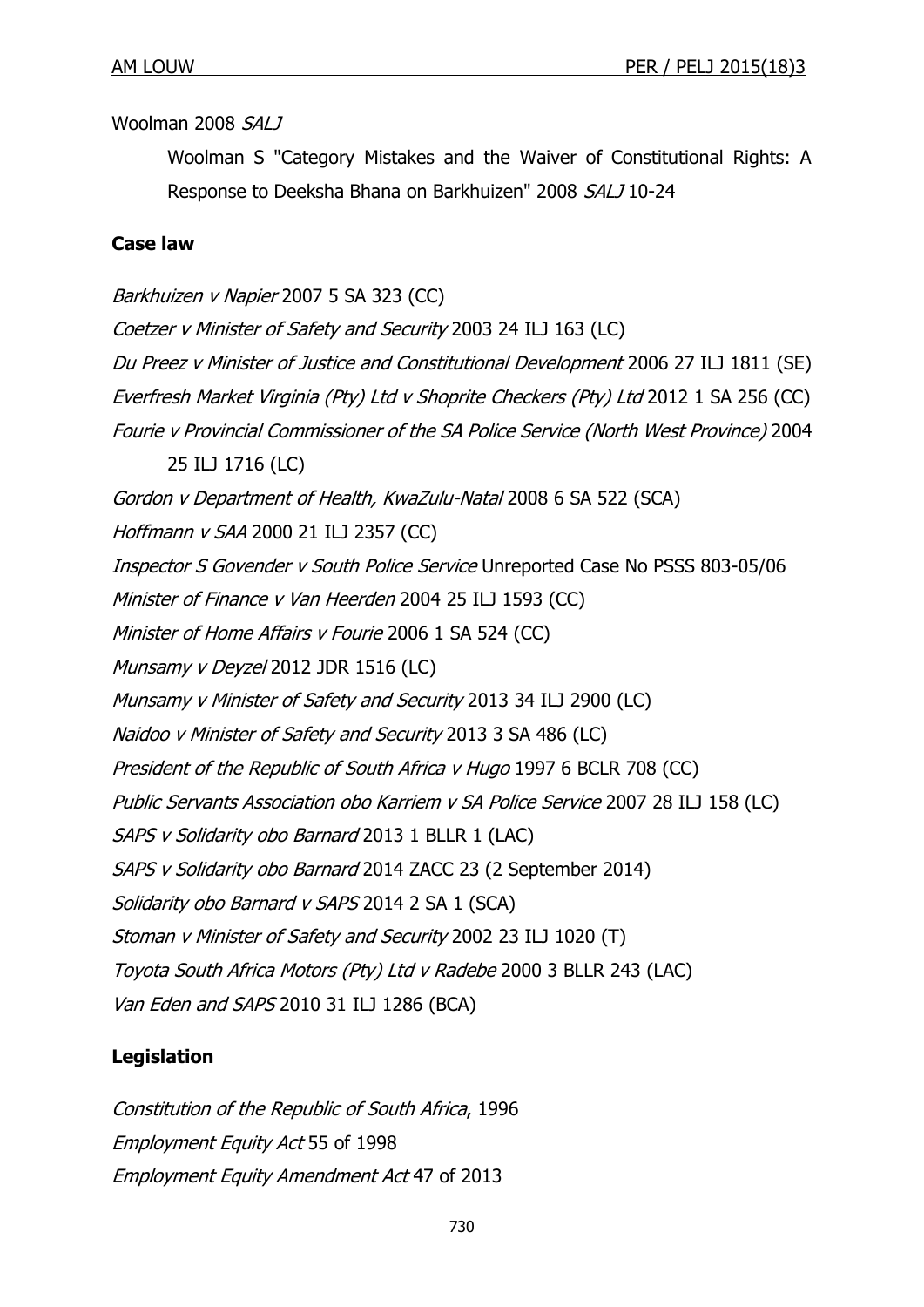Woolman 2008 *SALJ*

Woolman S "Category Mistakes and the Waiver of Constitutional Rights: A Response to Deeksha Bhana on Barkhuizen" 2008 *SALJ* 10-24

## Case law

*Barkhuizen v Napier* 2007 5 SA 323 (CC)

*Coetzer v Minister of Safety and Security* 2003 24 ILJ 163 (LC)

*Du Preez v Minister of Justice and Constitutional Development* 2006 27 ILJ 1811 (SE)

*Everfresh Market Virginia (Pty) Ltd v Shoprite Checkers (Pty) Ltd* 2012 1 SA 256 (CC)

*Fourie v Provincial Commissioner of the SA Police Service (North West Province)* 2004 25 ILJ 1716 (LC)

*Gordon v Department of Health, KwaZulu-Natal* 2008 6 SA 522 (SCA)

*Hoffmann v SAA* 2000 21 ILJ 2357 (CC)

*Inspector S Govender v South Police Service* Unreported Case No PSSS 803-05/06

*Minister of Finance v Van Heerden* 2004 25 ILJ 1593 (CC)

*Minister of Home Affairs v Fourie* 2006 1 SA 524 (CC)

*Munsamy v Deyzel* 2012 JDR 1516 (LC)

*Munsamy v Minister of Safety and Security* 2013 34 ILJ 2900 (LC)

*Naidoo v Minister of Safety and Security* 2013 3 SA 486 (LC)

*President of the Republic of South Africa v Hugo* 1997 6 BCLR 708 (CC)

*Public Servants Association obo Karriem v SA Police Service* 2007 28 ILJ 158 (LC)

*SAPS v Solidarity obo Barnard* 2013 1 BLLR 1 (LAC)

*SAPS v Solidarity obo Barnard* 2014 ZACC 23 (2 September 2014)

*Solidarity obo Barnard v SAPS* 2014 2 SA 1 (SCA)

*Stoman v Minister of Safety and Security* 2002 23 ILJ 1020 (T)

*Toyota South Africa Motors (Pty) Ltd v Radebe* 2000 3 BLLR 243 (LAC)

*Van Eden and SAPS* 2010 31 ILJ 1286 (BCA)

## Legislation

*Constitution of the Republic of South Africa*, 1996

*Employment Equity Act* 55 of 1998

*Employment Equity Amendment Act* 47 of 2013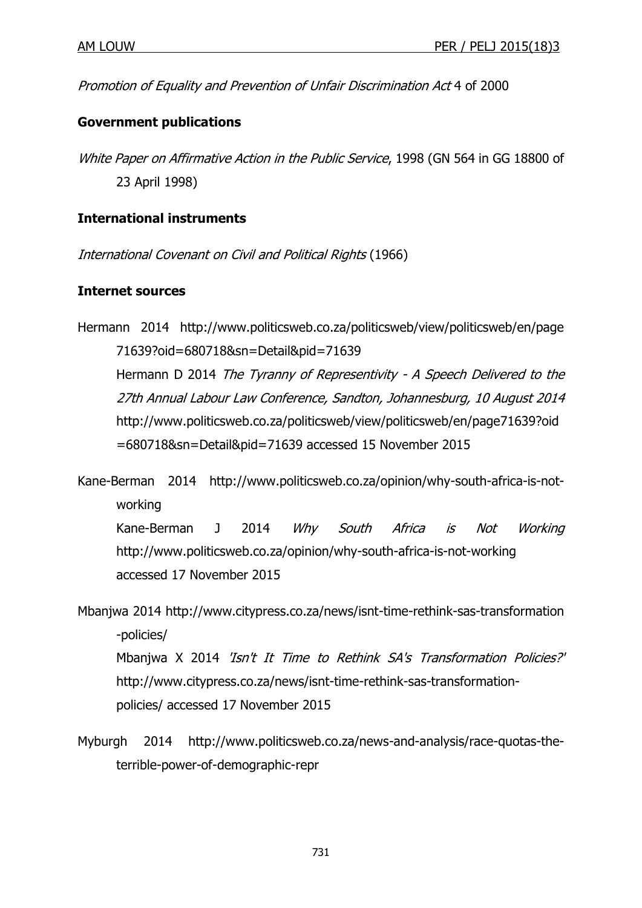*Promotion of Equality and Prevention of Unfair Discrimination Act* 4 of 2000

**Government publications**

*White Paper on Affirmative Action in the Public Service*, 1998 (GN 564 in GG 18800 of 23 April 1998)

**International instruments**

*International Covenant on Civil and Political Rights* (1966)

**Internet sources**

Hermann 2014 http://www.politicsweb.co.za/politicsweb/view/politicsweb/en/page71639?oid=680718&sn=Detail&pid=71639
Hermann D 2014 *The Tyranny of Representivity - A Speech Delivered to the 27th Annual Labour Law Conference, Sandton, Johannesburg, 10 August 2014* http://www.politicsweb.co.za/politicsweb/view/politicsweb/en/page71639?oid=680718&sn=Detail&pid=71639 accessed 15 November 2015

Kane-Berman 2014 http://www.politicsweb.co.za/opinion/why-south-africa-is-not-working
Kane-Berman J 2014 *Why South Africa is Not Working* http://www.politicsweb.co.za/opinion/why-south-africa-is-not-working accessed 17 November 2015

Mbanjwa 2014 http://www.citypress.co.za/news/isnt-time-rethink-sas-transformation-policies/
Mbanjwa X 2014 *'Isn't It Time to Rethink SA's Transformation Policies?'* http://www.citypress.co.za/news/isnt-time-rethink-sas-transformation-policies/ accessed 17 November 2015

Myburgh 2014 http://www.politicsweb.co.za/news-and-analysis/race-quotas-the-terrible-power-of-demographic-repr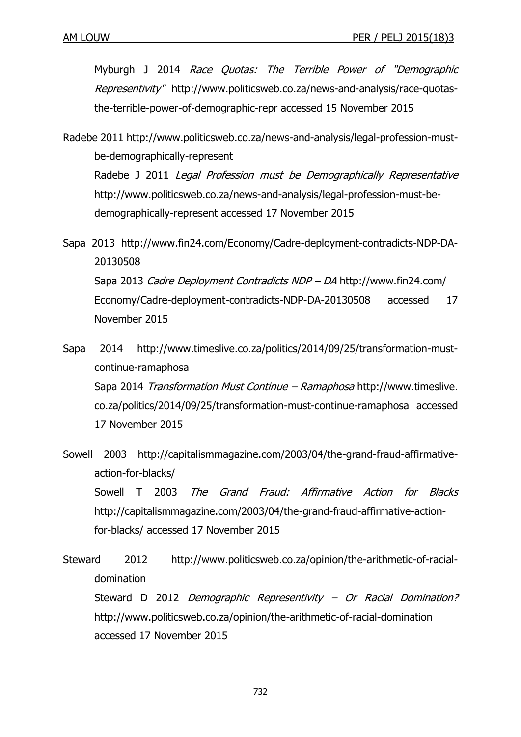Myburgh J 2014 *Race Quotas: The Terrible Power of "Demographic Representivity"* http://www.politicsweb.co.za/news-and-analysis/race-quotas-the-terrible-power-of-demographic-repr accessed 15 November 2015

Radebe 2011 http://www.politicsweb.co.za/news-and-analysis/legal-profession-must-be-demographically-represent

Radebe J 2011 *Legal Profession must be Demographically Representative* http://www.politicsweb.co.za/news-and-analysis/legal-profession-must-be-demographically-represent accessed 17 November 2015

Sapa 2013 http://www.fin24.com/Economy/Cadre-deployment-contradicts-NDP-DA-20130508

Sapa 2013 *Cadre Deployment Contradicts NDP – DA* http://www.fin24.com/Economy/Cadre-deployment-contradicts-NDP-DA-20130508 accessed 17 November 2015

Sapa 2014 http://www.timeslive.co.za/politics/2014/09/25/transformation-must-continue-ramaphosa

Sapa 2014 *Transformation Must Continue – Ramaphosa* http://www.timeslive.co.za/politics/2014/09/25/transformation-must-continue-ramaphosa accessed 17 November 2015

Sowell 2003 http://capitalismmagazine.com/2003/04/the-grand-fraud-affirmative-action-for-blacks/

Sowell T 2003 *The Grand Fraud: Affirmative Action for Blacks* http://capitalismmagazine.com/2003/04/the-grand-fraud-affirmative-action-for-blacks/ accessed 17 November 2015

Steward 2012 http://www.politicsweb.co.za/opinion/the-arithmetic-of-racial-domination

Steward D 2012 *Demographic Representivity – Or Racial Domination?* http://www.politicsweb.co.za/opinion/the-arithmetic-of-racial-domination accessed 17 November 2015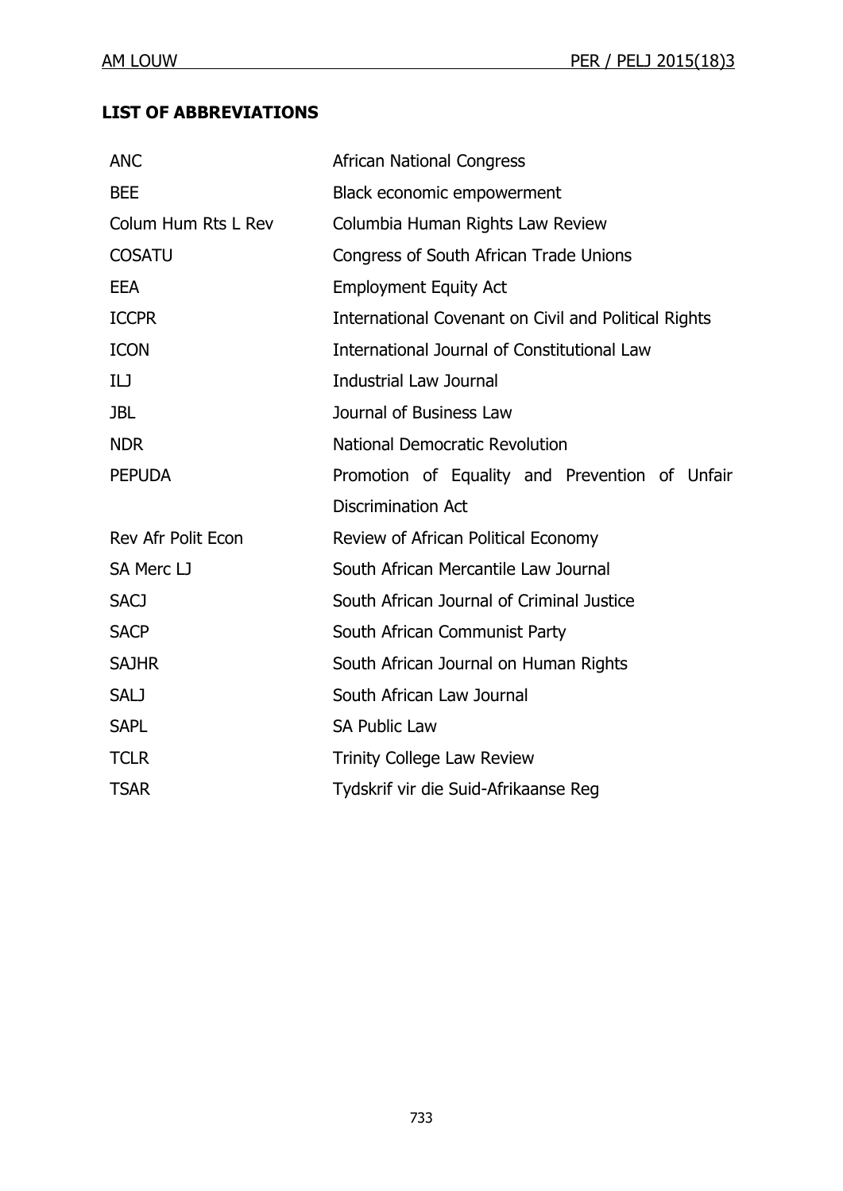## LIST OF ABBREVIATIONS

| | |
|---|---|
| ANC | African National Congress |
| BEE | Black economic empowerment |
| Colum Hum Rts L Rev | Columbia Human Rights Law Review |
| COSATU | Congress of South African Trade Unions |
| EEA | Employment Equity Act |
| ICCPR | International Covenant on Civil and Political Rights |
| ICON | International Journal of Constitutional Law |
| ILJ | Industrial Law Journal |
| JBL | Journal of Business Law |
| NDR | National Democratic Revolution |
| PEPUDA | Promotion of Equality and Prevention of Unfair Discrimination Act |
| Rev Afr Polit Econ | Review of African Political Economy |
| SA Merc LJ | South African Mercantile Law Journal |
| SACJ | South African Journal of Criminal Justice |
| SACP | South African Communist Party |
| SAJHR | South African Journal on Human Rights |
| SALJ | South African Law Journal |
| SAPL | SA Public Law |
| TCLR | Trinity College Law Review |
| TSAR | Tydskrif vir die Suid-Afrikaanse Reg |